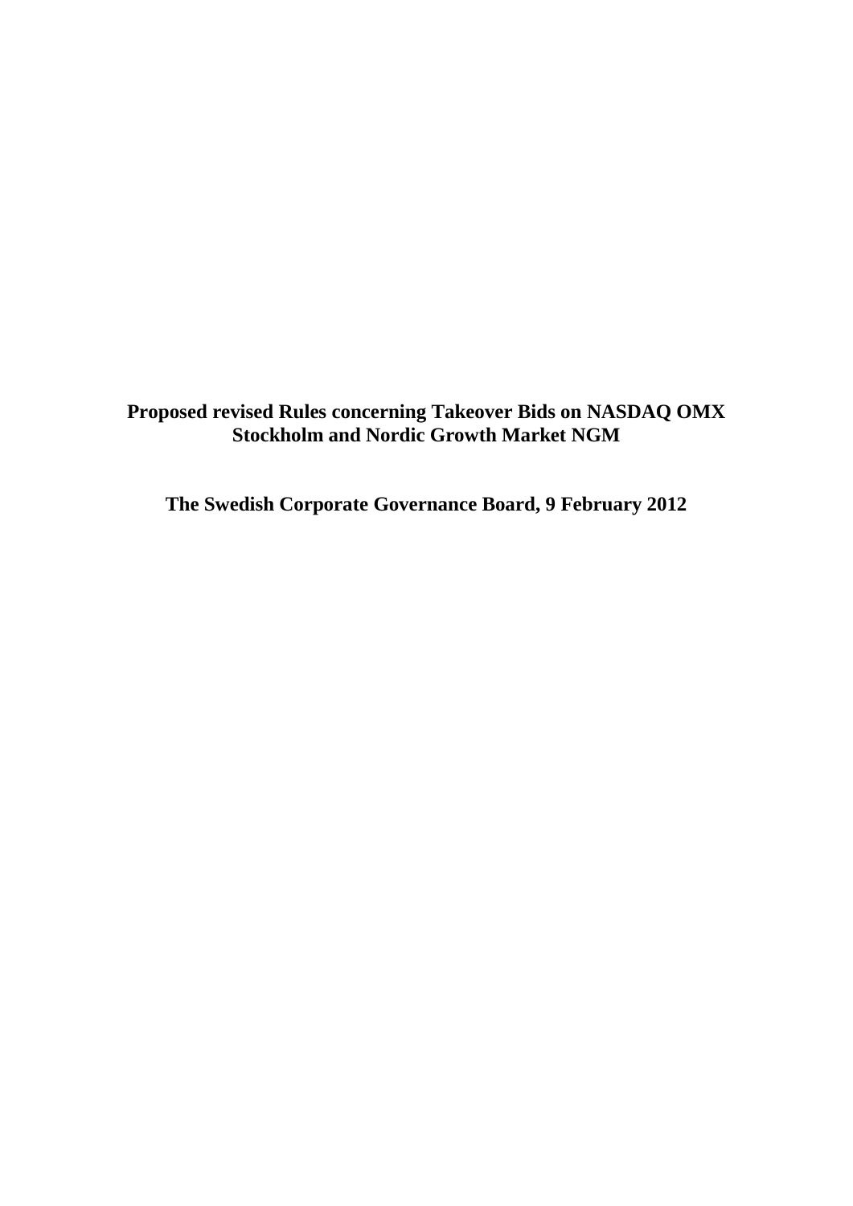# Proposed revised Rules concerning Takeover Bids on NASDAQ OMX Stockholm and Nordic Growth Market NGM

## The Swedish Corporate Governance Board, 9 February 2012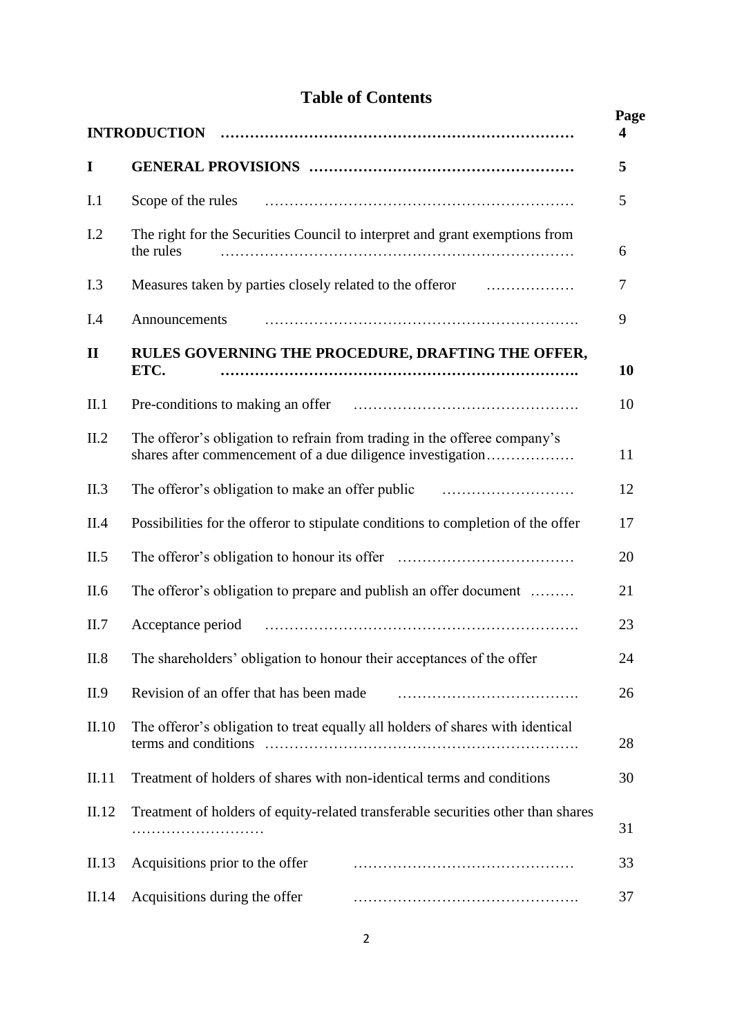# Table of Contents

| | | Page |
|---|---|---|
| **INTRODUCTION** | | **4** |
| **I** | **GENERAL PROVISIONS** | **5** |
| I.1 | Scope of the rules | 5 |
| I.2 | The right for the Securities Council to interpret and grant exemptions from the rules | 6 |
| I.3 | Measures taken by parties closely related to the offeror | 7 |
| I.4 | Announcements | 9 |
| **II** | **RULES GOVERNING THE PROCEDURE, DRAFTING THE OFFER, ETC.** | **10** |
| II.1 | Pre-conditions to making an offer | 10 |
| II.2 | The offeror's obligation to refrain from trading in the offeree company's shares after commencement of a due diligence investigation | 11 |
| II.3 | The offeror's obligation to make an offer public | 12 |
| II.4 | Possibilities for the offeror to stipulate conditions to completion of the offer | 17 |
| II.5 | The offeror's obligation to honour its offer | 20 |
| II.6 | The offeror's obligation to prepare and publish an offer document | 21 |
| II.7 | Acceptance period | 23 |
| II.8 | The shareholders' obligation to honour their acceptances of the offer | 24 |
| II.9 | Revision of an offer that has been made | 26 |
| II.10 | The offeror's obligation to treat equally all holders of shares with identical terms and conditions | 28 |
| II.11 | Treatment of holders of shares with non-identical terms and conditions | 30 |
| II.12 | Treatment of holders of equity-related transferable securities other than shares | 31 |
| II.13 | Acquisitions prior to the offer | 33 |
| II.14 | Acquisitions during the offer | 37 |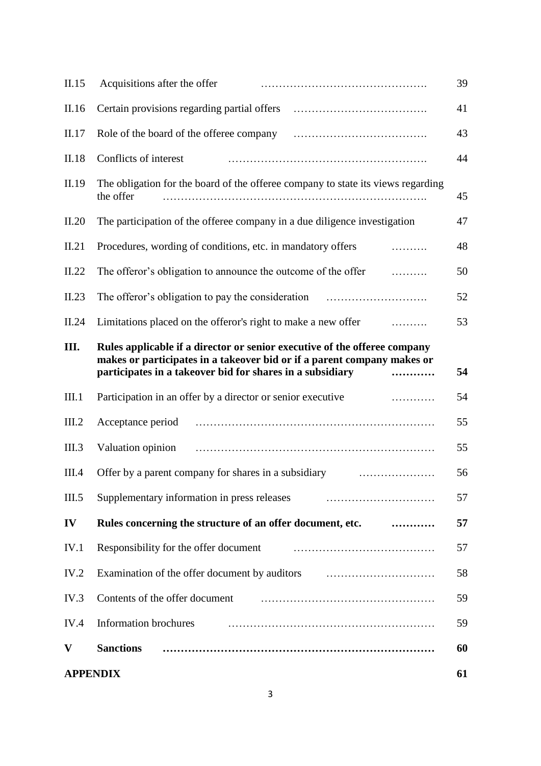| | | |
|---|---|---|
| II.15 | Acquisitions after the offer | 39 |
| II.16 | Certain provisions regarding partial offers | 41 |
| II.17 | Role of the board of the offeree company | 43 |
| II.18 | Conflicts of interest | 44 |
| II.19 | The obligation for the board of the offeree company to state its views regarding the offer | 45 |
| II.20 | The participation of the offeree company in a due diligence investigation | 47 |
| II.21 | Procedures, wording of conditions, etc. in mandatory offers | 48 |
| II.22 | The offeror's obligation to announce the outcome of the offer | 50 |
| II.23 | The offeror's obligation to pay the consideration | 52 |
| II.24 | Limitations placed on the offeror's right to make a new offer | 53 |
| **III.** | **Rules applicable if a director or senior executive of the offeree company makes or participates in a takeover bid or if a parent company makes or participates in a takeover bid for shares in a subsidiary** | **54** |
| III.1 | Participation in an offer by a director or senior executive | 54 |
| III.2 | Acceptance period | 55 |
| III.3 | Valuation opinion | 55 |
| III.4 | Offer by a parent company for shares in a subsidiary | 56 |
| III.5 | Supplementary information in press releases | 57 |
| **IV** | **Rules concerning the structure of an offer document, etc.** | **57** |
| IV.1 | Responsibility for the offer document | 57 |
| IV.2 | Examination of the offer document by auditors | 58 |
| IV.3 | Contents of the offer document | 59 |
| IV.4 | Information brochures | 59 |
| **V** | **Sanctions** | **60** |
| **APPENDIX** | | **61** |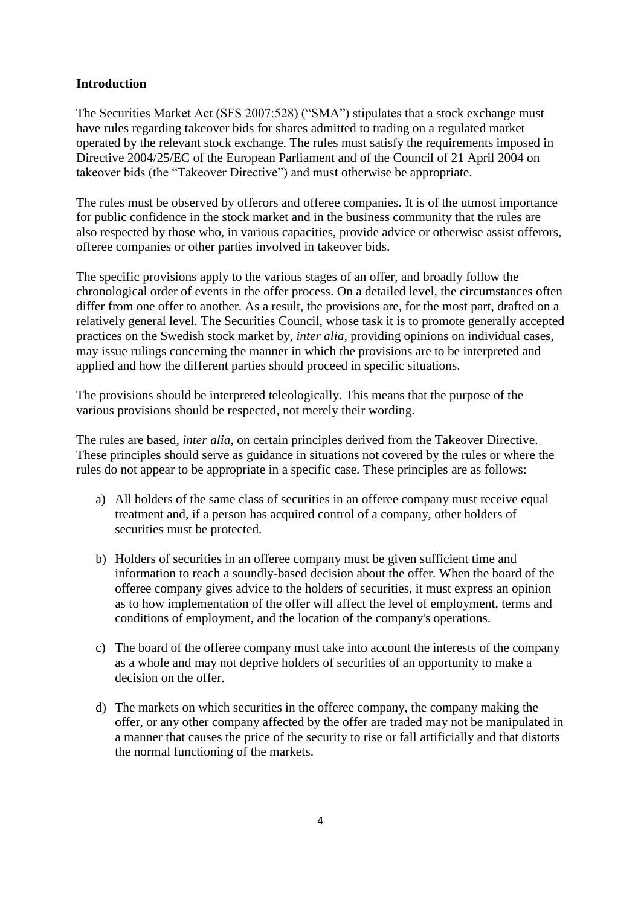**Introduction**

The Securities Market Act (SFS 2007:528) ("SMA") stipulates that a stock exchange must have rules regarding takeover bids for shares admitted to trading on a regulated market operated by the relevant stock exchange. The rules must satisfy the requirements imposed in Directive 2004/25/EC of the European Parliament and of the Council of 21 April 2004 on takeover bids (the "Takeover Directive") and must otherwise be appropriate.

The rules must be observed by offerors and offeree companies. It is of the utmost importance for public confidence in the stock market and in the business community that the rules are also respected by those who, in various capacities, provide advice or otherwise assist offerors, offeree companies or other parties involved in takeover bids.

The specific provisions apply to the various stages of an offer, and broadly follow the chronological order of events in the offer process. On a detailed level, the circumstances often differ from one offer to another. As a result, the provisions are, for the most part, drafted on a relatively general level. The Securities Council, whose task it is to promote generally accepted practices on the Swedish stock market by, *inter alia*, providing opinions on individual cases, may issue rulings concerning the manner in which the provisions are to be interpreted and applied and how the different parties should proceed in specific situations.

The provisions should be interpreted teleologically. This means that the purpose of the various provisions should be respected, not merely their wording.

The rules are based, *inter alia*, on certain principles derived from the Takeover Directive. These principles should serve as guidance in situations not covered by the rules or where the rules do not appear to be appropriate in a specific case. These principles are as follows:

a) All holders of the same class of securities in an offeree company must receive equal treatment and, if a person has acquired control of a company, other holders of securities must be protected.

b) Holders of securities in an offeree company must be given sufficient time and information to reach a soundly-based decision about the offer. When the board of the offeree company gives advice to the holders of securities, it must express an opinion as to how implementation of the offer will affect the level of employment, terms and conditions of employment, and the location of the company's operations.

c) The board of the offeree company must take into account the interests of the company as a whole and may not deprive holders of securities of an opportunity to make a decision on the offer.

d) The markets on which securities in the offeree company, the company making the offer, or any other company affected by the offer are traded may not be manipulated in a manner that causes the price of the security to rise or fall artificially and that distorts the normal functioning of the markets.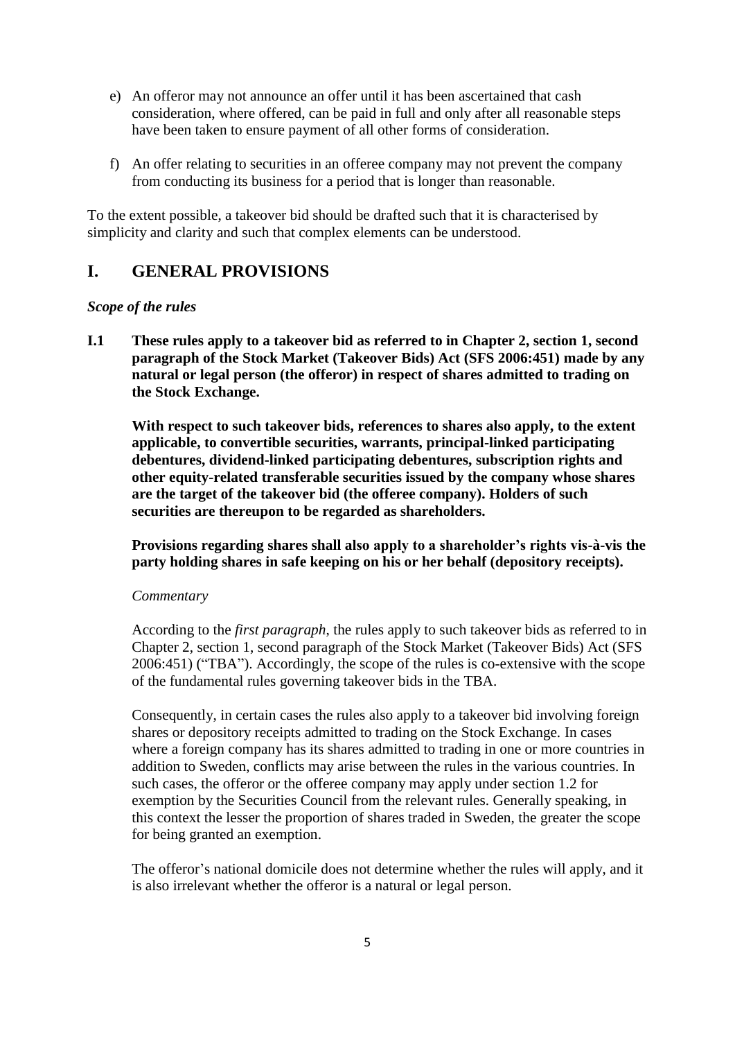e) An offeror may not announce an offer until it has been ascertained that cash consideration, where offered, can be paid in full and only after all reasonable steps have been taken to ensure payment of all other forms of consideration.

f) An offer relating to securities in an offeree company may not prevent the company from conducting its business for a period that is longer than reasonable.

To the extent possible, a takeover bid should be drafted such that it is characterised by simplicity and clarity and such that complex elements can be understood.

# I. GENERAL PROVISIONS

### *Scope of the rules*

**I.1 These rules apply to a takeover bid as referred to in Chapter 2, section 1, second paragraph of the Stock Market (Takeover Bids) Act (SFS 2006:451) made by any natural or legal person (the offeror) in respect of shares admitted to trading on the Stock Exchange.**

**With respect to such takeover bids, references to shares also apply, to the extent applicable, to convertible securities, warrants, principal-linked participating debentures, dividend-linked participating debentures, subscription rights and other equity-related transferable securities issued by the company whose shares are the target of the takeover bid (the offeree company). Holders of such securities are thereupon to be regarded as shareholders.**

**Provisions regarding shares shall also apply to a shareholder's rights vis-à-vis the party holding shares in safe keeping on his or her behalf (depository receipts).**

*Commentary*

According to the *first paragraph*, the rules apply to such takeover bids as referred to in Chapter 2, section 1, second paragraph of the Stock Market (Takeover Bids) Act (SFS 2006:451) ("TBA"). Accordingly, the scope of the rules is co-extensive with the scope of the fundamental rules governing takeover bids in the TBA.

Consequently, in certain cases the rules also apply to a takeover bid involving foreign shares or depository receipts admitted to trading on the Stock Exchange. In cases where a foreign company has its shares admitted to trading in one or more countries in addition to Sweden, conflicts may arise between the rules in the various countries. In such cases, the offeror or the offeree company may apply under section 1.2 for exemption by the Securities Council from the relevant rules. Generally speaking, in this context the lesser the proportion of shares traded in Sweden, the greater the scope for being granted an exemption.

The offeror's national domicile does not determine whether the rules will apply, and it is also irrelevant whether the offeror is a natural or legal person.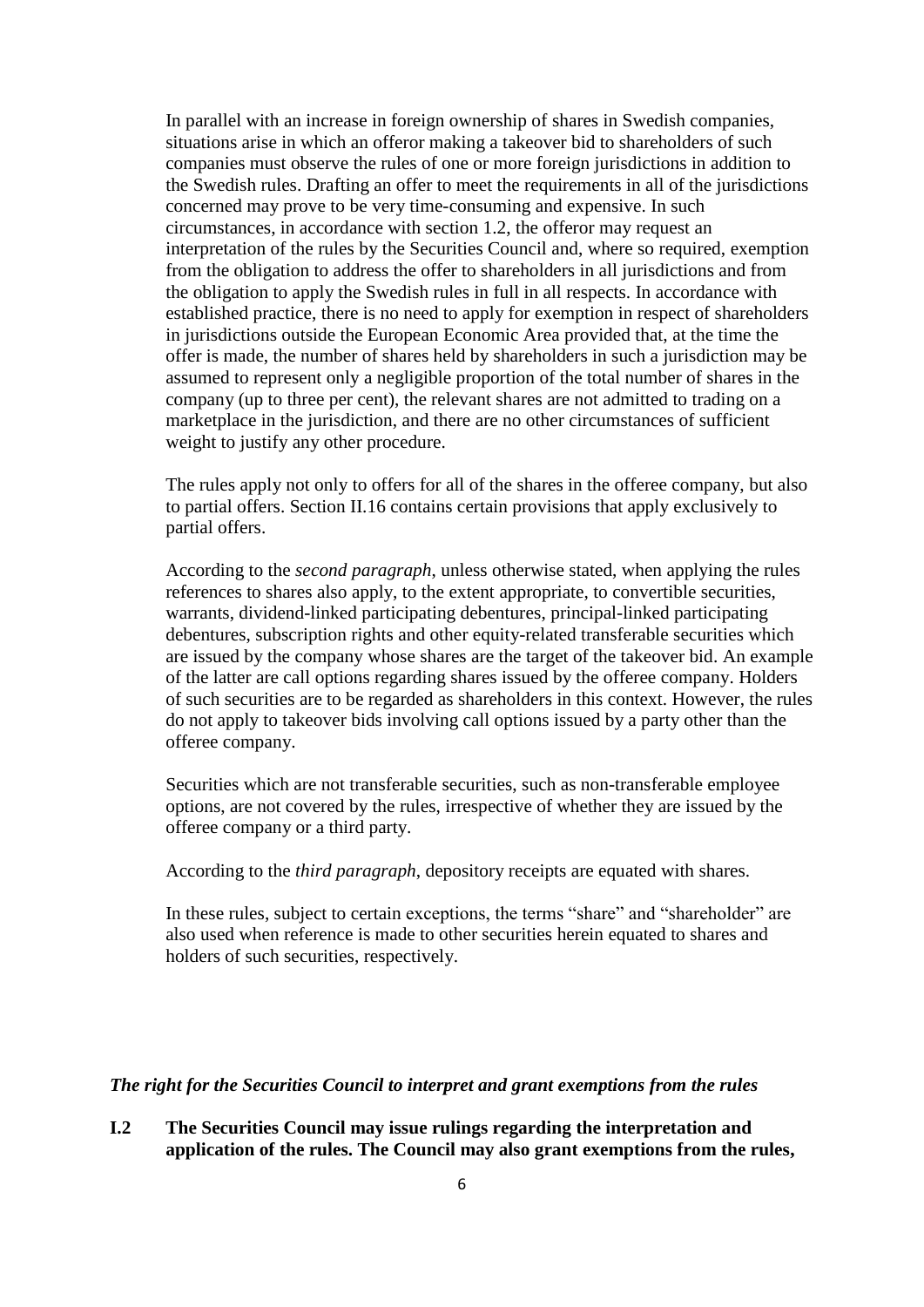In parallel with an increase in foreign ownership of shares in Swedish companies, situations arise in which an offeror making a takeover bid to shareholders of such companies must observe the rules of one or more foreign jurisdictions in addition to the Swedish rules. Drafting an offer to meet the requirements in all of the jurisdictions concerned may prove to be very time-consuming and expensive. In such circumstances, in accordance with section 1.2, the offeror may request an interpretation of the rules by the Securities Council and, where so required, exemption from the obligation to address the offer to shareholders in all jurisdictions and from the obligation to apply the Swedish rules in full in all respects. In accordance with established practice, there is no need to apply for exemption in respect of shareholders in jurisdictions outside the European Economic Area provided that, at the time the offer is made, the number of shares held by shareholders in such a jurisdiction may be assumed to represent only a negligible proportion of the total number of shares in the company (up to three per cent), the relevant shares are not admitted to trading on a marketplace in the jurisdiction, and there are no other circumstances of sufficient weight to justify any other procedure.

The rules apply not only to offers for all of the shares in the offeree company, but also to partial offers. Section II.16 contains certain provisions that apply exclusively to partial offers.

According to the *second paragraph*, unless otherwise stated, when applying the rules references to shares also apply, to the extent appropriate, to convertible securities, warrants, dividend-linked participating debentures, principal-linked participating debentures, subscription rights and other equity-related transferable securities which are issued by the company whose shares are the target of the takeover bid. An example of the latter are call options regarding shares issued by the offeree company. Holders of such securities are to be regarded as shareholders in this context. However, the rules do not apply to takeover bids involving call options issued by a party other than the offeree company.

Securities which are not transferable securities, such as non-transferable employee options, are not covered by the rules, irrespective of whether they are issued by the offeree company or a third party.

According to the *third paragraph*, depository receipts are equated with shares.

In these rules, subject to certain exceptions, the terms "share" and "shareholder" are also used when reference is made to other securities herein equated to shares and holders of such securities, respectively.

### *The right for the Securities Council to interpret and grant exemptions from the rules*

**I.2 The Securities Council may issue rulings regarding the interpretation and application of the rules. The Council may also grant exemptions from the rules,**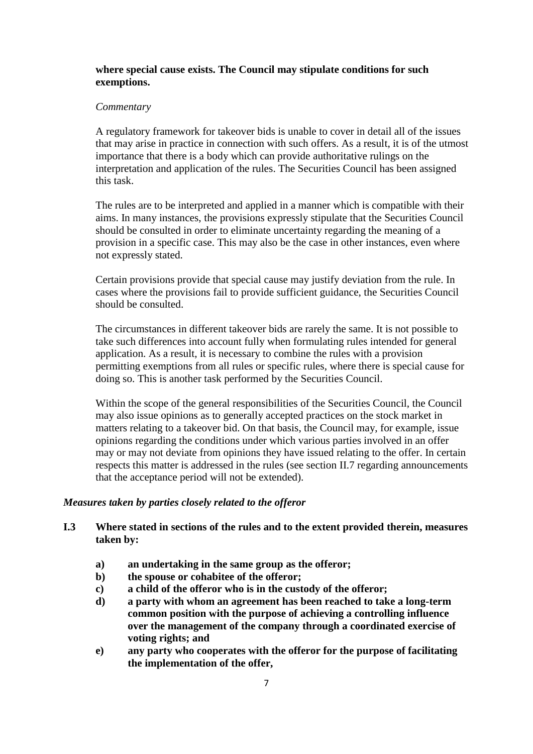**where special cause exists. The Council may stipulate conditions for such exemptions.**

*Commentary*

A regulatory framework for takeover bids is unable to cover in detail all of the issues that may arise in practice in connection with such offers. As a result, it is of the utmost importance that there is a body which can provide authoritative rulings on the interpretation and application of the rules. The Securities Council has been assigned this task.

The rules are to be interpreted and applied in a manner which is compatible with their aims. In many instances, the provisions expressly stipulate that the Securities Council should be consulted in order to eliminate uncertainty regarding the meaning of a provision in a specific case. This may also be the case in other instances, even where not expressly stated.

Certain provisions provide that special cause may justify deviation from the rule. In cases where the provisions fail to provide sufficient guidance, the Securities Council should be consulted.

The circumstances in different takeover bids are rarely the same. It is not possible to take such differences into account fully when formulating rules intended for general application. As a result, it is necessary to combine the rules with a provision permitting exemptions from all rules or specific rules, where there is special cause for doing so. This is another task performed by the Securities Council.

Within the scope of the general responsibilities of the Securities Council, the Council may also issue opinions as to generally accepted practices on the stock market in matters relating to a takeover bid. On that basis, the Council may, for example, issue opinions regarding the conditions under which various parties involved in an offer may or may not deviate from opinions they have issued relating to the offer. In certain respects this matter is addressed in the rules (see section II.7 regarding announcements that the acceptance period will not be extended).

***Measures taken by parties closely related to the offeror***

**I.3 Where stated in sections of the rules and to the extent provided therein, measures taken by:**

**a) an undertaking in the same group as the offeror;**
**b) the spouse or cohabitee of the offeror;**
**c) a child of the offeror who is in the custody of the offeror;**
**d) a party with whom an agreement has been reached to take a long-term common position with the purpose of achieving a controlling influence over the management of the company through a coordinated exercise of voting rights; and**
**e) any party who cooperates with the offeror for the purpose of facilitating the implementation of the offer,**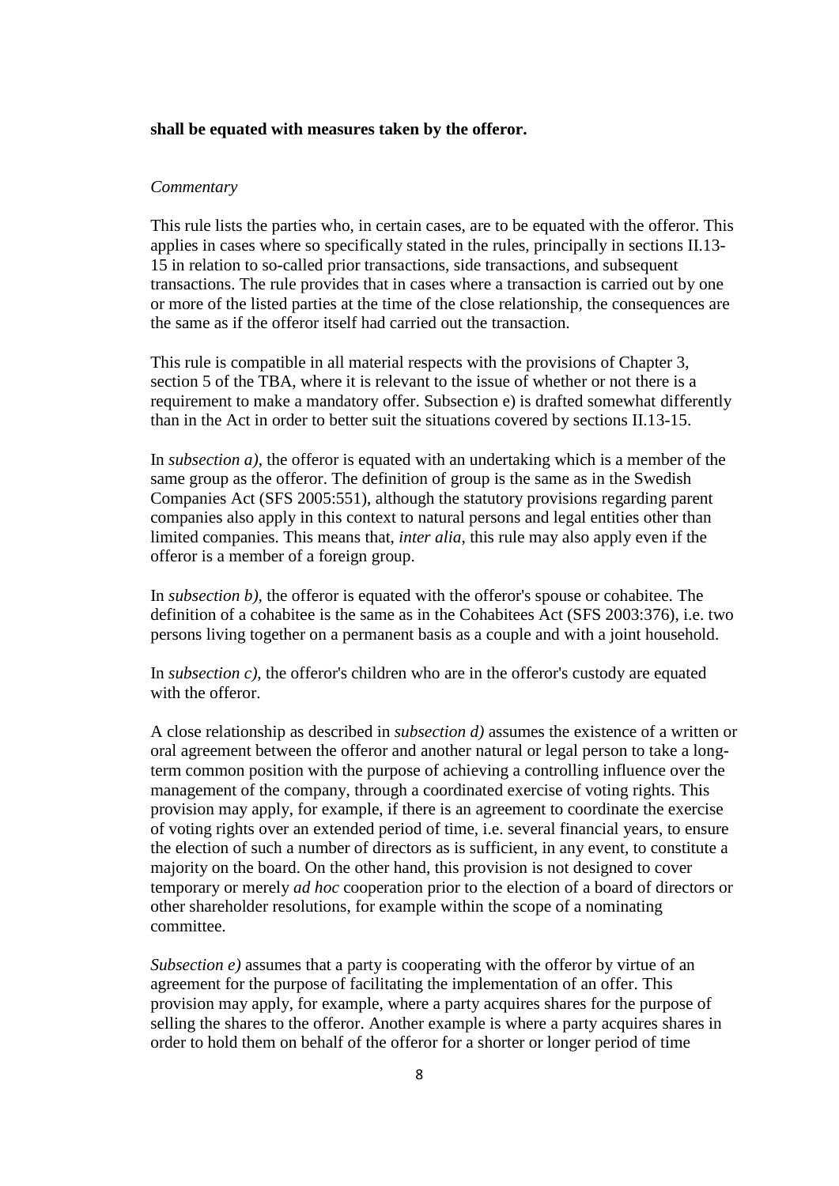**shall be equated with measures taken by the offeror.**

*Commentary*

This rule lists the parties who, in certain cases, are to be equated with the offeror. This applies in cases where so specifically stated in the rules, principally in sections II.13-15 in relation to so-called prior transactions, side transactions, and subsequent transactions. The rule provides that in cases where a transaction is carried out by one or more of the listed parties at the time of the close relationship, the consequences are the same as if the offeror itself had carried out the transaction.

This rule is compatible in all material respects with the provisions of Chapter 3, section 5 of the TBA, where it is relevant to the issue of whether or not there is a requirement to make a mandatory offer. Subsection e) is drafted somewhat differently than in the Act in order to better suit the situations covered by sections II.13-15.

In *subsection a)*, the offeror is equated with an undertaking which is a member of the same group as the offeror. The definition of group is the same as in the Swedish Companies Act (SFS 2005:551), although the statutory provisions regarding parent companies also apply in this context to natural persons and legal entities other than limited companies. This means that, *inter alia*, this rule may also apply even if the offeror is a member of a foreign group.

In *subsection b)*, the offeror is equated with the offeror's spouse or cohabitee. The definition of a cohabitee is the same as in the Cohabitees Act (SFS 2003:376), i.e. two persons living together on a permanent basis as a couple and with a joint household.

In *subsection c)*, the offeror's children who are in the offeror's custody are equated with the offeror.

A close relationship as described in *subsection d)* assumes the existence of a written or oral agreement between the offeror and another natural or legal person to take a long-term common position with the purpose of achieving a controlling influence over the management of the company, through a coordinated exercise of voting rights. This provision may apply, for example, if there is an agreement to coordinate the exercise of voting rights over an extended period of time, i.e. several financial years, to ensure the election of such a number of directors as is sufficient, in any event, to constitute a majority on the board. On the other hand, this provision is not designed to cover temporary or merely *ad hoc* cooperation prior to the election of a board of directors or other shareholder resolutions, for example within the scope of a nominating committee.

*Subsection e)* assumes that a party is cooperating with the offeror by virtue of an agreement for the purpose of facilitating the implementation of an offer. This provision may apply, for example, where a party acquires shares for the purpose of selling the shares to the offeror. Another example is where a party acquires shares in order to hold them on behalf of the offeror for a shorter or longer period of time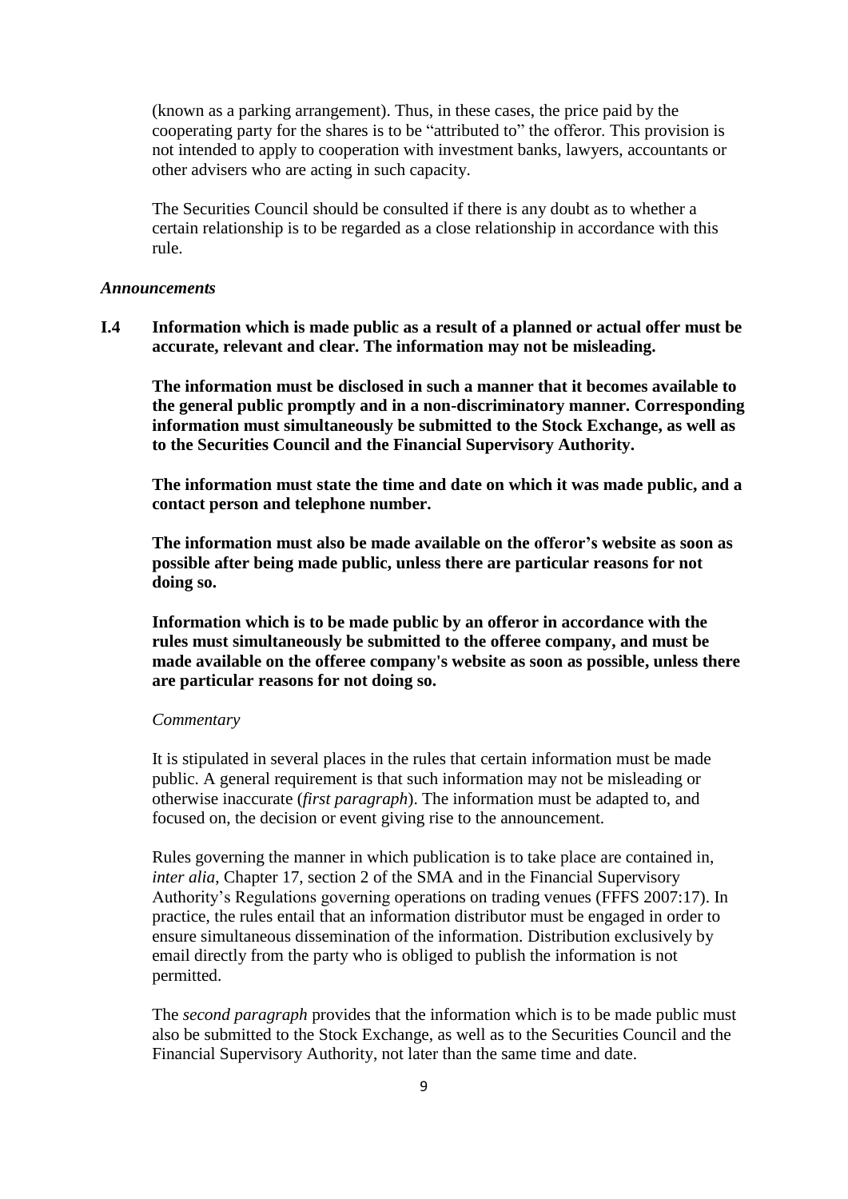(known as a parking arrangement). Thus, in these cases, the price paid by the cooperating party for the shares is to be "attributed to" the offeror. This provision is not intended to apply to cooperation with investment banks, lawyers, accountants or other advisers who are acting in such capacity.

The Securities Council should be consulted if there is any doubt as to whether a certain relationship is to be regarded as a close relationship in accordance with this rule.

***Announcements***

**I.4 Information which is made public as a result of a planned or actual offer must be accurate, relevant and clear. The information may not be misleading.**

**The information must be disclosed in such a manner that it becomes available to the general public promptly and in a non-discriminatory manner. Corresponding information must simultaneously be submitted to the Stock Exchange, as well as to the Securities Council and the Financial Supervisory Authority.**

**The information must state the time and date on which it was made public, and a contact person and telephone number.**

**The information must also be made available on the offeror's website as soon as possible after being made public, unless there are particular reasons for not doing so.**

**Information which is to be made public by an offeror in accordance with the rules must simultaneously be submitted to the offeree company, and must be made available on the offeree company's website as soon as possible, unless there are particular reasons for not doing so.**

*Commentary*

It is stipulated in several places in the rules that certain information must be made public. A general requirement is that such information may not be misleading or otherwise inaccurate (*first paragraph*). The information must be adapted to, and focused on, the decision or event giving rise to the announcement.

Rules governing the manner in which publication is to take place are contained in, *inter alia*, Chapter 17, section 2 of the SMA and in the Financial Supervisory Authority's Regulations governing operations on trading venues (FFFS 2007:17). In practice, the rules entail that an information distributor must be engaged in order to ensure simultaneous dissemination of the information. Distribution exclusively by email directly from the party who is obliged to publish the information is not permitted.

The *second paragraph* provides that the information which is to be made public must also be submitted to the Stock Exchange, as well as to the Securities Council and the Financial Supervisory Authority, not later than the same time and date.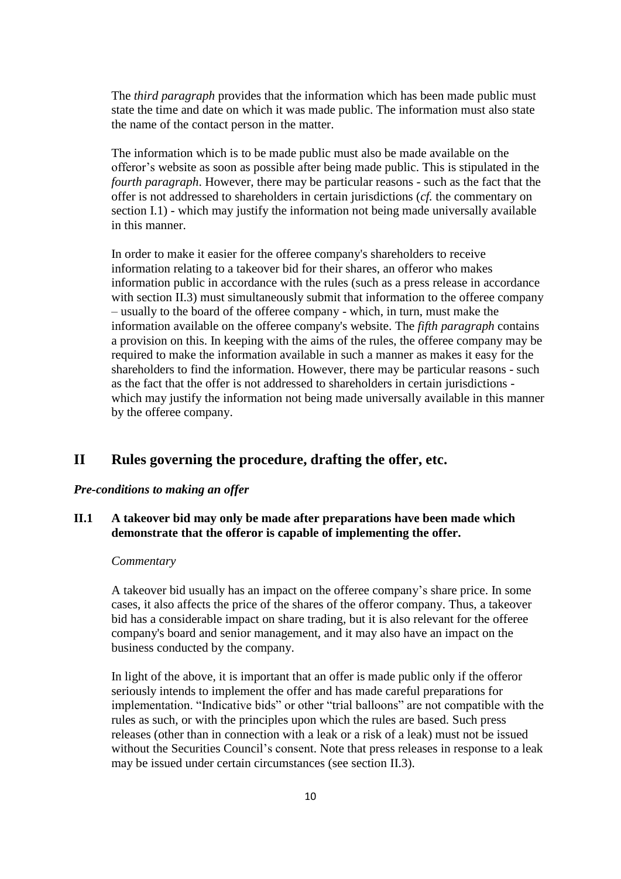The *third paragraph* provides that the information which has been made public must state the time and date on which it was made public. The information must also state the name of the contact person in the matter.

The information which is to be made public must also be made available on the offeror's website as soon as possible after being made public. This is stipulated in the *fourth paragraph*. However, there may be particular reasons - such as the fact that the offer is not addressed to shareholders in certain jurisdictions (*cf.* the commentary on section I.1) - which may justify the information not being made universally available in this manner.

In order to make it easier for the offeree company's shareholders to receive information relating to a takeover bid for their shares, an offeror who makes information public in accordance with the rules (such as a press release in accordance with section II.3) must simultaneously submit that information to the offeree company – usually to the board of the offeree company - which, in turn, must make the information available on the offeree company's website. The *fifth paragraph* contains a provision on this. In keeping with the aims of the rules, the offeree company may be required to make the information available in such a manner as makes it easy for the shareholders to find the information. However, there may be particular reasons - such as the fact that the offer is not addressed to shareholders in certain jurisdictions - which may justify the information not being made universally available in this manner by the offeree company.

## II Rules governing the procedure, drafting the offer, etc.

***Pre-conditions to making an offer***

**II.1 A takeover bid may only be made after preparations have been made which demonstrate that the offeror is capable of implementing the offer.**

*Commentary*

A takeover bid usually has an impact on the offeree company's share price. In some cases, it also affects the price of the shares of the offeror company. Thus, a takeover bid has a considerable impact on share trading, but it is also relevant for the offeree company's board and senior management, and it may also have an impact on the business conducted by the company.

In light of the above, it is important that an offer is made public only if the offeror seriously intends to implement the offer and has made careful preparations for implementation. "Indicative bids" or other "trial balloons" are not compatible with the rules as such, or with the principles upon which the rules are based. Such press releases (other than in connection with a leak or a risk of a leak) must not be issued without the Securities Council's consent. Note that press releases in response to a leak may be issued under certain circumstances (see section II.3).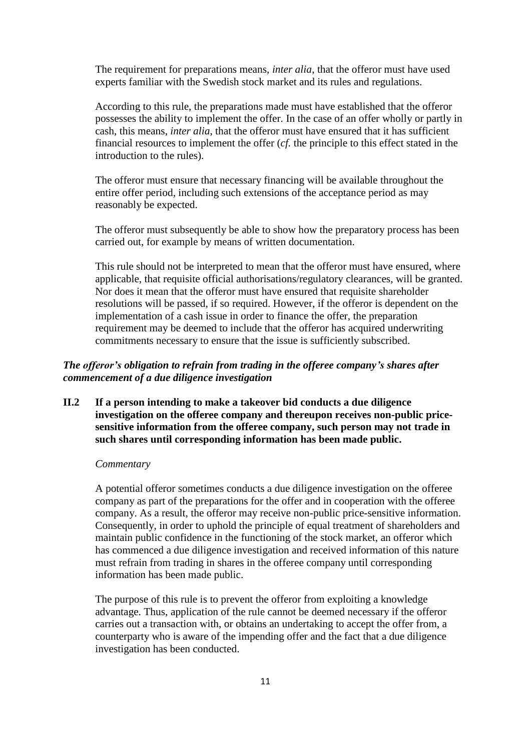The requirement for preparations means, *inter alia*, that the offeror must have used experts familiar with the Swedish stock market and its rules and regulations.

According to this rule, the preparations made must have established that the offeror possesses the ability to implement the offer. In the case of an offer wholly or partly in cash, this means, *inter alia*, that the offeror must have ensured that it has sufficient financial resources to implement the offer (*cf.* the principle to this effect stated in the introduction to the rules).

The offeror must ensure that necessary financing will be available throughout the entire offer period, including such extensions of the acceptance period as may reasonably be expected.

The offeror must subsequently be able to show how the preparatory process has been carried out, for example by means of written documentation.

This rule should not be interpreted to mean that the offeror must have ensured, where applicable, that requisite official authorisations/regulatory clearances, will be granted. Nor does it mean that the offeror must have ensured that requisite shareholder resolutions will be passed, if so required. However, if the offeror is dependent on the implementation of a cash issue in order to finance the offer, the preparation requirement may be deemed to include that the offeror has acquired underwriting commitments necessary to ensure that the issue is sufficiently subscribed.

***The offeror's obligation to refrain from trading in the offeree company's shares after commencement of a due diligence investigation***

**II.2 If a person intending to make a takeover bid conducts a due diligence investigation on the offeree company and thereupon receives non-public price-sensitive information from the offeree company, such person may not trade in such shares until corresponding information has been made public.**

*Commentary*

A potential offeror sometimes conducts a due diligence investigation on the offeree company as part of the preparations for the offer and in cooperation with the offeree company. As a result, the offeror may receive non-public price-sensitive information. Consequently, in order to uphold the principle of equal treatment of shareholders and maintain public confidence in the functioning of the stock market, an offeror which has commenced a due diligence investigation and received information of this nature must refrain from trading in shares in the offeree company until corresponding information has been made public.

The purpose of this rule is to prevent the offeror from exploiting a knowledge advantage. Thus, application of the rule cannot be deemed necessary if the offeror carries out a transaction with, or obtains an undertaking to accept the offer from, a counterparty who is aware of the impending offer and the fact that a due diligence investigation has been conducted.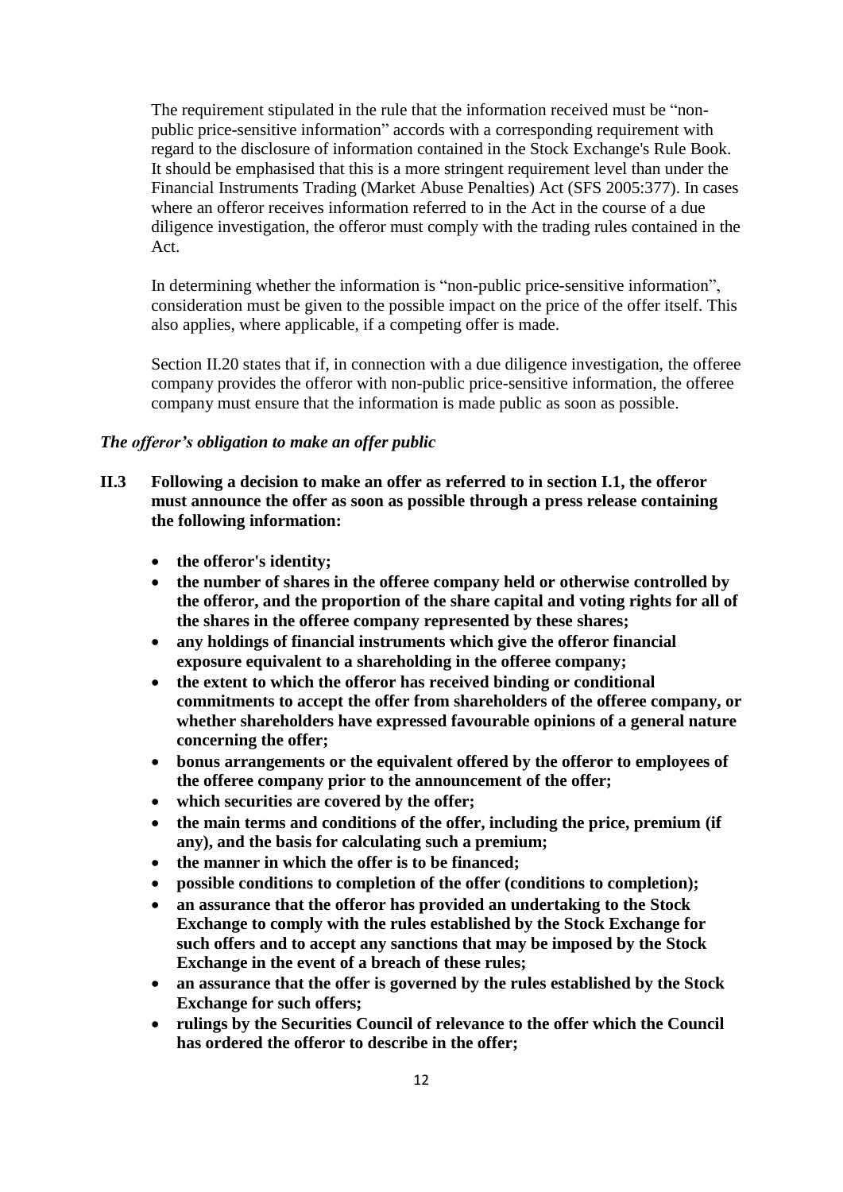The requirement stipulated in the rule that the information received must be "non-public price-sensitive information" accords with a corresponding requirement with regard to the disclosure of information contained in the Stock Exchange's Rule Book. It should be emphasised that this is a more stringent requirement level than under the Financial Instruments Trading (Market Abuse Penalties) Act (SFS 2005:377). In cases where an offeror receives information referred to in the Act in the course of a due diligence investigation, the offeror must comply with the trading rules contained in the Act.

In determining whether the information is "non-public price-sensitive information", consideration must be given to the possible impact on the price of the offer itself. This also applies, where applicable, if a competing offer is made.

Section II.20 states that if, in connection with a due diligence investigation, the offeree company provides the offeror with non-public price-sensitive information, the offeree company must ensure that the information is made public as soon as possible.

### *The offeror's obligation to make an offer public*

**II.3 Following a decision to make an offer as referred to in section I.1, the offeror must announce the offer as soon as possible through a press release containing the following information:**

- **the offeror's identity;**
- **the number of shares in the offeree company held or otherwise controlled by the offeror, and the proportion of the share capital and voting rights for all of the shares in the offeree company represented by these shares;**
- **any holdings of financial instruments which give the offeror financial exposure equivalent to a shareholding in the offeree company;**
- **the extent to which the offeror has received binding or conditional commitments to accept the offer from shareholders of the offeree company, or whether shareholders have expressed favourable opinions of a general nature concerning the offer;**
- **bonus arrangements or the equivalent offered by the offeror to employees of the offeree company prior to the announcement of the offer;**
- **which securities are covered by the offer;**
- **the main terms and conditions of the offer, including the price, premium (if any), and the basis for calculating such a premium;**
- **the manner in which the offer is to be financed;**
- **possible conditions to completion of the offer (conditions to completion);**
- **an assurance that the offeror has provided an undertaking to the Stock Exchange to comply with the rules established by the Stock Exchange for such offers and to accept any sanctions that may be imposed by the Stock Exchange in the event of a breach of these rules;**
- **an assurance that the offer is governed by the rules established by the Stock Exchange for such offers;**
- **rulings by the Securities Council of relevance to the offer which the Council has ordered the offeror to describe in the offer;**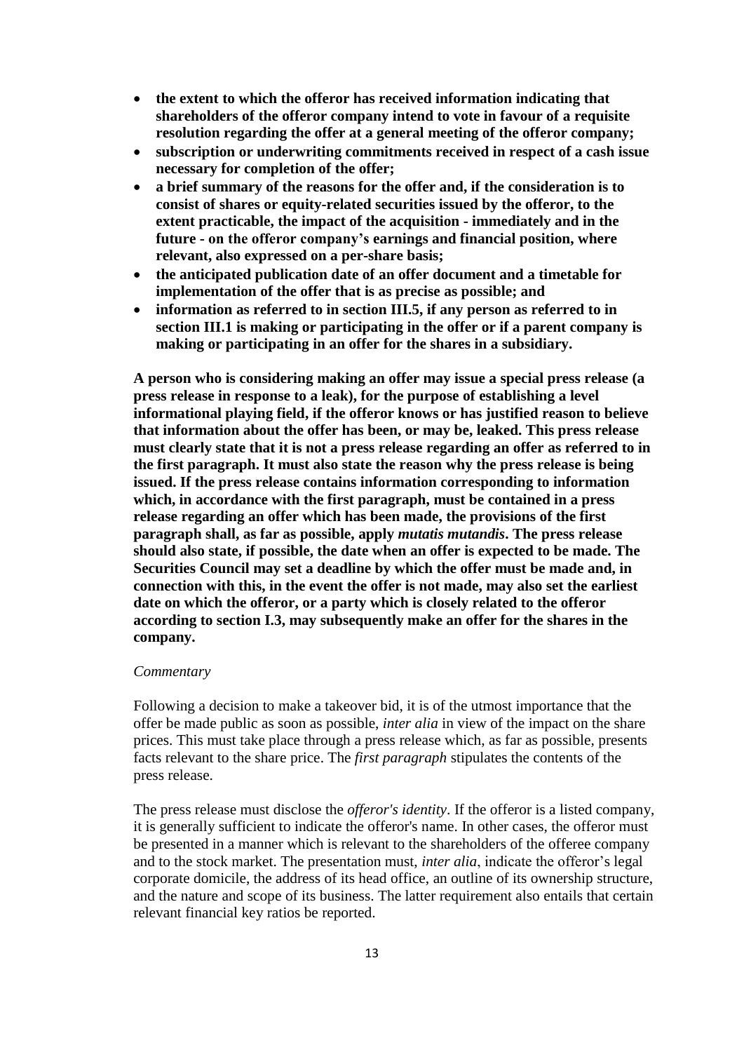- **the extent to which the offeror has received information indicating that shareholders of the offeror company intend to vote in favour of a requisite resolution regarding the offer at a general meeting of the offeror company;**
- **subscription or underwriting commitments received in respect of a cash issue necessary for completion of the offer;**
- **a brief summary of the reasons for the offer and, if the consideration is to consist of shares or equity-related securities issued by the offeror, to the extent practicable, the impact of the acquisition - immediately and in the future - on the offeror company's earnings and financial position, where relevant, also expressed on a per-share basis;**
- **the anticipated publication date of an offer document and a timetable for implementation of the offer that is as precise as possible; and**
- **information as referred to in section III.5, if any person as referred to in section III.1 is making or participating in the offer or if a parent company is making or participating in an offer for the shares in a subsidiary.**

**A person who is considering making an offer may issue a special press release (a press release in response to a leak), for the purpose of establishing a level informational playing field, if the offeror knows or has justified reason to believe that information about the offer has been, or may be, leaked. This press release must clearly state that it is not a press release regarding an offer as referred to in the first paragraph. It must also state the reason why the press release is being issued. If the press release contains information corresponding to information which, in accordance with the first paragraph, must be contained in a press release regarding an offer which has been made, the provisions of the first paragraph shall, as far as possible, apply *mutatis mutandis*. The press release should also state, if possible, the date when an offer is expected to be made. The Securities Council may set a deadline by which the offer must be made and, in connection with this, in the event the offer is not made, may also set the earliest date on which the offeror, or a party which is closely related to the offeror according to section I.3, may subsequently make an offer for the shares in the company.**

*Commentary*

Following a decision to make a takeover bid, it is of the utmost importance that the offer be made public as soon as possible, *inter alia* in view of the impact on the share prices. This must take place through a press release which, as far as possible, presents facts relevant to the share price. The *first paragraph* stipulates the contents of the press release.

The press release must disclose the *offeror's identity*. If the offeror is a listed company, it is generally sufficient to indicate the offeror's name. In other cases, the offeror must be presented in a manner which is relevant to the shareholders of the offeree company and to the stock market. The presentation must, *inter alia*, indicate the offeror's legal corporate domicile, the address of its head office, an outline of its ownership structure, and the nature and scope of its business. The latter requirement also entails that certain relevant financial key ratios be reported.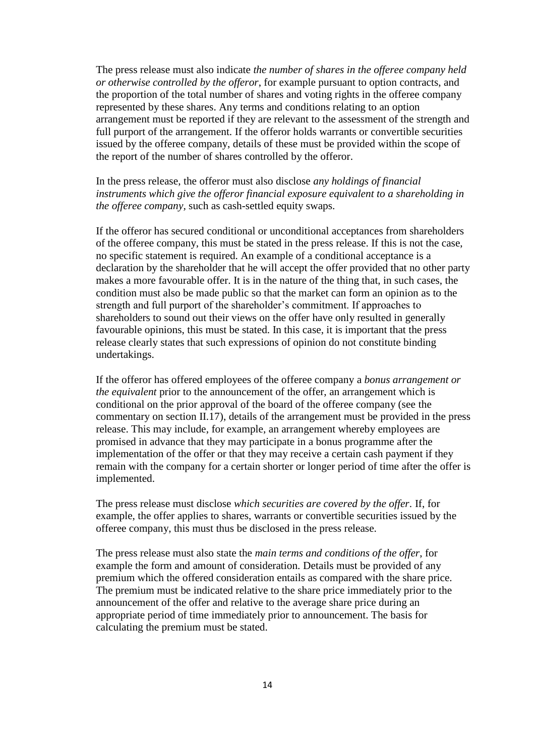The press release must also indicate *the number of shares in the offeree company held or otherwise controlled by the offeror*, for example pursuant to option contracts, and the proportion of the total number of shares and voting rights in the offeree company represented by these shares. Any terms and conditions relating to an option arrangement must be reported if they are relevant to the assessment of the strength and full purport of the arrangement. If the offeror holds warrants or convertible securities issued by the offeree company, details of these must be provided within the scope of the report of the number of shares controlled by the offeror.

In the press release, the offeror must also disclose *any holdings of financial instruments which give the offeror financial exposure equivalent to a shareholding in the offeree company*, such as cash-settled equity swaps.

If the offeror has secured conditional or unconditional acceptances from shareholders of the offeree company, this must be stated in the press release. If this is not the case, no specific statement is required. An example of a conditional acceptance is a declaration by the shareholder that he will accept the offer provided that no other party makes a more favourable offer. It is in the nature of the thing that, in such cases, the condition must also be made public so that the market can form an opinion as to the strength and full purport of the shareholder's commitment. If approaches to shareholders to sound out their views on the offer have only resulted in generally favourable opinions, this must be stated. In this case, it is important that the press release clearly states that such expressions of opinion do not constitute binding undertakings.

If the offeror has offered employees of the offeree company a *bonus arrangement or the equivalent* prior to the announcement of the offer, an arrangement which is conditional on the prior approval of the board of the offeree company (see the commentary on section II.17), details of the arrangement must be provided in the press release. This may include, for example, an arrangement whereby employees are promised in advance that they may participate in a bonus programme after the implementation of the offer or that they may receive a certain cash payment if they remain with the company for a certain shorter or longer period of time after the offer is implemented.

The press release must disclose *which securities are covered by the offer*. If, for example, the offer applies to shares, warrants or convertible securities issued by the offeree company, this must thus be disclosed in the press release.

The press release must also state the *main terms and conditions of the offer*, for example the form and amount of consideration. Details must be provided of any premium which the offered consideration entails as compared with the share price. The premium must be indicated relative to the share price immediately prior to the announcement of the offer and relative to the average share price during an appropriate period of time immediately prior to announcement. The basis for calculating the premium must be stated.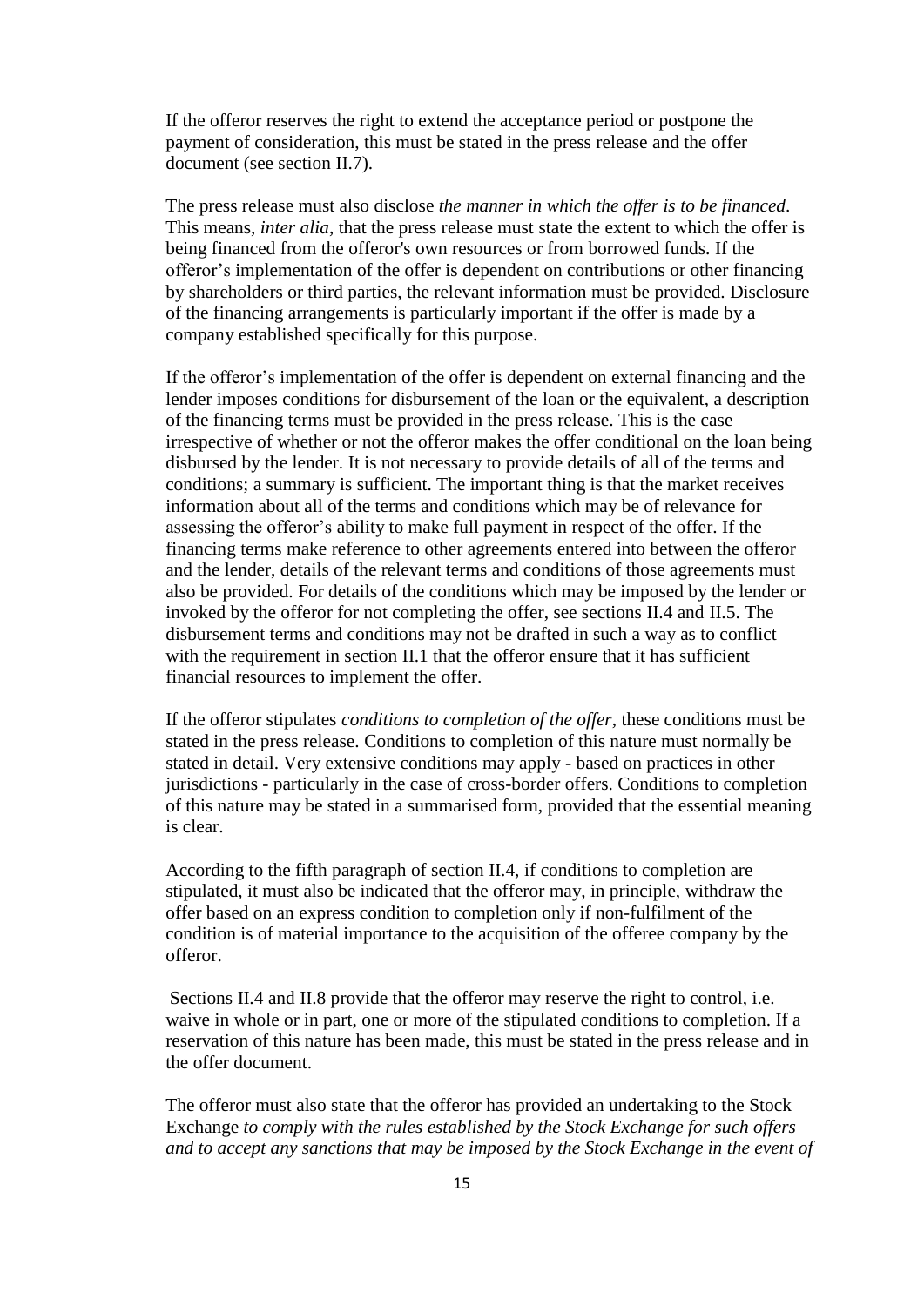If the offeror reserves the right to extend the acceptance period or postpone the payment of consideration, this must be stated in the press release and the offer document (see section II.7).

The press release must also disclose *the manner in which the offer is to be financed*. This means, *inter alia*, that the press release must state the extent to which the offer is being financed from the offeror's own resources or from borrowed funds. If the offeror's implementation of the offer is dependent on contributions or other financing by shareholders or third parties, the relevant information must be provided. Disclosure of the financing arrangements is particularly important if the offer is made by a company established specifically for this purpose.

If the offeror's implementation of the offer is dependent on external financing and the lender imposes conditions for disbursement of the loan or the equivalent, a description of the financing terms must be provided in the press release. This is the case irrespective of whether or not the offeror makes the offer conditional on the loan being disbursed by the lender. It is not necessary to provide details of all of the terms and conditions; a summary is sufficient. The important thing is that the market receives information about all of the terms and conditions which may be of relevance for assessing the offeror's ability to make full payment in respect of the offer. If the financing terms make reference to other agreements entered into between the offeror and the lender, details of the relevant terms and conditions of those agreements must also be provided. For details of the conditions which may be imposed by the lender or invoked by the offeror for not completing the offer, see sections II.4 and II.5. The disbursement terms and conditions may not be drafted in such a way as to conflict with the requirement in section II.1 that the offeror ensure that it has sufficient financial resources to implement the offer.

If the offeror stipulates *conditions to completion of the offer*, these conditions must be stated in the press release. Conditions to completion of this nature must normally be stated in detail. Very extensive conditions may apply - based on practices in other jurisdictions - particularly in the case of cross-border offers. Conditions to completion of this nature may be stated in a summarised form, provided that the essential meaning is clear.

According to the fifth paragraph of section II.4, if conditions to completion are stipulated, it must also be indicated that the offeror may, in principle, withdraw the offer based on an express condition to completion only if non-fulfilment of the condition is of material importance to the acquisition of the offeree company by the offeror.

Sections II.4 and II.8 provide that the offeror may reserve the right to control, i.e. waive in whole or in part, one or more of the stipulated conditions to completion. If a reservation of this nature has been made, this must be stated in the press release and in the offer document.

The offeror must also state that the offeror has provided an undertaking to the Stock Exchange *to comply with the rules established by the Stock Exchange for such offers and to accept any sanctions that may be imposed by the Stock Exchange in the event of*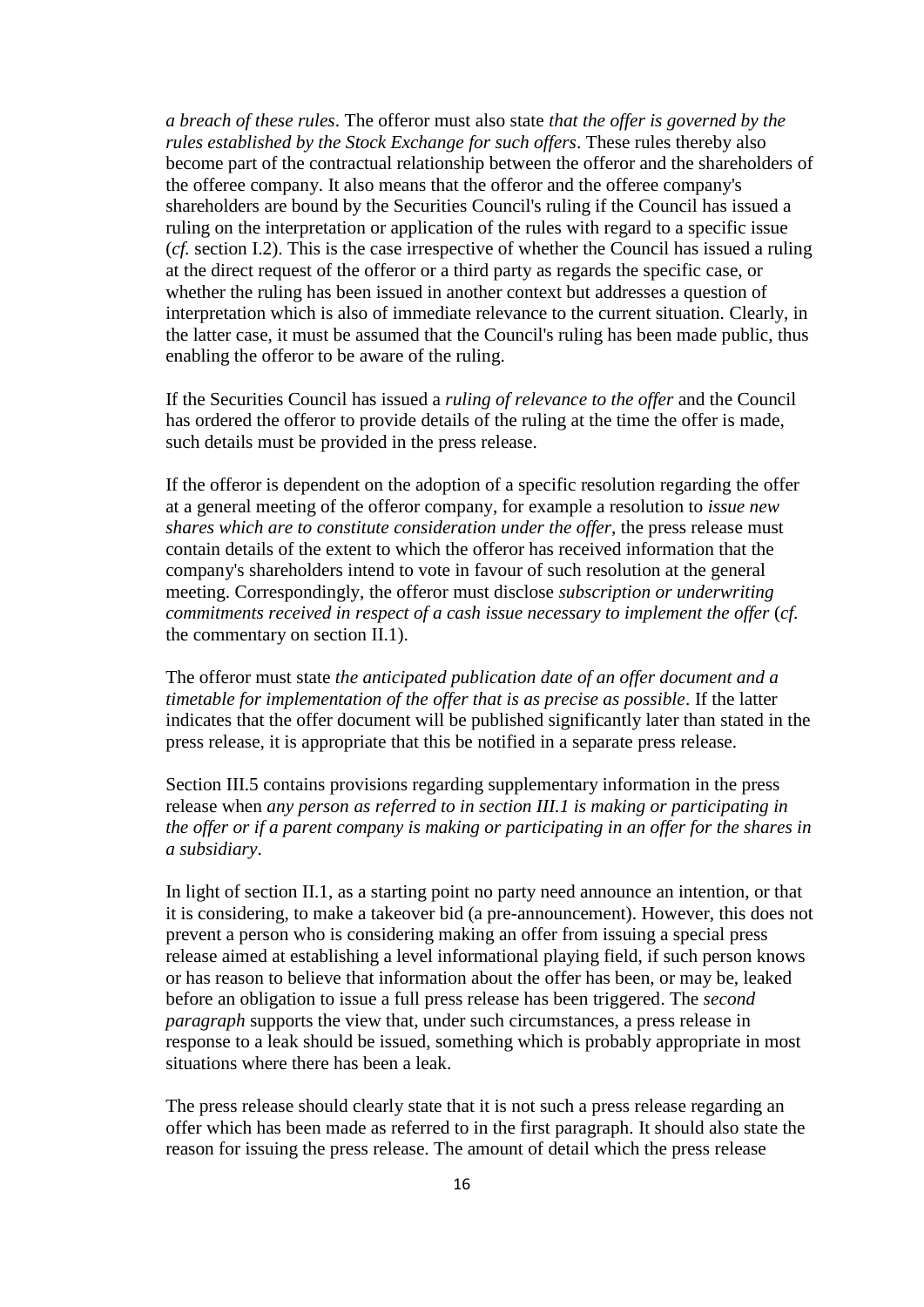*a breach of these rules*. The offeror must also state *that the offer is governed by the rules established by the Stock Exchange for such offers*. These rules thereby also become part of the contractual relationship between the offeror and the shareholders of the offeree company. It also means that the offeror and the offeree company's shareholders are bound by the Securities Council's ruling if the Council has issued a ruling on the interpretation or application of the rules with regard to a specific issue (*cf.* section I.2). This is the case irrespective of whether the Council has issued a ruling at the direct request of the offeror or a third party as regards the specific case, or whether the ruling has been issued in another context but addresses a question of interpretation which is also of immediate relevance to the current situation. Clearly, in the latter case, it must be assumed that the Council's ruling has been made public, thus enabling the offeror to be aware of the ruling.

If the Securities Council has issued a *ruling of relevance to the offer* and the Council has ordered the offeror to provide details of the ruling at the time the offer is made, such details must be provided in the press release.

If the offeror is dependent on the adoption of a specific resolution regarding the offer at a general meeting of the offeror company, for example a resolution to *issue new shares which are to constitute consideration under the offer*, the press release must contain details of the extent to which the offeror has received information that the company's shareholders intend to vote in favour of such resolution at the general meeting. Correspondingly, the offeror must disclose *subscription or underwriting commitments received in respect of a cash issue necessary to implement the offer* (*cf.* the commentary on section II.1).

The offeror must state *the anticipated publication date of an offer document and a timetable for implementation of the offer that is as precise as possible*. If the latter indicates that the offer document will be published significantly later than stated in the press release, it is appropriate that this be notified in a separate press release.

Section III.5 contains provisions regarding supplementary information in the press release when *any person as referred to in section III.1 is making or participating in the offer or if a parent company is making or participating in an offer for the shares in a subsidiary*.

In light of section II.1, as a starting point no party need announce an intention, or that it is considering, to make a takeover bid (a pre-announcement). However, this does not prevent a person who is considering making an offer from issuing a special press release aimed at establishing a level informational playing field, if such person knows or has reason to believe that information about the offer has been, or may be, leaked before an obligation to issue a full press release has been triggered. The *second paragraph* supports the view that, under such circumstances, a press release in response to a leak should be issued, something which is probably appropriate in most situations where there has been a leak.

The press release should clearly state that it is not such a press release regarding an offer which has been made as referred to in the first paragraph. It should also state the reason for issuing the press release. The amount of detail which the press release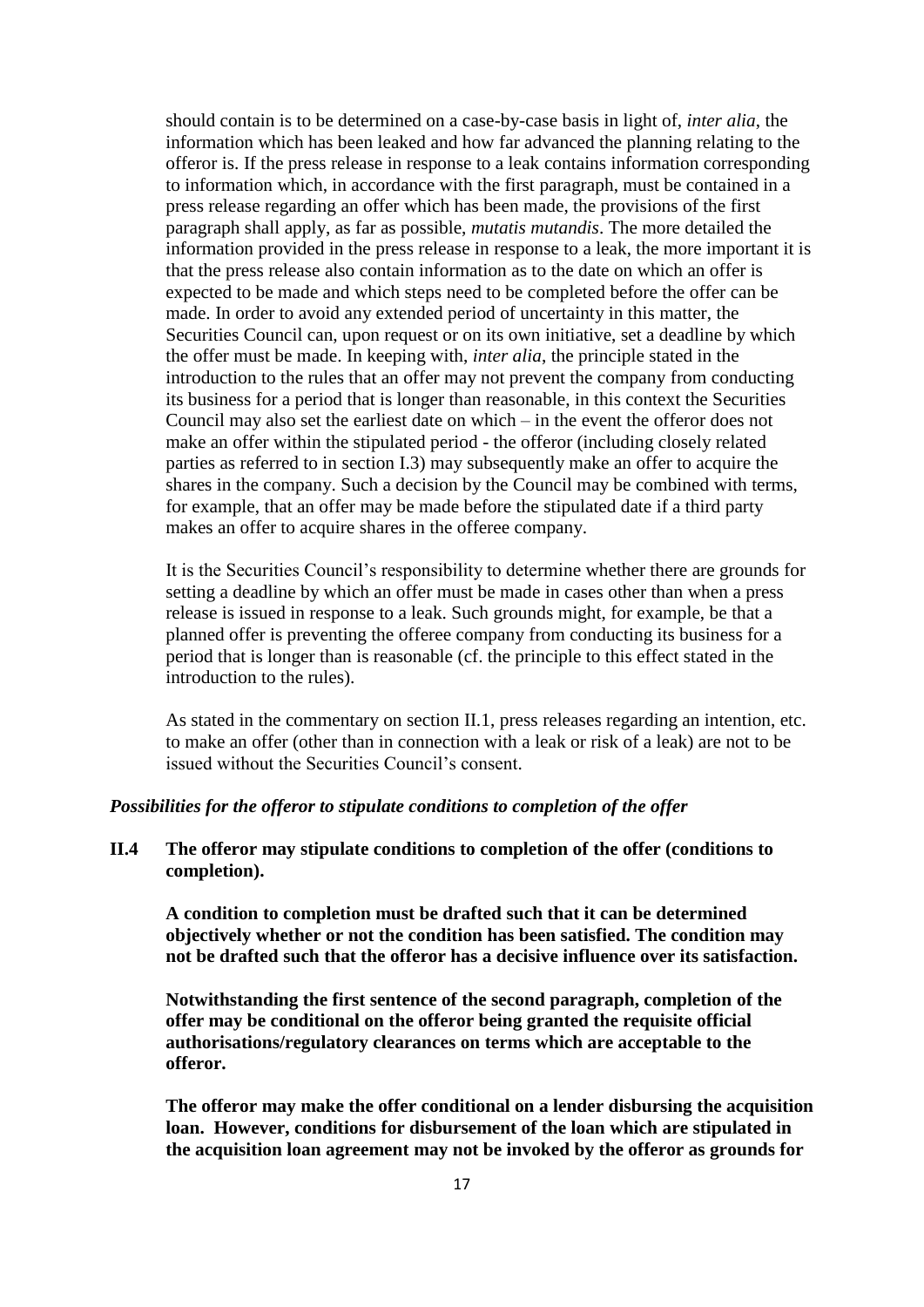should contain is to be determined on a case-by-case basis in light of, *inter alia*, the information which has been leaked and how far advanced the planning relating to the offeror is. If the press release in response to a leak contains information corresponding to information which, in accordance with the first paragraph, must be contained in a press release regarding an offer which has been made, the provisions of the first paragraph shall apply, as far as possible, *mutatis mutandis*. The more detailed the information provided in the press release in response to a leak, the more important it is that the press release also contain information as to the date on which an offer is expected to be made and which steps need to be completed before the offer can be made. In order to avoid any extended period of uncertainty in this matter, the Securities Council can, upon request or on its own initiative, set a deadline by which the offer must be made. In keeping with, *inter alia*, the principle stated in the introduction to the rules that an offer may not prevent the company from conducting its business for a period that is longer than reasonable, in this context the Securities Council may also set the earliest date on which – in the event the offeror does not make an offer within the stipulated period - the offeror (including closely related parties as referred to in section I.3) may subsequently make an offer to acquire the shares in the company. Such a decision by the Council may be combined with terms, for example, that an offer may be made before the stipulated date if a third party makes an offer to acquire shares in the offeree company.

It is the Securities Council's responsibility to determine whether there are grounds for setting a deadline by which an offer must be made in cases other than when a press release is issued in response to a leak. Such grounds might, for example, be that a planned offer is preventing the offeree company from conducting its business for a period that is longer than is reasonable (cf. the principle to this effect stated in the introduction to the rules).

As stated in the commentary on section II.1, press releases regarding an intention, etc. to make an offer (other than in connection with a leak or risk of a leak) are not to be issued without the Securities Council's consent.

***Possibilities for the offeror to stipulate conditions to completion of the offer***

**II.4 The offeror may stipulate conditions to completion of the offer (conditions to completion).**

**A condition to completion must be drafted such that it can be determined objectively whether or not the condition has been satisfied. The condition may not be drafted such that the offeror has a decisive influence over its satisfaction.**

**Notwithstanding the first sentence of the second paragraph, completion of the offer may be conditional on the offeror being granted the requisite official authorisations/regulatory clearances on terms which are acceptable to the offeror.**

**The offeror may make the offer conditional on a lender disbursing the acquisition loan. However, conditions for disbursement of the loan which are stipulated in the acquisition loan agreement may not be invoked by the offeror as grounds for**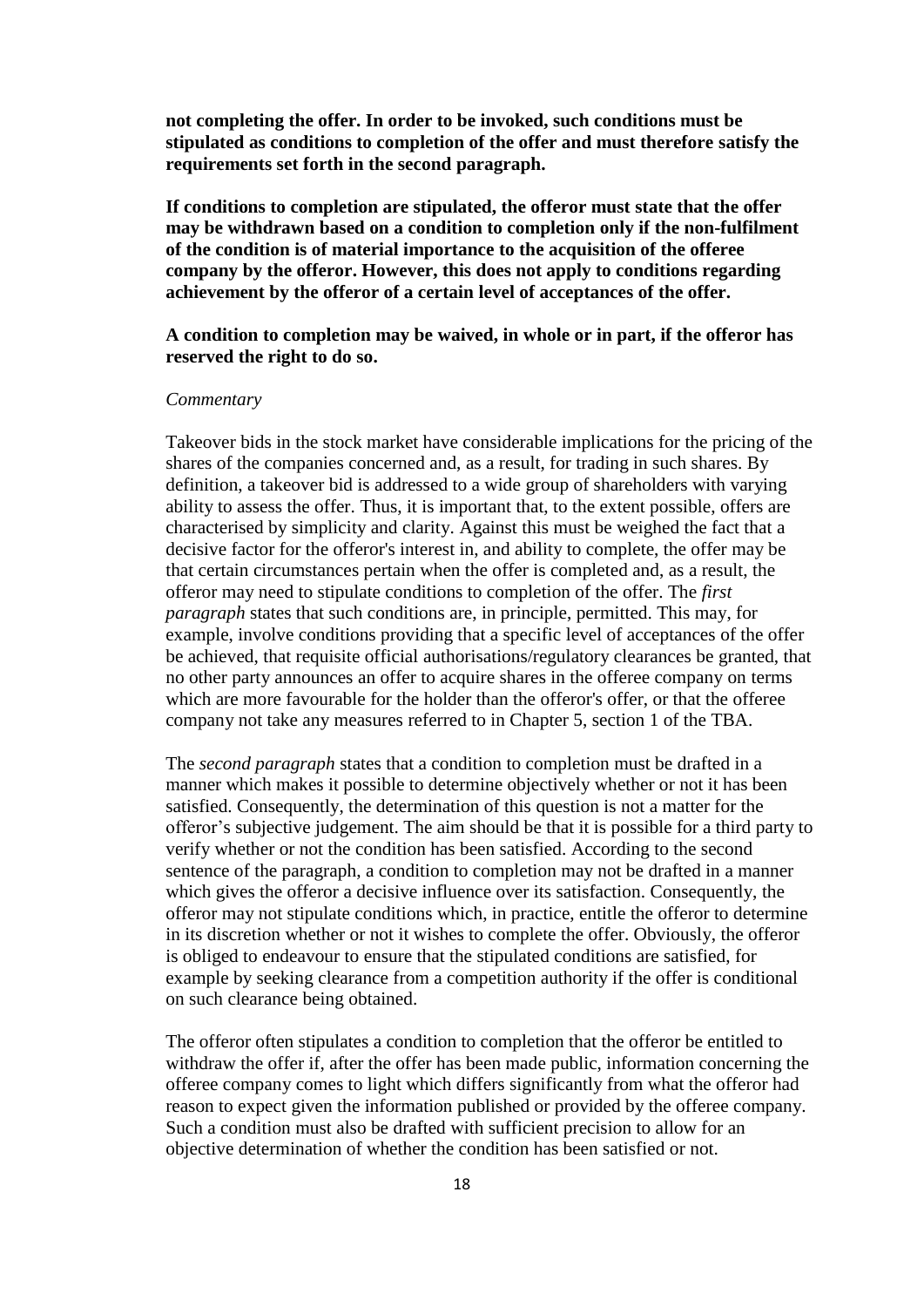**not completing the offer. In order to be invoked, such conditions must be stipulated as conditions to completion of the offer and must therefore satisfy the requirements set forth in the second paragraph.**

**If conditions to completion are stipulated, the offeror must state that the offer may be withdrawn based on a condition to completion only if the non-fulfilment of the condition is of material importance to the acquisition of the offeree company by the offeror. However, this does not apply to conditions regarding achievement by the offeror of a certain level of acceptances of the offer.**

**A condition to completion may be waived, in whole or in part, if the offeror has reserved the right to do so.**

*Commentary*

Takeover bids in the stock market have considerable implications for the pricing of the shares of the companies concerned and, as a result, for trading in such shares. By definition, a takeover bid is addressed to a wide group of shareholders with varying ability to assess the offer. Thus, it is important that, to the extent possible, offers are characterised by simplicity and clarity. Against this must be weighed the fact that a decisive factor for the offeror's interest in, and ability to complete, the offer may be that certain circumstances pertain when the offer is completed and, as a result, the offeror may need to stipulate conditions to completion of the offer. The *first paragraph* states that such conditions are, in principle, permitted. This may, for example, involve conditions providing that a specific level of acceptances of the offer be achieved, that requisite official authorisations/regulatory clearances be granted, that no other party announces an offer to acquire shares in the offeree company on terms which are more favourable for the holder than the offeror's offer, or that the offeree company not take any measures referred to in Chapter 5, section 1 of the TBA.

The *second paragraph* states that a condition to completion must be drafted in a manner which makes it possible to determine objectively whether or not it has been satisfied. Consequently, the determination of this question is not a matter for the offeror's subjective judgement. The aim should be that it is possible for a third party to verify whether or not the condition has been satisfied. According to the second sentence of the paragraph, a condition to completion may not be drafted in a manner which gives the offeror a decisive influence over its satisfaction. Consequently, the offeror may not stipulate conditions which, in practice, entitle the offeror to determine in its discretion whether or not it wishes to complete the offer. Obviously, the offeror is obliged to endeavour to ensure that the stipulated conditions are satisfied, for example by seeking clearance from a competition authority if the offer is conditional on such clearance being obtained.

The offeror often stipulates a condition to completion that the offeror be entitled to withdraw the offer if, after the offer has been made public, information concerning the offeree company comes to light which differs significantly from what the offeror had reason to expect given the information published or provided by the offeree company. Such a condition must also be drafted with sufficient precision to allow for an objective determination of whether the condition has been satisfied or not.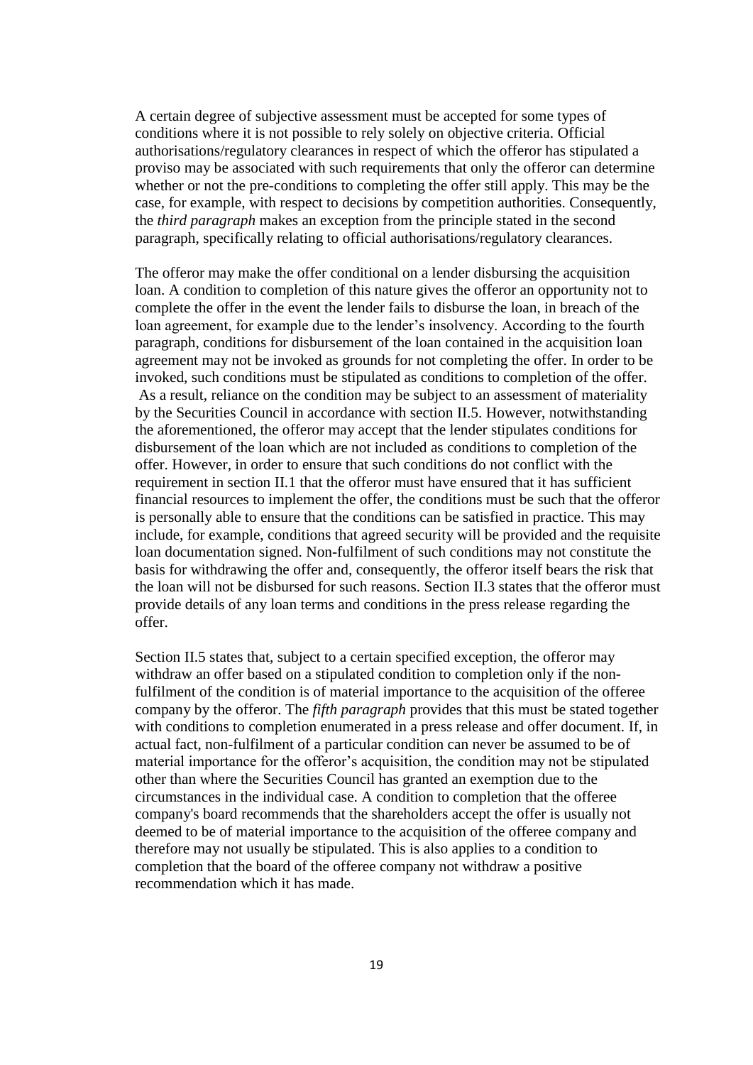A certain degree of subjective assessment must be accepted for some types of conditions where it is not possible to rely solely on objective criteria. Official authorisations/regulatory clearances in respect of which the offeror has stipulated a proviso may be associated with such requirements that only the offeror can determine whether or not the pre-conditions to completing the offer still apply. This may be the case, for example, with respect to decisions by competition authorities. Consequently, the *third paragraph* makes an exception from the principle stated in the second paragraph, specifically relating to official authorisations/regulatory clearances.

The offeror may make the offer conditional on a lender disbursing the acquisition loan. A condition to completion of this nature gives the offeror an opportunity not to complete the offer in the event the lender fails to disburse the loan, in breach of the loan agreement, for example due to the lender's insolvency. According to the fourth paragraph, conditions for disbursement of the loan contained in the acquisition loan agreement may not be invoked as grounds for not completing the offer. In order to be invoked, such conditions must be stipulated as conditions to completion of the offer. As a result, reliance on the condition may be subject to an assessment of materiality by the Securities Council in accordance with section II.5. However, notwithstanding the aforementioned, the offeror may accept that the lender stipulates conditions for disbursement of the loan which are not included as conditions to completion of the offer. However, in order to ensure that such conditions do not conflict with the requirement in section II.1 that the offeror must have ensured that it has sufficient financial resources to implement the offer, the conditions must be such that the offeror is personally able to ensure that the conditions can be satisfied in practice. This may include, for example, conditions that agreed security will be provided and the requisite loan documentation signed. Non-fulfilment of such conditions may not constitute the basis for withdrawing the offer and, consequently, the offeror itself bears the risk that the loan will not be disbursed for such reasons. Section II.3 states that the offeror must provide details of any loan terms and conditions in the press release regarding the offer.

Section II.5 states that, subject to a certain specified exception, the offeror may withdraw an offer based on a stipulated condition to completion only if the non-fulfilment of the condition is of material importance to the acquisition of the offeree company by the offeror. The *fifth paragraph* provides that this must be stated together with conditions to completion enumerated in a press release and offer document. If, in actual fact, non-fulfilment of a particular condition can never be assumed to be of material importance for the offeror's acquisition, the condition may not be stipulated other than where the Securities Council has granted an exemption due to the circumstances in the individual case. A condition to completion that the offeree company's board recommends that the shareholders accept the offer is usually not deemed to be of material importance to the acquisition of the offeree company and therefore may not usually be stipulated. This is also applies to a condition to completion that the board of the offeree company not withdraw a positive recommendation which it has made.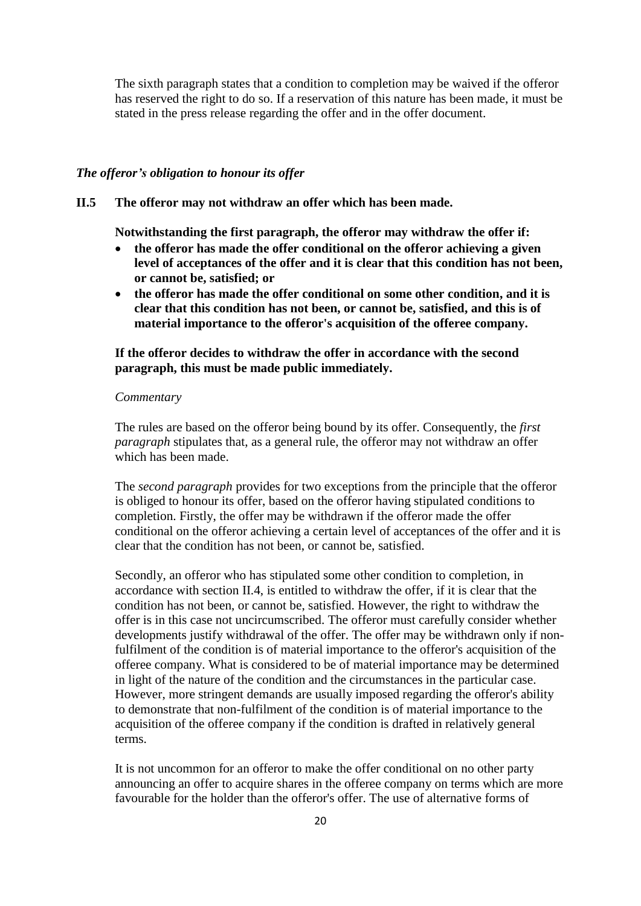The sixth paragraph states that a condition to completion may be waived if the offeror has reserved the right to do so. If a reservation of this nature has been made, it must be stated in the press release regarding the offer and in the offer document.

### *The offeror's obligation to honour its offer*

**II.5 The offeror may not withdraw an offer which has been made.**

**Notwithstanding the first paragraph, the offeror may withdraw the offer if:**

- **the offeror has made the offer conditional on the offeror achieving a given level of acceptances of the offer and it is clear that this condition has not been, or cannot be, satisfied; or**
- **the offeror has made the offer conditional on some other condition, and it is clear that this condition has not been, or cannot be, satisfied, and this is of material importance to the offeror's acquisition of the offeree company.**

**If the offeror decides to withdraw the offer in accordance with the second paragraph, this must be made public immediately.**

*Commentary*

The rules are based on the offeror being bound by its offer. Consequently, the *first paragraph* stipulates that, as a general rule, the offeror may not withdraw an offer which has been made.

The *second paragraph* provides for two exceptions from the principle that the offeror is obliged to honour its offer, based on the offeror having stipulated conditions to completion. Firstly, the offer may be withdrawn if the offeror made the offer conditional on the offeror achieving a certain level of acceptances of the offer and it is clear that the condition has not been, or cannot be, satisfied.

Secondly, an offeror who has stipulated some other condition to completion, in accordance with section II.4, is entitled to withdraw the offer, if it is clear that the condition has not been, or cannot be, satisfied. However, the right to withdraw the offer is in this case not uncircumscribed. The offeror must carefully consider whether developments justify withdrawal of the offer. The offer may be withdrawn only if non-fulfilment of the condition is of material importance to the offeror's acquisition of the offeree company. What is considered to be of material importance may be determined in light of the nature of the condition and the circumstances in the particular case. However, more stringent demands are usually imposed regarding the offeror's ability to demonstrate that non-fulfilment of the condition is of material importance to the acquisition of the offeree company if the condition is drafted in relatively general terms.

It is not uncommon for an offeror to make the offer conditional on no other party announcing an offer to acquire shares in the offeree company on terms which are more favourable for the holder than the offeror's offer. The use of alternative forms of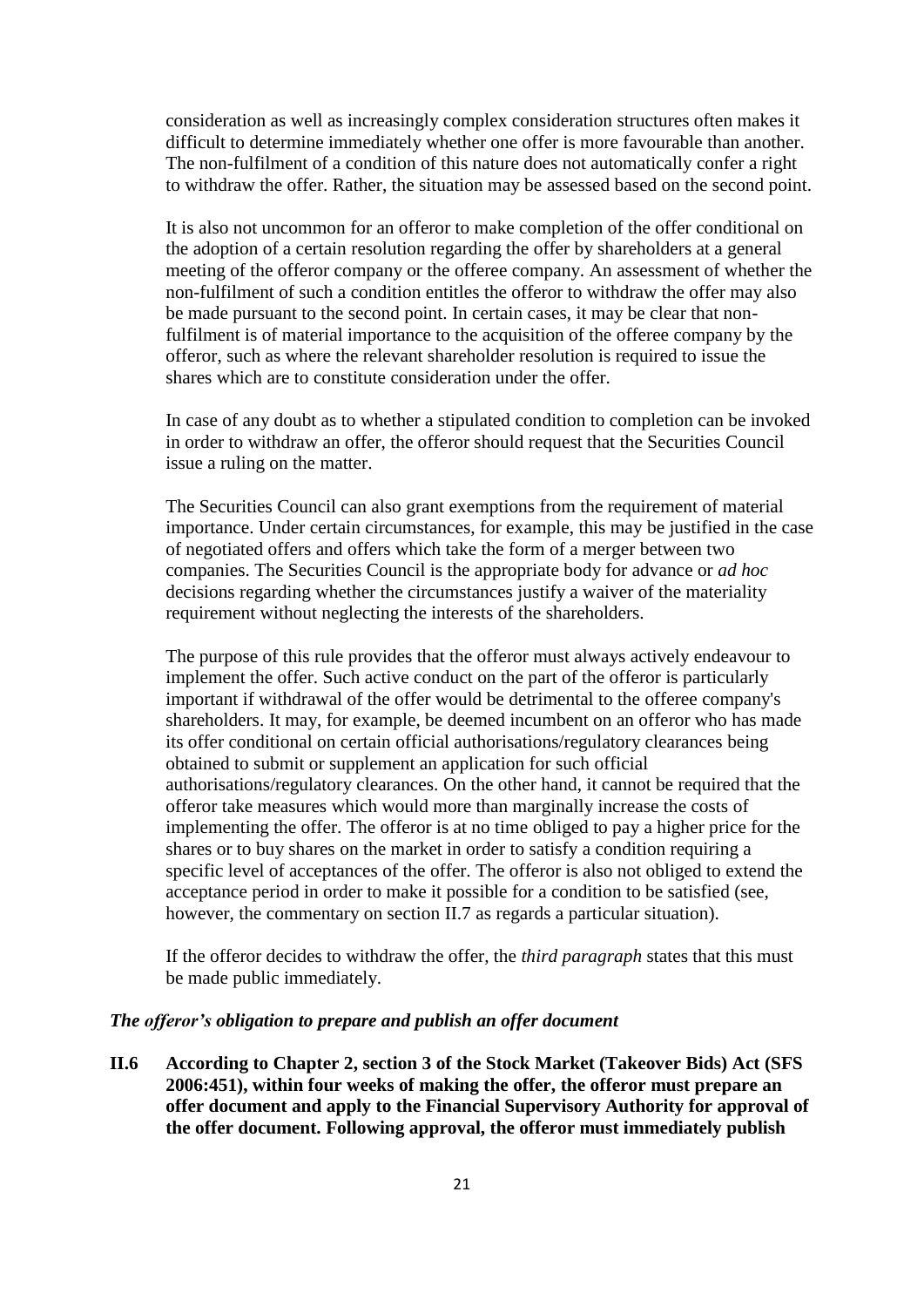consideration as well as increasingly complex consideration structures often makes it difficult to determine immediately whether one offer is more favourable than another. The non-fulfilment of a condition of this nature does not automatically confer a right to withdraw the offer. Rather, the situation may be assessed based on the second point.

It is also not uncommon for an offeror to make completion of the offer conditional on the adoption of a certain resolution regarding the offer by shareholders at a general meeting of the offeror company or the offeree company. An assessment of whether the non-fulfilment of such a condition entitles the offeror to withdraw the offer may also be made pursuant to the second point. In certain cases, it may be clear that non-fulfilment is of material importance to the acquisition of the offeree company by the offeror, such as where the relevant shareholder resolution is required to issue the shares which are to constitute consideration under the offer.

In case of any doubt as to whether a stipulated condition to completion can be invoked in order to withdraw an offer, the offeror should request that the Securities Council issue a ruling on the matter.

The Securities Council can also grant exemptions from the requirement of material importance. Under certain circumstances, for example, this may be justified in the case of negotiated offers and offers which take the form of a merger between two companies. The Securities Council is the appropriate body for advance or *ad hoc* decisions regarding whether the circumstances justify a waiver of the materiality requirement without neglecting the interests of the shareholders.

The purpose of this rule provides that the offeror must always actively endeavour to implement the offer. Such active conduct on the part of the offeror is particularly important if withdrawal of the offer would be detrimental to the offeree company's shareholders. It may, for example, be deemed incumbent on an offeror who has made its offer conditional on certain official authorisations/regulatory clearances being obtained to submit or supplement an application for such official authorisations/regulatory clearances. On the other hand, it cannot be required that the offeror take measures which would more than marginally increase the costs of implementing the offer. The offeror is at no time obliged to pay a higher price for the shares or to buy shares on the market in order to satisfy a condition requiring a specific level of acceptances of the offer. The offeror is also not obliged to extend the acceptance period in order to make it possible for a condition to be satisfied (see, however, the commentary on section II.7 as regards a particular situation).

If the offeror decides to withdraw the offer, the *third paragraph* states that this must be made public immediately.

### *The offeror's obligation to prepare and publish an offer document*

**II.6 According to Chapter 2, section 3 of the Stock Market (Takeover Bids) Act (SFS 2006:451), within four weeks of making the offer, the offeror must prepare an offer document and apply to the Financial Supervisory Authority for approval of the offer document. Following approval, the offeror must immediately publish**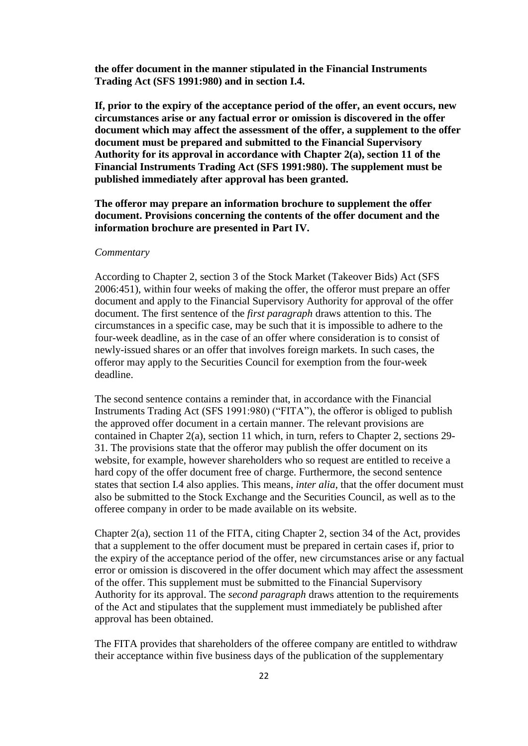**the offer document in the manner stipulated in the Financial Instruments Trading Act (SFS 1991:980) and in section I.4.**

**If, prior to the expiry of the acceptance period of the offer, an event occurs, new circumstances arise or any factual error or omission is discovered in the offer document which may affect the assessment of the offer, a supplement to the offer document must be prepared and submitted to the Financial Supervisory Authority for its approval in accordance with Chapter 2(a), section 11 of the Financial Instruments Trading Act (SFS 1991:980). The supplement must be published immediately after approval has been granted.**

**The offeror may prepare an information brochure to supplement the offer document. Provisions concerning the contents of the offer document and the information brochure are presented in Part IV.**

*Commentary*

According to Chapter 2, section 3 of the Stock Market (Takeover Bids) Act (SFS 2006:451), within four weeks of making the offer, the offeror must prepare an offer document and apply to the Financial Supervisory Authority for approval of the offer document. The first sentence of the *first paragraph* draws attention to this. The circumstances in a specific case, may be such that it is impossible to adhere to the four-week deadline, as in the case of an offer where consideration is to consist of newly-issued shares or an offer that involves foreign markets. In such cases, the offeror may apply to the Securities Council for exemption from the four-week deadline.

The second sentence contains a reminder that, in accordance with the Financial Instruments Trading Act (SFS 1991:980) ("FITA"), the offeror is obliged to publish the approved offer document in a certain manner. The relevant provisions are contained in Chapter 2(a), section 11 which, in turn, refers to Chapter 2, sections 29-31. The provisions state that the offeror may publish the offer document on its website, for example, however shareholders who so request are entitled to receive a hard copy of the offer document free of charge. Furthermore, the second sentence states that section I.4 also applies. This means, *inter alia*, that the offer document must also be submitted to the Stock Exchange and the Securities Council, as well as to the offeree company in order to be made available on its website.

Chapter 2(a), section 11 of the FITA, citing Chapter 2, section 34 of the Act, provides that a supplement to the offer document must be prepared in certain cases if, prior to the expiry of the acceptance period of the offer, new circumstances arise or any factual error or omission is discovered in the offer document which may affect the assessment of the offer. This supplement must be submitted to the Financial Supervisory Authority for its approval. The *second paragraph* draws attention to the requirements of the Act and stipulates that the supplement must immediately be published after approval has been obtained.

The FITA provides that shareholders of the offeree company are entitled to withdraw their acceptance within five business days of the publication of the supplementary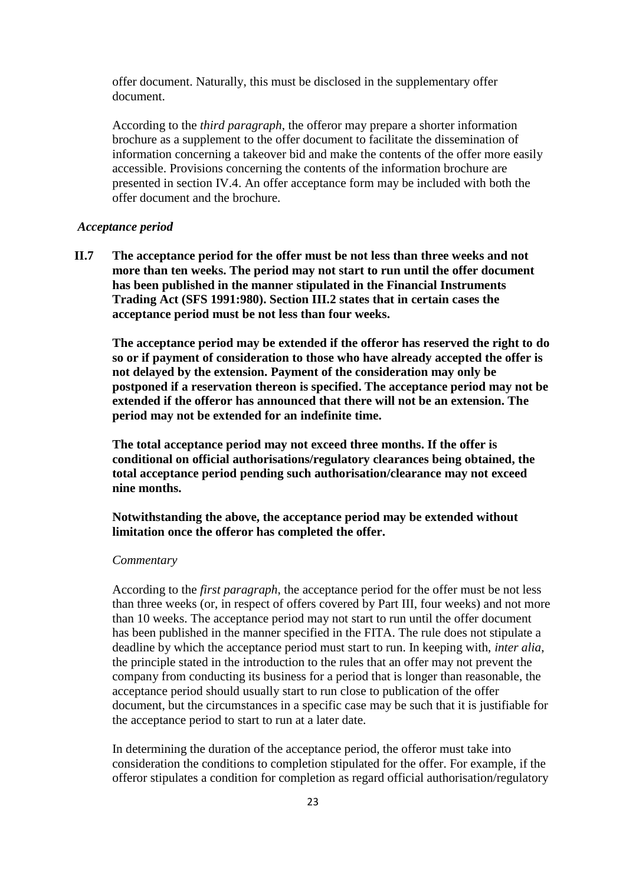offer document. Naturally, this must be disclosed in the supplementary offer document.

According to the *third paragraph*, the offeror may prepare a shorter information brochure as a supplement to the offer document to facilitate the dissemination of information concerning a takeover bid and make the contents of the offer more easily accessible. Provisions concerning the contents of the information brochure are presented in section IV.4. An offer acceptance form may be included with both the offer document and the brochure.

### *Acceptance period*

**II.7 The acceptance period for the offer must be not less than three weeks and not more than ten weeks. The period may not start to run until the offer document has been published in the manner stipulated in the Financial Instruments Trading Act (SFS 1991:980). Section III.2 states that in certain cases the acceptance period must be not less than four weeks.**

**The acceptance period may be extended if the offeror has reserved the right to do so or if payment of consideration to those who have already accepted the offer is not delayed by the extension. Payment of the consideration may only be postponed if a reservation thereon is specified. The acceptance period may not be extended if the offeror has announced that there will not be an extension. The period may not be extended for an indefinite time.**

**The total acceptance period may not exceed three months. If the offer is conditional on official authorisations/regulatory clearances being obtained, the total acceptance period pending such authorisation/clearance may not exceed nine months.**

**Notwithstanding the above, the acceptance period may be extended without limitation once the offeror has completed the offer.**

*Commentary*

According to the *first paragraph*, the acceptance period for the offer must be not less than three weeks (or, in respect of offers covered by Part III, four weeks) and not more than 10 weeks. The acceptance period may not start to run until the offer document has been published in the manner specified in the FITA. The rule does not stipulate a deadline by which the acceptance period must start to run. In keeping with, *inter alia*, the principle stated in the introduction to the rules that an offer may not prevent the company from conducting its business for a period that is longer than reasonable, the acceptance period should usually start to run close to publication of the offer document, but the circumstances in a specific case may be such that it is justifiable for the acceptance period to start to run at a later date.

In determining the duration of the acceptance period, the offeror must take into consideration the conditions to completion stipulated for the offer. For example, if the offeror stipulates a condition for completion as regard official authorisation/regulatory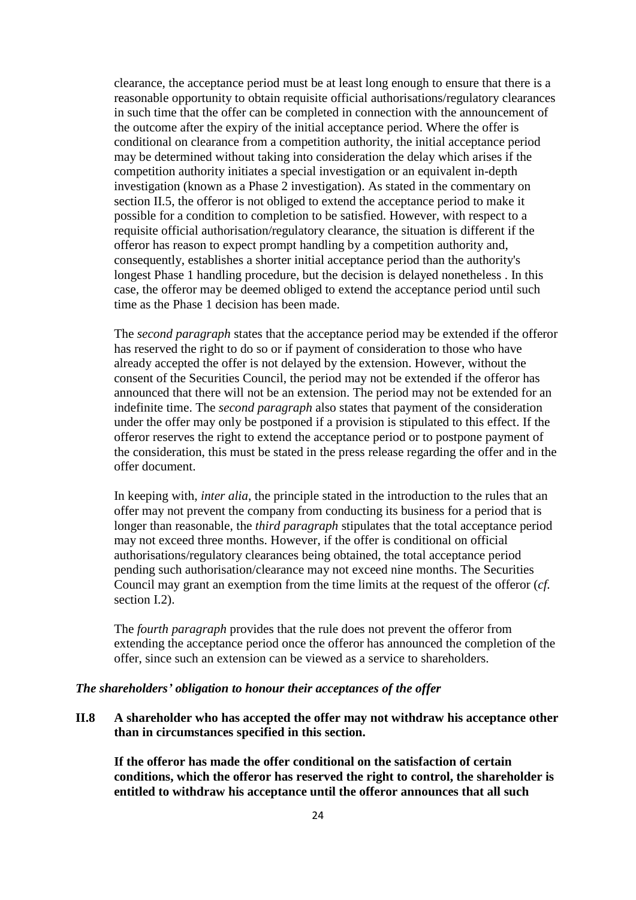clearance, the acceptance period must be at least long enough to ensure that there is a reasonable opportunity to obtain requisite official authorisations/regulatory clearances in such time that the offer can be completed in connection with the announcement of the outcome after the expiry of the initial acceptance period. Where the offer is conditional on clearance from a competition authority, the initial acceptance period may be determined without taking into consideration the delay which arises if the competition authority initiates a special investigation or an equivalent in-depth investigation (known as a Phase 2 investigation). As stated in the commentary on section II.5, the offeror is not obliged to extend the acceptance period to make it possible for a condition to completion to be satisfied. However, with respect to a requisite official authorisation/regulatory clearance, the situation is different if the offeror has reason to expect prompt handling by a competition authority and, consequently, establishes a shorter initial acceptance period than the authority's longest Phase 1 handling procedure, but the decision is delayed nonetheless . In this case, the offeror may be deemed obliged to extend the acceptance period until such time as the Phase 1 decision has been made.

The *second paragraph* states that the acceptance period may be extended if the offeror has reserved the right to do so or if payment of consideration to those who have already accepted the offer is not delayed by the extension. However, without the consent of the Securities Council, the period may not be extended if the offeror has announced that there will not be an extension. The period may not be extended for an indefinite time. The *second paragraph* also states that payment of the consideration under the offer may only be postponed if a provision is stipulated to this effect. If the offeror reserves the right to extend the acceptance period or to postpone payment of the consideration, this must be stated in the press release regarding the offer and in the offer document.

In keeping with, *inter alia*, the principle stated in the introduction to the rules that an offer may not prevent the company from conducting its business for a period that is longer than reasonable, the *third paragraph* stipulates that the total acceptance period may not exceed three months. However, if the offer is conditional on official authorisations/regulatory clearances being obtained, the total acceptance period pending such authorisation/clearance may not exceed nine months. The Securities Council may grant an exemption from the time limits at the request of the offeror (*cf.* section I.2).

The *fourth paragraph* provides that the rule does not prevent the offeror from extending the acceptance period once the offeror has announced the completion of the offer, since such an extension can be viewed as a service to shareholders.

### *The shareholders' obligation to honour their acceptances of the offer*

**II.8 A shareholder who has accepted the offer may not withdraw his acceptance other than in circumstances specified in this section.**

**If the offeror has made the offer conditional on the satisfaction of certain conditions, which the offeror has reserved the right to control, the shareholder is entitled to withdraw his acceptance until the offeror announces that all such**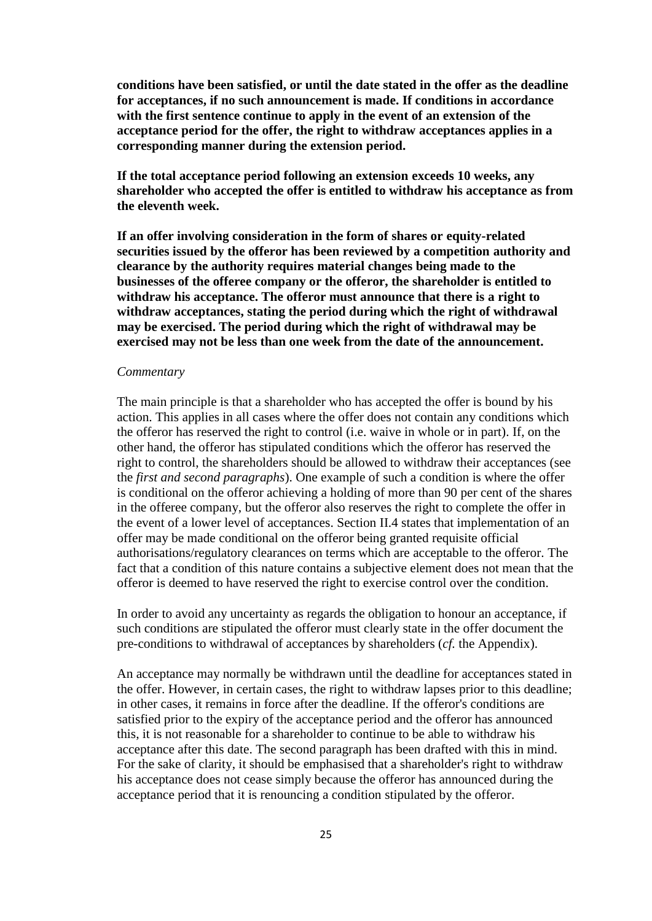**conditions have been satisfied, or until the date stated in the offer as the deadline for acceptances, if no such announcement is made. If conditions in accordance with the first sentence continue to apply in the event of an extension of the acceptance period for the offer, the right to withdraw acceptances applies in a corresponding manner during the extension period.**

**If the total acceptance period following an extension exceeds 10 weeks, any shareholder who accepted the offer is entitled to withdraw his acceptance as from the eleventh week.**

**If an offer involving consideration in the form of shares or equity-related securities issued by the offeror has been reviewed by a competition authority and clearance by the authority requires material changes being made to the businesses of the offeree company or the offeror, the shareholder is entitled to withdraw his acceptance. The offeror must announce that there is a right to withdraw acceptances, stating the period during which the right of withdrawal may be exercised. The period during which the right of withdrawal may be exercised may not be less than one week from the date of the announcement.**

*Commentary*

The main principle is that a shareholder who has accepted the offer is bound by his action. This applies in all cases where the offer does not contain any conditions which the offeror has reserved the right to control (i.e. waive in whole or in part). If, on the other hand, the offeror has stipulated conditions which the offeror has reserved the right to control, the shareholders should be allowed to withdraw their acceptances (see the *first and second paragraphs*). One example of such a condition is where the offer is conditional on the offeror achieving a holding of more than 90 per cent of the shares in the offeree company, but the offeror also reserves the right to complete the offer in the event of a lower level of acceptances. Section II.4 states that implementation of an offer may be made conditional on the offeror being granted requisite official authorisations/regulatory clearances on terms which are acceptable to the offeror. The fact that a condition of this nature contains a subjective element does not mean that the offeror is deemed to have reserved the right to exercise control over the condition.

In order to avoid any uncertainty as regards the obligation to honour an acceptance, if such conditions are stipulated the offeror must clearly state in the offer document the pre-conditions to withdrawal of acceptances by shareholders (*cf.* the Appendix).

An acceptance may normally be withdrawn until the deadline for acceptances stated in the offer. However, in certain cases, the right to withdraw lapses prior to this deadline; in other cases, it remains in force after the deadline. If the offeror's conditions are satisfied prior to the expiry of the acceptance period and the offeror has announced this, it is not reasonable for a shareholder to continue to be able to withdraw his acceptance after this date. The second paragraph has been drafted with this in mind. For the sake of clarity, it should be emphasised that a shareholder's right to withdraw his acceptance does not cease simply because the offeror has announced during the acceptance period that it is renouncing a condition stipulated by the offeror.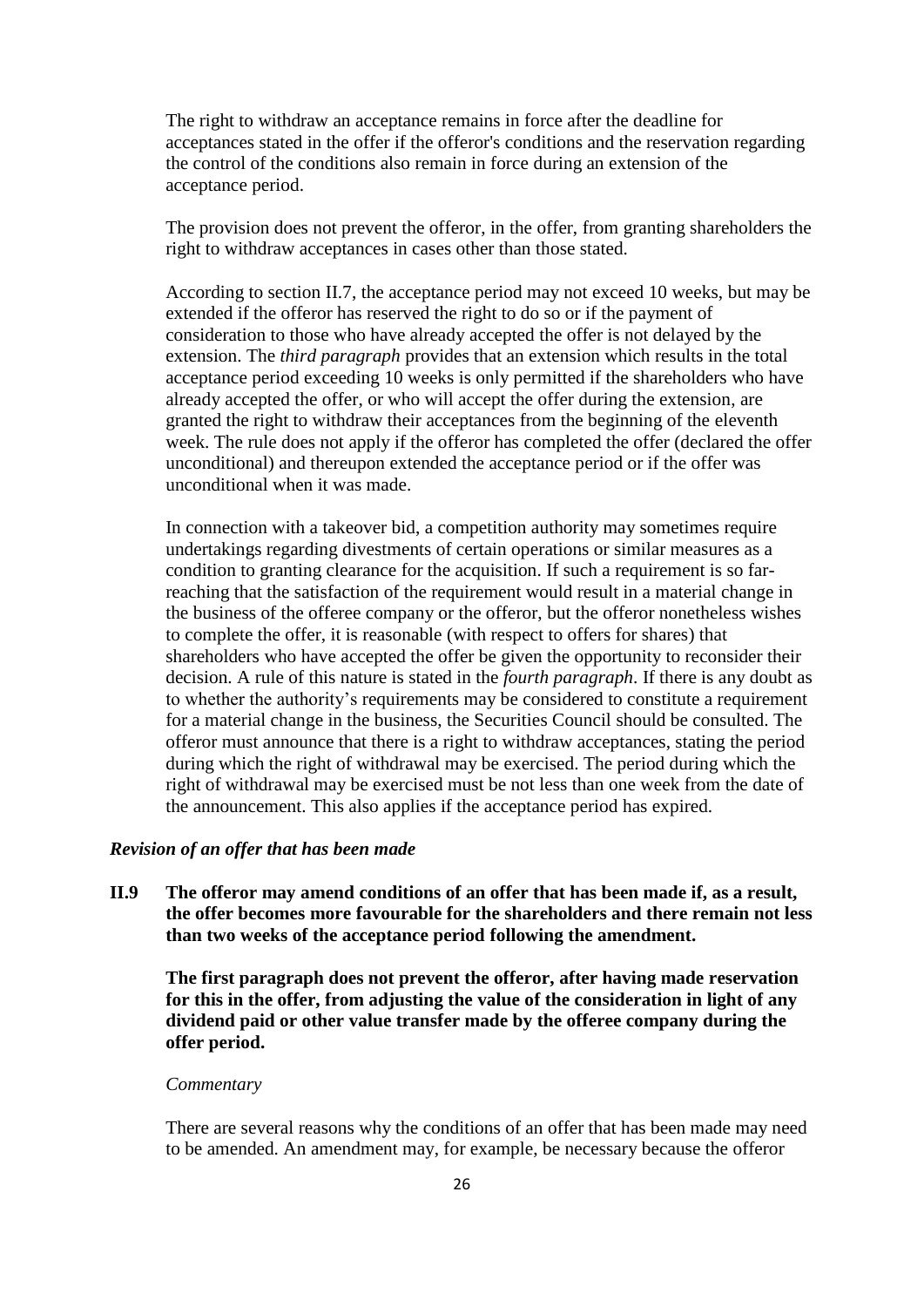The right to withdraw an acceptance remains in force after the deadline for acceptances stated in the offer if the offeror's conditions and the reservation regarding the control of the conditions also remain in force during an extension of the acceptance period.

The provision does not prevent the offeror, in the offer, from granting shareholders the right to withdraw acceptances in cases other than those stated.

According to section II.7, the acceptance period may not exceed 10 weeks, but may be extended if the offeror has reserved the right to do so or if the payment of consideration to those who have already accepted the offer is not delayed by the extension. The *third paragraph* provides that an extension which results in the total acceptance period exceeding 10 weeks is only permitted if the shareholders who have already accepted the offer, or who will accept the offer during the extension, are granted the right to withdraw their acceptances from the beginning of the eleventh week. The rule does not apply if the offeror has completed the offer (declared the offer unconditional) and thereupon extended the acceptance period or if the offer was unconditional when it was made.

In connection with a takeover bid, a competition authority may sometimes require undertakings regarding divestments of certain operations or similar measures as a condition to granting clearance for the acquisition. If such a requirement is so far-reaching that the satisfaction of the requirement would result in a material change in the business of the offeree company or the offeror, but the offeror nonetheless wishes to complete the offer, it is reasonable (with respect to offers for shares) that shareholders who have accepted the offer be given the opportunity to reconsider their decision. A rule of this nature is stated in the *fourth paragraph*. If there is any doubt as to whether the authority's requirements may be considered to constitute a requirement for a material change in the business, the Securities Council should be consulted. The offeror must announce that there is a right to withdraw acceptances, stating the period during which the right of withdrawal may be exercised. The period during which the right of withdrawal may be exercised must be not less than one week from the date of the announcement. This also applies if the acceptance period has expired.

***Revision of an offer that has been made***

**II.9 The offeror may amend conditions of an offer that has been made if, as a result, the offer becomes more favourable for the shareholders and there remain not less than two weeks of the acceptance period following the amendment.**

**The first paragraph does not prevent the offeror, after having made reservation for this in the offer, from adjusting the value of the consideration in light of any dividend paid or other value transfer made by the offeree company during the offer period.**

*Commentary*

There are several reasons why the conditions of an offer that has been made may need to be amended. An amendment may, for example, be necessary because the offeror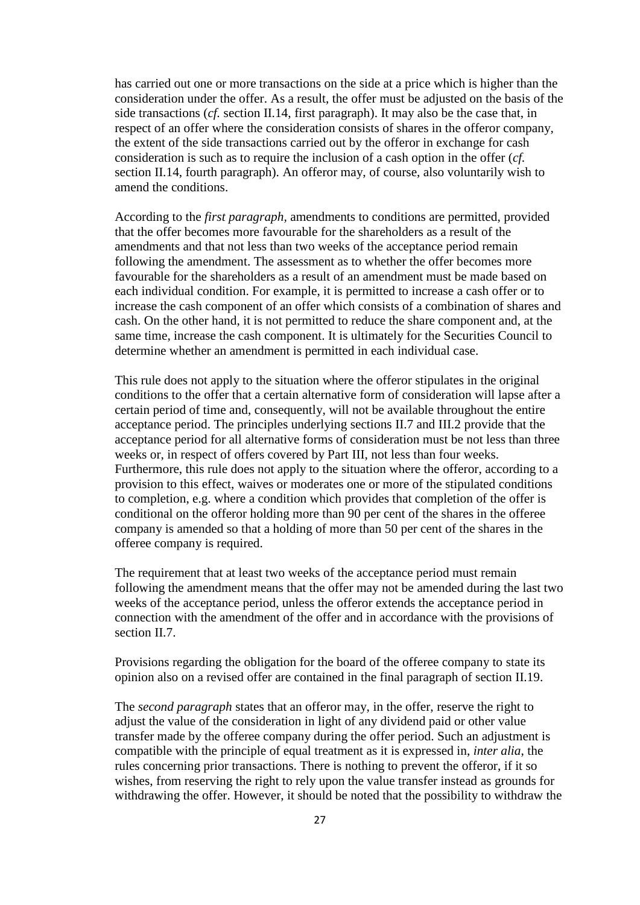has carried out one or more transactions on the side at a price which is higher than the consideration under the offer. As a result, the offer must be adjusted on the basis of the side transactions (*cf.* section II.14, first paragraph). It may also be the case that, in respect of an offer where the consideration consists of shares in the offeror company, the extent of the side transactions carried out by the offeror in exchange for cash consideration is such as to require the inclusion of a cash option in the offer (*cf.* section II.14, fourth paragraph). An offeror may, of course, also voluntarily wish to amend the conditions.

According to the *first paragraph*, amendments to conditions are permitted, provided that the offer becomes more favourable for the shareholders as a result of the amendments and that not less than two weeks of the acceptance period remain following the amendment. The assessment as to whether the offer becomes more favourable for the shareholders as a result of an amendment must be made based on each individual condition. For example, it is permitted to increase a cash offer or to increase the cash component of an offer which consists of a combination of shares and cash. On the other hand, it is not permitted to reduce the share component and, at the same time, increase the cash component. It is ultimately for the Securities Council to determine whether an amendment is permitted in each individual case.

This rule does not apply to the situation where the offeror stipulates in the original conditions to the offer that a certain alternative form of consideration will lapse after a certain period of time and, consequently, will not be available throughout the entire acceptance period. The principles underlying sections II.7 and III.2 provide that the acceptance period for all alternative forms of consideration must be not less than three weeks or, in respect of offers covered by Part III, not less than four weeks. Furthermore, this rule does not apply to the situation where the offeror, according to a provision to this effect, waives or moderates one or more of the stipulated conditions to completion, e.g. where a condition which provides that completion of the offer is conditional on the offeror holding more than 90 per cent of the shares in the offeree company is amended so that a holding of more than 50 per cent of the shares in the offeree company is required.

The requirement that at least two weeks of the acceptance period must remain following the amendment means that the offer may not be amended during the last two weeks of the acceptance period, unless the offeror extends the acceptance period in connection with the amendment of the offer and in accordance with the provisions of section II.7.

Provisions regarding the obligation for the board of the offeree company to state its opinion also on a revised offer are contained in the final paragraph of section II.19.

The *second paragraph* states that an offeror may, in the offer, reserve the right to adjust the value of the consideration in light of any dividend paid or other value transfer made by the offeree company during the offer period. Such an adjustment is compatible with the principle of equal treatment as it is expressed in, *inter alia*, the rules concerning prior transactions. There is nothing to prevent the offeror, if it so wishes, from reserving the right to rely upon the value transfer instead as grounds for withdrawing the offer. However, it should be noted that the possibility to withdraw the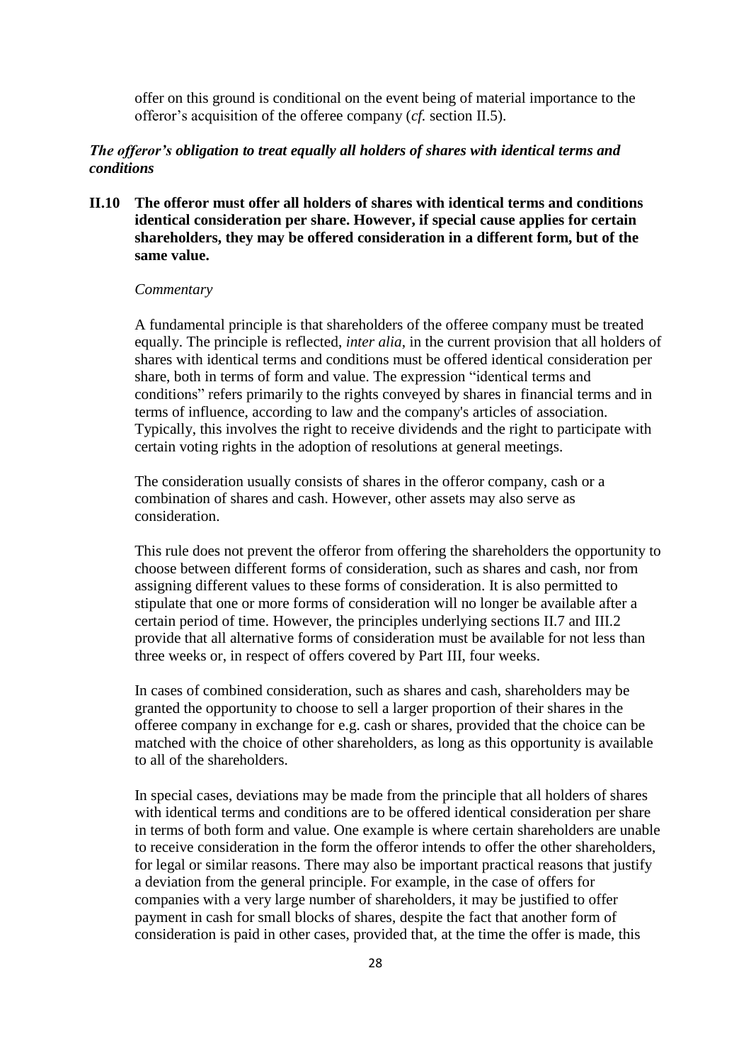offer on this ground is conditional on the event being of material importance to the offeror's acquisition of the offeree company (*cf.* section II.5).

### *The offeror's obligation to treat equally all holders of shares with identical terms and conditions*

**II.10 The offeror must offer all holders of shares with identical terms and conditions identical consideration per share. However, if special cause applies for certain shareholders, they may be offered consideration in a different form, but of the same value.**

*Commentary*

A fundamental principle is that shareholders of the offeree company must be treated equally. The principle is reflected, *inter alia*, in the current provision that all holders of shares with identical terms and conditions must be offered identical consideration per share, both in terms of form and value. The expression "identical terms and conditions" refers primarily to the rights conveyed by shares in financial terms and in terms of influence, according to law and the company's articles of association. Typically, this involves the right to receive dividends and the right to participate with certain voting rights in the adoption of resolutions at general meetings.

The consideration usually consists of shares in the offeror company, cash or a combination of shares and cash. However, other assets may also serve as consideration.

This rule does not prevent the offeror from offering the shareholders the opportunity to choose between different forms of consideration, such as shares and cash, nor from assigning different values to these forms of consideration. It is also permitted to stipulate that one or more forms of consideration will no longer be available after a certain period of time. However, the principles underlying sections II.7 and III.2 provide that all alternative forms of consideration must be available for not less than three weeks or, in respect of offers covered by Part III, four weeks.

In cases of combined consideration, such as shares and cash, shareholders may be granted the opportunity to choose to sell a larger proportion of their shares in the offeree company in exchange for e.g. cash or shares, provided that the choice can be matched with the choice of other shareholders, as long as this opportunity is available to all of the shareholders.

In special cases, deviations may be made from the principle that all holders of shares with identical terms and conditions are to be offered identical consideration per share in terms of both form and value. One example is where certain shareholders are unable to receive consideration in the form the offeror intends to offer the other shareholders, for legal or similar reasons. There may also be important practical reasons that justify a deviation from the general principle. For example, in the case of offers for companies with a very large number of shareholders, it may be justified to offer payment in cash for small blocks of shares, despite the fact that another form of consideration is paid in other cases, provided that, at the time the offer is made, this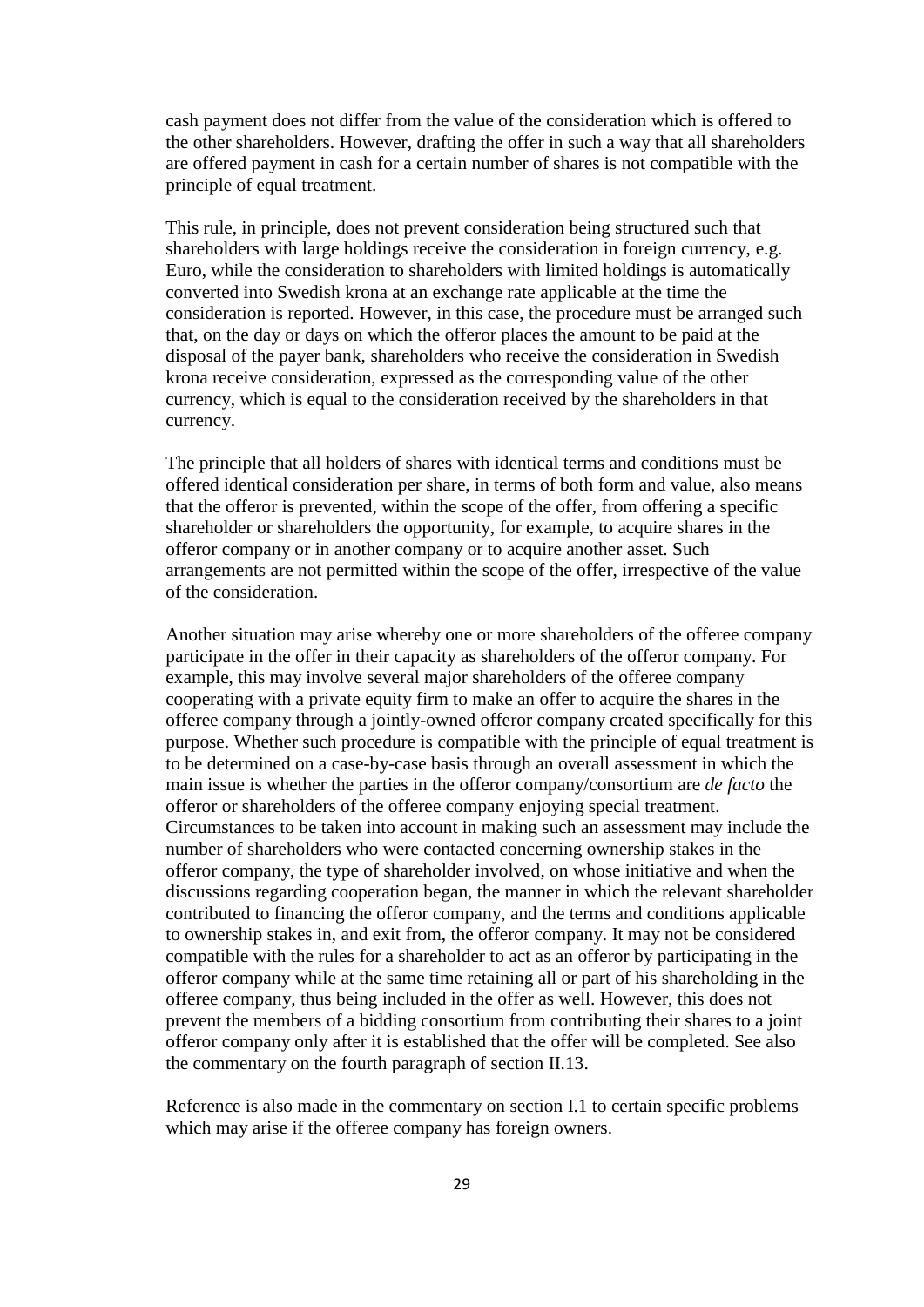cash payment does not differ from the value of the consideration which is offered to the other shareholders. However, drafting the offer in such a way that all shareholders are offered payment in cash for a certain number of shares is not compatible with the principle of equal treatment.

This rule, in principle, does not prevent consideration being structured such that shareholders with large holdings receive the consideration in foreign currency, e.g. Euro, while the consideration to shareholders with limited holdings is automatically converted into Swedish krona at an exchange rate applicable at the time the consideration is reported. However, in this case, the procedure must be arranged such that, on the day or days on which the offeror places the amount to be paid at the disposal of the payer bank, shareholders who receive the consideration in Swedish krona receive consideration, expressed as the corresponding value of the other currency, which is equal to the consideration received by the shareholders in that currency.

The principle that all holders of shares with identical terms and conditions must be offered identical consideration per share, in terms of both form and value, also means that the offeror is prevented, within the scope of the offer, from offering a specific shareholder or shareholders the opportunity, for example, to acquire shares in the offeror company or in another company or to acquire another asset. Such arrangements are not permitted within the scope of the offer, irrespective of the value of the consideration.

Another situation may arise whereby one or more shareholders of the offeree company participate in the offer in their capacity as shareholders of the offeror company. For example, this may involve several major shareholders of the offeree company cooperating with a private equity firm to make an offer to acquire the shares in the offeree company through a jointly-owned offeror company created specifically for this purpose. Whether such procedure is compatible with the principle of equal treatment is to be determined on a case-by-case basis through an overall assessment in which the main issue is whether the parties in the offeror company/consortium are *de facto* the offeror or shareholders of the offeree company enjoying special treatment. Circumstances to be taken into account in making such an assessment may include the number of shareholders who were contacted concerning ownership stakes in the offeror company, the type of shareholder involved, on whose initiative and when the discussions regarding cooperation began, the manner in which the relevant shareholder contributed to financing the offeror company, and the terms and conditions applicable to ownership stakes in, and exit from, the offeror company. It may not be considered compatible with the rules for a shareholder to act as an offeror by participating in the offeror company while at the same time retaining all or part of his shareholding in the offeree company, thus being included in the offer as well. However, this does not prevent the members of a bidding consortium from contributing their shares to a joint offeror company only after it is established that the offer will be completed. See also the commentary on the fourth paragraph of section II.13.

Reference is also made in the commentary on section I.1 to certain specific problems which may arise if the offeree company has foreign owners.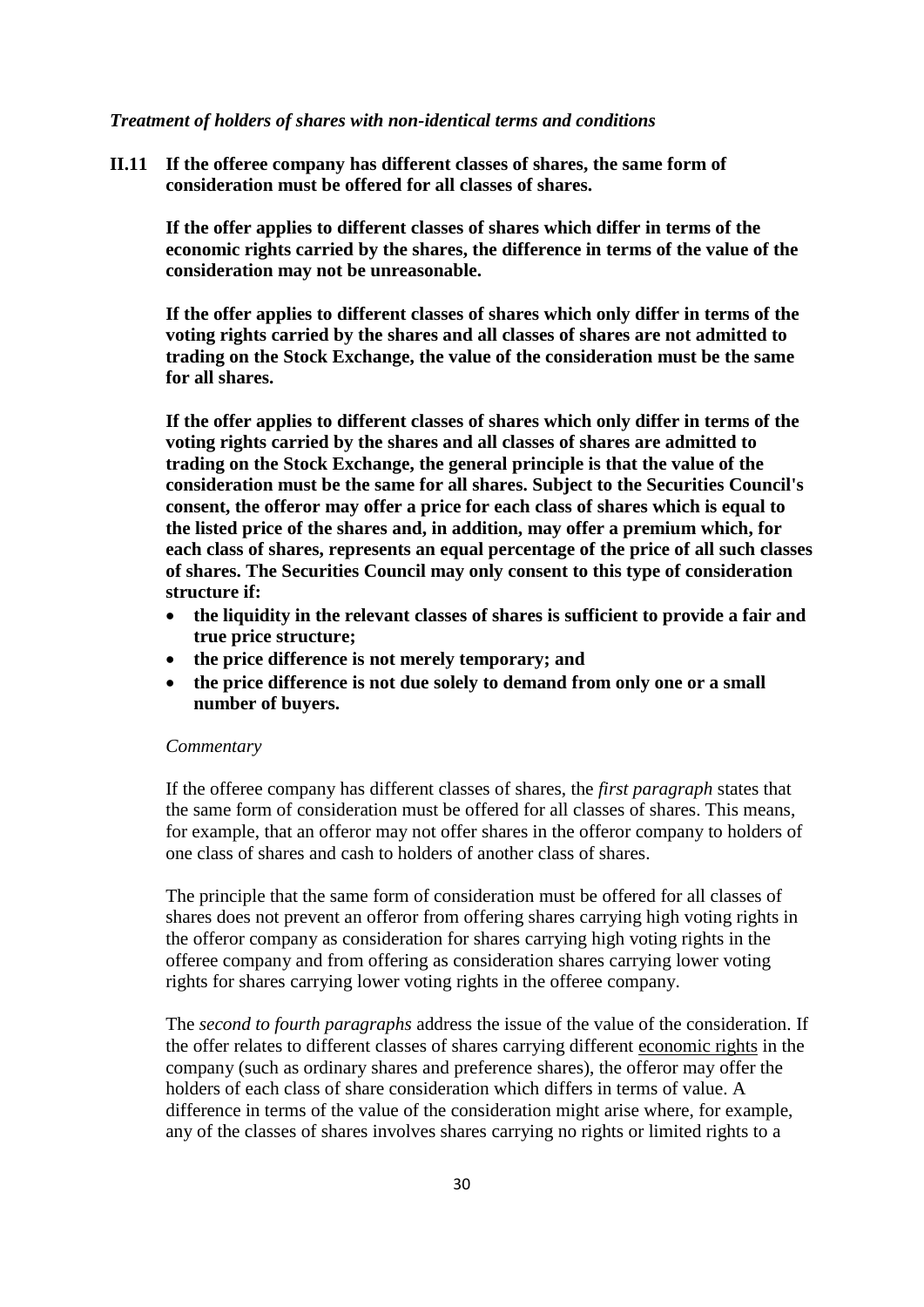*Treatment of holders of shares with non-identical terms and conditions*

**II.11 If the offeree company has different classes of shares, the same form of consideration must be offered for all classes of shares.**

**If the offer applies to different classes of shares which differ in terms of the economic rights carried by the shares, the difference in terms of the value of the consideration may not be unreasonable.**

**If the offer applies to different classes of shares which only differ in terms of the voting rights carried by the shares and all classes of shares are not admitted to trading on the Stock Exchange, the value of the consideration must be the same for all shares.**

**If the offer applies to different classes of shares which only differ in terms of the voting rights carried by the shares and all classes of shares are admitted to trading on the Stock Exchange, the general principle is that the value of the consideration must be the same for all shares. Subject to the Securities Council's consent, the offeror may offer a price for each class of shares which is equal to the listed price of the shares and, in addition, may offer a premium which, for each class of shares, represents an equal percentage of the price of all such classes of shares. The Securities Council may only consent to this type of consideration structure if:**

- **the liquidity in the relevant classes of shares is sufficient to provide a fair and true price structure;**
- **the price difference is not merely temporary; and**
- **the price difference is not due solely to demand from only one or a small number of buyers.**

*Commentary*

If the offeree company has different classes of shares, the *first paragraph* states that the same form of consideration must be offered for all classes of shares. This means, for example, that an offeror may not offer shares in the offeror company to holders of one class of shares and cash to holders of another class of shares.

The principle that the same form of consideration must be offered for all classes of shares does not prevent an offeror from offering shares carrying high voting rights in the offeror company as consideration for shares carrying high voting rights in the offeree company and from offering as consideration shares carrying lower voting rights for shares carrying lower voting rights in the offeree company.

The *second to fourth paragraphs* address the issue of the value of the consideration. If the offer relates to different classes of shares carrying different economic rights in the company (such as ordinary shares and preference shares), the offeror may offer the holders of each class of share consideration which differs in terms of value. A difference in terms of the value of the consideration might arise where, for example, any of the classes of shares involves shares carrying no rights or limited rights to a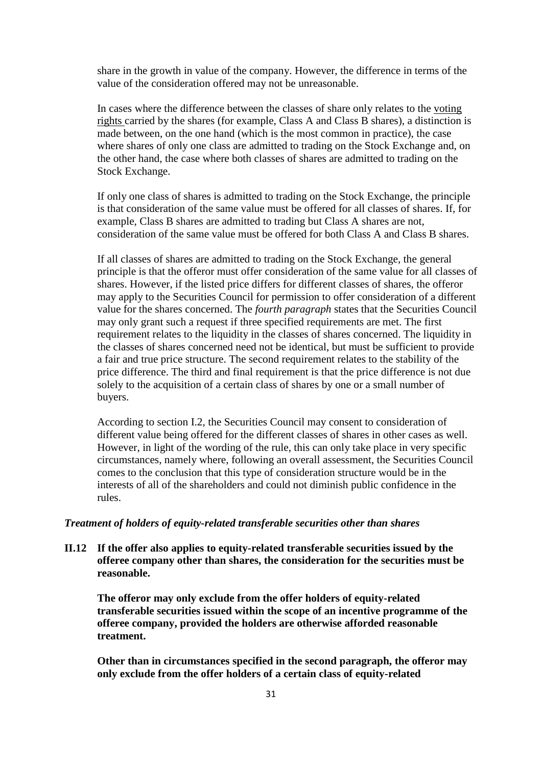share in the growth in value of the company. However, the difference in terms of the value of the consideration offered may not be unreasonable.

In cases where the difference between the classes of share only relates to the voting rights carried by the shares (for example, Class A and Class B shares), a distinction is made between, on the one hand (which is the most common in practice), the case where shares of only one class are admitted to trading on the Stock Exchange and, on the other hand, the case where both classes of shares are admitted to trading on the Stock Exchange.

If only one class of shares is admitted to trading on the Stock Exchange, the principle is that consideration of the same value must be offered for all classes of shares. If, for example, Class B shares are admitted to trading but Class A shares are not, consideration of the same value must be offered for both Class A and Class B shares.

If all classes of shares are admitted to trading on the Stock Exchange, the general principle is that the offeror must offer consideration of the same value for all classes of shares. However, if the listed price differs for different classes of shares, the offeror may apply to the Securities Council for permission to offer consideration of a different value for the shares concerned. The *fourth paragraph* states that the Securities Council may only grant such a request if three specified requirements are met. The first requirement relates to the liquidity in the classes of shares concerned. The liquidity in the classes of shares concerned need not be identical, but must be sufficient to provide a fair and true price structure. The second requirement relates to the stability of the price difference. The third and final requirement is that the price difference is not due solely to the acquisition of a certain class of shares by one or a small number of buyers.

According to section I.2, the Securities Council may consent to consideration of different value being offered for the different classes of shares in other cases as well. However, in light of the wording of the rule, this can only take place in very specific circumstances, namely where, following an overall assessment, the Securities Council comes to the conclusion that this type of consideration structure would be in the interests of all of the shareholders and could not diminish public confidence in the rules.

***Treatment of holders of equity-related transferable securities other than shares***

**II.12 If the offer also applies to equity-related transferable securities issued by the offeree company other than shares, the consideration for the securities must be reasonable.**

**The offeror may only exclude from the offer holders of equity-related transferable securities issued within the scope of an incentive programme of the offeree company, provided the holders are otherwise afforded reasonable treatment.**

**Other than in circumstances specified in the second paragraph, the offeror may only exclude from the offer holders of a certain class of equity-related**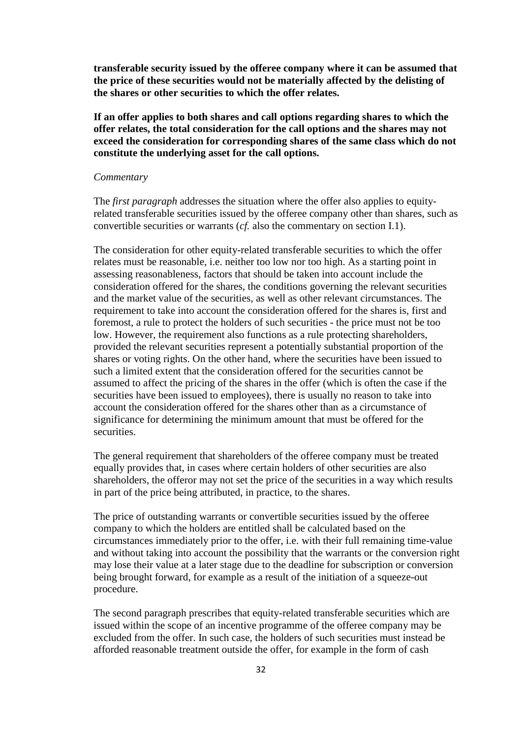**transferable security issued by the offeree company where it can be assumed that the price of these securities would not be materially affected by the delisting of the shares or other securities to which the offer relates.**

**If an offer applies to both shares and call options regarding shares to which the offer relates, the total consideration for the call options and the shares may not exceed the consideration for corresponding shares of the same class which do not constitute the underlying asset for the call options.**

*Commentary*

The *first paragraph* addresses the situation where the offer also applies to equity-related transferable securities issued by the offeree company other than shares, such as convertible securities or warrants (*cf.* also the commentary on section I.1).

The consideration for other equity-related transferable securities to which the offer relates must be reasonable, i.e. neither too low nor too high. As a starting point in assessing reasonableness, factors that should be taken into account include the consideration offered for the shares, the conditions governing the relevant securities and the market value of the securities, as well as other relevant circumstances. The requirement to take into account the consideration offered for the shares is, first and foremost, a rule to protect the holders of such securities - the price must not be too low. However, the requirement also functions as a rule protecting shareholders, provided the relevant securities represent a potentially substantial proportion of the shares or voting rights. On the other hand, where the securities have been issued to such a limited extent that the consideration offered for the securities cannot be assumed to affect the pricing of the shares in the offer (which is often the case if the securities have been issued to employees), there is usually no reason to take into account the consideration offered for the shares other than as a circumstance of significance for determining the minimum amount that must be offered for the securities.

The general requirement that shareholders of the offeree company must be treated equally provides that, in cases where certain holders of other securities are also shareholders, the offeror may not set the price of the securities in a way which results in part of the price being attributed, in practice, to the shares.

The price of outstanding warrants or convertible securities issued by the offeree company to which the holders are entitled shall be calculated based on the circumstances immediately prior to the offer, i.e. with their full remaining time-value and without taking into account the possibility that the warrants or the conversion right may lose their value at a later stage due to the deadline for subscription or conversion being brought forward, for example as a result of the initiation of a squeeze-out procedure.

The second paragraph prescribes that equity-related transferable securities which are issued within the scope of an incentive programme of the offeree company may be excluded from the offer. In such case, the holders of such securities must instead be afforded reasonable treatment outside the offer, for example in the form of cash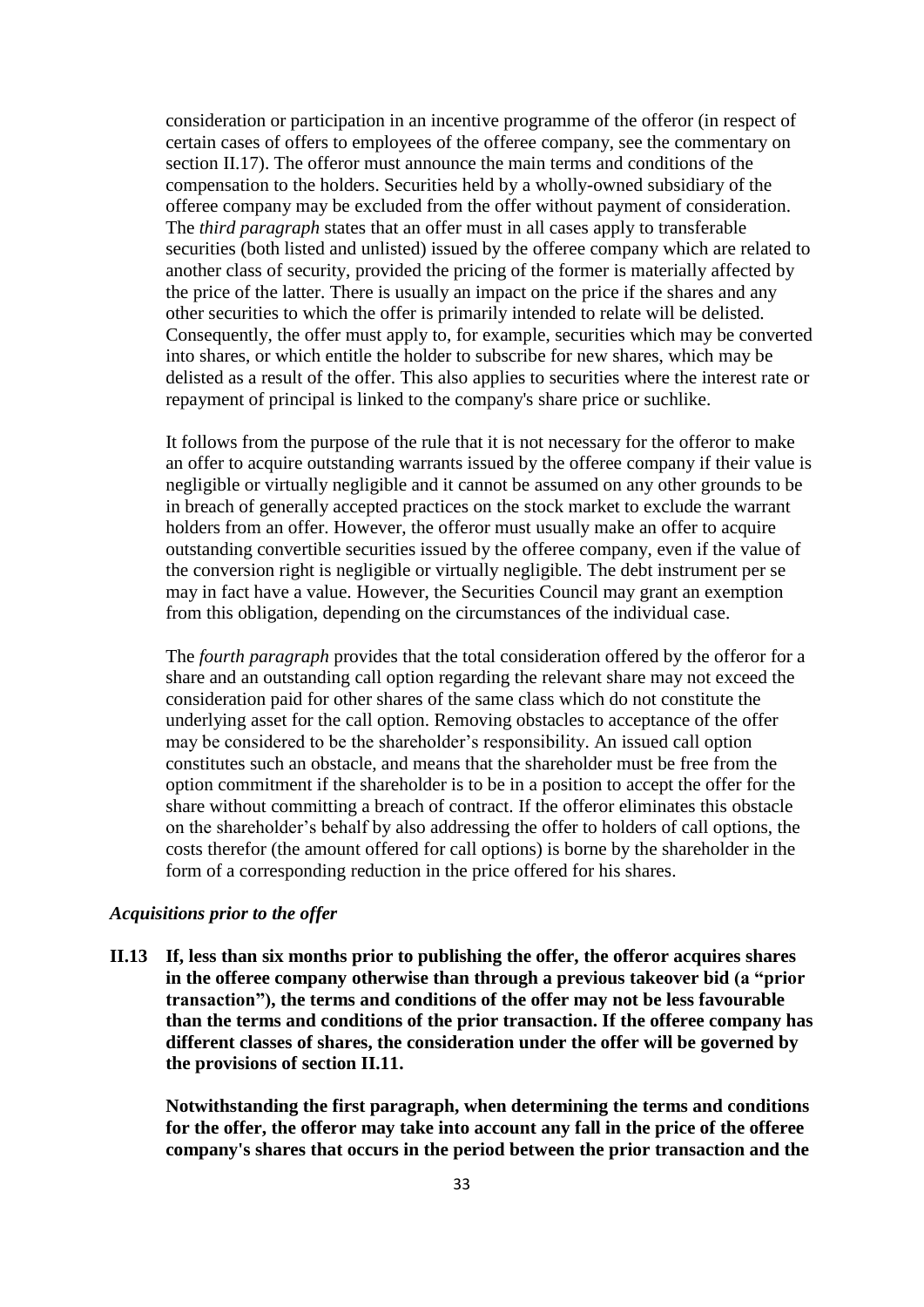consideration or participation in an incentive programme of the offeror (in respect of certain cases of offers to employees of the offeree company, see the commentary on section II.17). The offeror must announce the main terms and conditions of the compensation to the holders. Securities held by a wholly-owned subsidiary of the offeree company may be excluded from the offer without payment of consideration. The *third paragraph* states that an offer must in all cases apply to transferable securities (both listed and unlisted) issued by the offeree company which are related to another class of security, provided the pricing of the former is materially affected by the price of the latter. There is usually an impact on the price if the shares and any other securities to which the offer is primarily intended to relate will be delisted. Consequently, the offer must apply to, for example, securities which may be converted into shares, or which entitle the holder to subscribe for new shares, which may be delisted as a result of the offer. This also applies to securities where the interest rate or repayment of principal is linked to the company's share price or suchlike.

It follows from the purpose of the rule that it is not necessary for the offeror to make an offer to acquire outstanding warrants issued by the offeree company if their value is negligible or virtually negligible and it cannot be assumed on any other grounds to be in breach of generally accepted practices on the stock market to exclude the warrant holders from an offer. However, the offeror must usually make an offer to acquire outstanding convertible securities issued by the offeree company, even if the value of the conversion right is negligible or virtually negligible. The debt instrument per se may in fact have a value. However, the Securities Council may grant an exemption from this obligation, depending on the circumstances of the individual case.

The *fourth paragraph* provides that the total consideration offered by the offeror for a share and an outstanding call option regarding the relevant share may not exceed the consideration paid for other shares of the same class which do not constitute the underlying asset for the call option. Removing obstacles to acceptance of the offer may be considered to be the shareholder's responsibility. An issued call option constitutes such an obstacle, and means that the shareholder must be free from the option commitment if the shareholder is to be in a position to accept the offer for the share without committing a breach of contract. If the offeror eliminates this obstacle on the shareholder's behalf by also addressing the offer to holders of call options, the costs therefor (the amount offered for call options) is borne by the shareholder in the form of a corresponding reduction in the price offered for his shares.

***Acquisitions prior to the offer***

**II.13 If, less than six months prior to publishing the offer, the offeror acquires shares in the offeree company otherwise than through a previous takeover bid (a "prior transaction"), the terms and conditions of the offer may not be less favourable than the terms and conditions of the prior transaction. If the offeree company has different classes of shares, the consideration under the offer will be governed by the provisions of section II.11.**

**Notwithstanding the first paragraph, when determining the terms and conditions for the offer, the offeror may take into account any fall in the price of the offeree company's shares that occurs in the period between the prior transaction and the**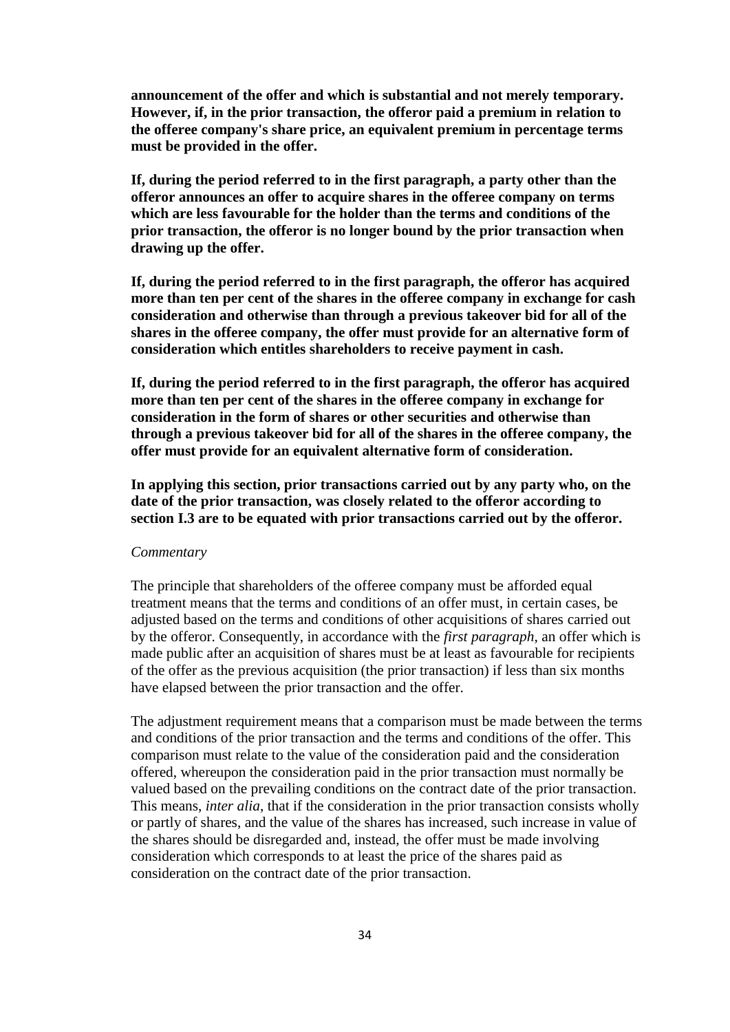**announcement of the offer and which is substantial and not merely temporary. However, if, in the prior transaction, the offeror paid a premium in relation to the offeree company's share price, an equivalent premium in percentage terms must be provided in the offer.**

**If, during the period referred to in the first paragraph, a party other than the offeror announces an offer to acquire shares in the offeree company on terms which are less favourable for the holder than the terms and conditions of the prior transaction, the offeror is no longer bound by the prior transaction when drawing up the offer.**

**If, during the period referred to in the first paragraph, the offeror has acquired more than ten per cent of the shares in the offeree company in exchange for cash consideration and otherwise than through a previous takeover bid for all of the shares in the offeree company, the offer must provide for an alternative form of consideration which entitles shareholders to receive payment in cash.**

**If, during the period referred to in the first paragraph, the offeror has acquired more than ten per cent of the shares in the offeree company in exchange for consideration in the form of shares or other securities and otherwise than through a previous takeover bid for all of the shares in the offeree company, the offer must provide for an equivalent alternative form of consideration.**

**In applying this section, prior transactions carried out by any party who, on the date of the prior transaction, was closely related to the offeror according to section I.3 are to be equated with prior transactions carried out by the offeror.**

*Commentary*

The principle that shareholders of the offeree company must be afforded equal treatment means that the terms and conditions of an offer must, in certain cases, be adjusted based on the terms and conditions of other acquisitions of shares carried out by the offeror. Consequently, in accordance with the *first paragraph*, an offer which is made public after an acquisition of shares must be at least as favourable for recipients of the offer as the previous acquisition (the prior transaction) if less than six months have elapsed between the prior transaction and the offer.

The adjustment requirement means that a comparison must be made between the terms and conditions of the prior transaction and the terms and conditions of the offer. This comparison must relate to the value of the consideration paid and the consideration offered, whereupon the consideration paid in the prior transaction must normally be valued based on the prevailing conditions on the contract date of the prior transaction. This means, *inter alia*, that if the consideration in the prior transaction consists wholly or partly of shares, and the value of the shares has increased, such increase in value of the shares should be disregarded and, instead, the offer must be made involving consideration which corresponds to at least the price of the shares paid as consideration on the contract date of the prior transaction.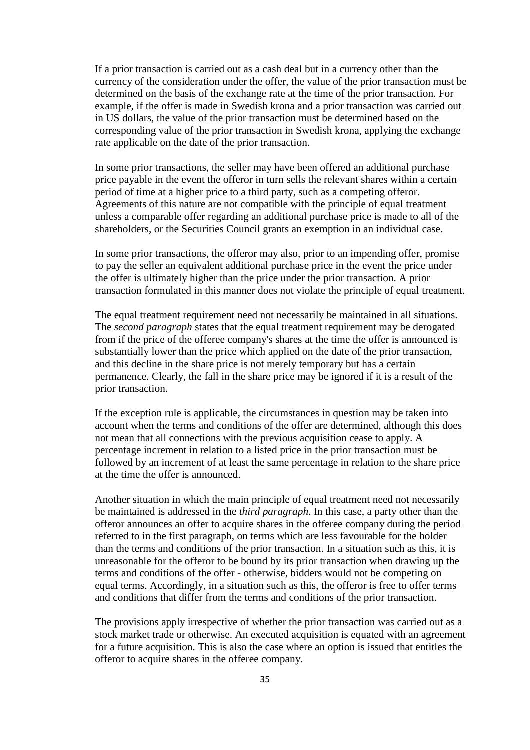If a prior transaction is carried out as a cash deal but in a currency other than the currency of the consideration under the offer, the value of the prior transaction must be determined on the basis of the exchange rate at the time of the prior transaction. For example, if the offer is made in Swedish krona and a prior transaction was carried out in US dollars, the value of the prior transaction must be determined based on the corresponding value of the prior transaction in Swedish krona, applying the exchange rate applicable on the date of the prior transaction.

In some prior transactions, the seller may have been offered an additional purchase price payable in the event the offeror in turn sells the relevant shares within a certain period of time at a higher price to a third party, such as a competing offeror. Agreements of this nature are not compatible with the principle of equal treatment unless a comparable offer regarding an additional purchase price is made to all of the shareholders, or the Securities Council grants an exemption in an individual case.

In some prior transactions, the offeror may also, prior to an impending offer, promise to pay the seller an equivalent additional purchase price in the event the price under the offer is ultimately higher than the price under the prior transaction. A prior transaction formulated in this manner does not violate the principle of equal treatment.

The equal treatment requirement need not necessarily be maintained in all situations. The *second paragraph* states that the equal treatment requirement may be derogated from if the price of the offeree company's shares at the time the offer is announced is substantially lower than the price which applied on the date of the prior transaction, and this decline in the share price is not merely temporary but has a certain permanence. Clearly, the fall in the share price may be ignored if it is a result of the prior transaction.

If the exception rule is applicable, the circumstances in question may be taken into account when the terms and conditions of the offer are determined, although this does not mean that all connections with the previous acquisition cease to apply. A percentage increment in relation to a listed price in the prior transaction must be followed by an increment of at least the same percentage in relation to the share price at the time the offer is announced.

Another situation in which the main principle of equal treatment need not necessarily be maintained is addressed in the *third paragraph*. In this case, a party other than the offeror announces an offer to acquire shares in the offeree company during the period referred to in the first paragraph, on terms which are less favourable for the holder than the terms and conditions of the prior transaction. In a situation such as this, it is unreasonable for the offeror to be bound by its prior transaction when drawing up the terms and conditions of the offer - otherwise, bidders would not be competing on equal terms. Accordingly, in a situation such as this, the offeror is free to offer terms and conditions that differ from the terms and conditions of the prior transaction.

The provisions apply irrespective of whether the prior transaction was carried out as a stock market trade or otherwise. An executed acquisition is equated with an agreement for a future acquisition. This is also the case where an option is issued that entitles the offeror to acquire shares in the offeree company.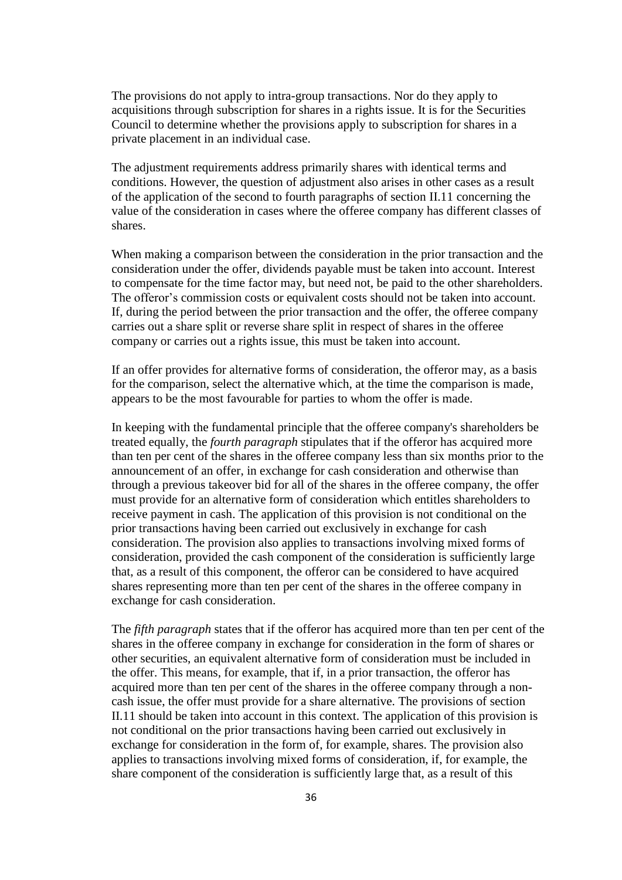The provisions do not apply to intra-group transactions. Nor do they apply to acquisitions through subscription for shares in a rights issue. It is for the Securities Council to determine whether the provisions apply to subscription for shares in a private placement in an individual case.

The adjustment requirements address primarily shares with identical terms and conditions. However, the question of adjustment also arises in other cases as a result of the application of the second to fourth paragraphs of section II.11 concerning the value of the consideration in cases where the offeree company has different classes of shares.

When making a comparison between the consideration in the prior transaction and the consideration under the offer, dividends payable must be taken into account. Interest to compensate for the time factor may, but need not, be paid to the other shareholders. The offeror's commission costs or equivalent costs should not be taken into account. If, during the period between the prior transaction and the offer, the offeree company carries out a share split or reverse share split in respect of shares in the offeree company or carries out a rights issue, this must be taken into account.

If an offer provides for alternative forms of consideration, the offeror may, as a basis for the comparison, select the alternative which, at the time the comparison is made, appears to be the most favourable for parties to whom the offer is made.

In keeping with the fundamental principle that the offeree company's shareholders be treated equally, the *fourth paragraph* stipulates that if the offeror has acquired more than ten per cent of the shares in the offeree company less than six months prior to the announcement of an offer, in exchange for cash consideration and otherwise than through a previous takeover bid for all of the shares in the offeree company, the offer must provide for an alternative form of consideration which entitles shareholders to receive payment in cash. The application of this provision is not conditional on the prior transactions having been carried out exclusively in exchange for cash consideration. The provision also applies to transactions involving mixed forms of consideration, provided the cash component of the consideration is sufficiently large that, as a result of this component, the offeror can be considered to have acquired shares representing more than ten per cent of the shares in the offeree company in exchange for cash consideration.

The *fifth paragraph* states that if the offeror has acquired more than ten per cent of the shares in the offeree company in exchange for consideration in the form of shares or other securities, an equivalent alternative form of consideration must be included in the offer. This means, for example, that if, in a prior transaction, the offeror has acquired more than ten per cent of the shares in the offeree company through a non-cash issue, the offer must provide for a share alternative. The provisions of section II.11 should be taken into account in this context. The application of this provision is not conditional on the prior transactions having been carried out exclusively in exchange for consideration in the form of, for example, shares. The provision also applies to transactions involving mixed forms of consideration, if, for example, the share component of the consideration is sufficiently large that, as a result of this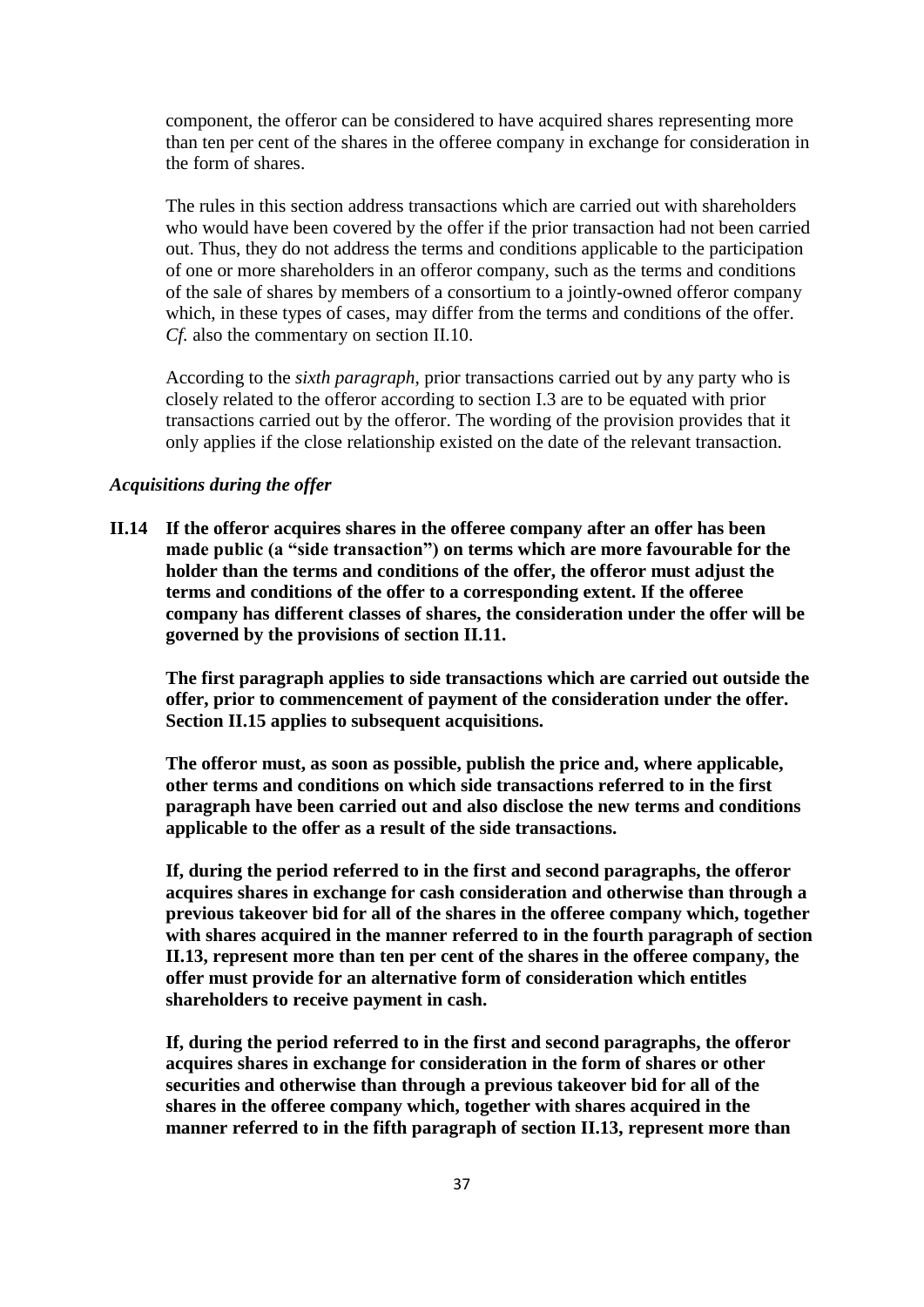component, the offeror can be considered to have acquired shares representing more than ten per cent of the shares in the offeree company in exchange for consideration in the form of shares.

The rules in this section address transactions which are carried out with shareholders who would have been covered by the offer if the prior transaction had not been carried out. Thus, they do not address the terms and conditions applicable to the participation of one or more shareholders in an offeror company, such as the terms and conditions of the sale of shares by members of a consortium to a jointly-owned offeror company which, in these types of cases, may differ from the terms and conditions of the offer. *Cf.* also the commentary on section II.10.

According to the *sixth paragraph*, prior transactions carried out by any party who is closely related to the offeror according to section I.3 are to be equated with prior transactions carried out by the offeror. The wording of the provision provides that it only applies if the close relationship existed on the date of the relevant transaction.

### *Acquisitions during the offer*

**II.14 If the offeror acquires shares in the offeree company after an offer has been made public (a "side transaction") on terms which are more favourable for the holder than the terms and conditions of the offer, the offeror must adjust the terms and conditions of the offer to a corresponding extent. If the offeree company has different classes of shares, the consideration under the offer will be governed by the provisions of section II.11.**

**The first paragraph applies to side transactions which are carried out outside the offer, prior to commencement of payment of the consideration under the offer. Section II.15 applies to subsequent acquisitions.**

**The offeror must, as soon as possible, publish the price and, where applicable, other terms and conditions on which side transactions referred to in the first paragraph have been carried out and also disclose the new terms and conditions applicable to the offer as a result of the side transactions.**

**If, during the period referred to in the first and second paragraphs, the offeror acquires shares in exchange for cash consideration and otherwise than through a previous takeover bid for all of the shares in the offeree company which, together with shares acquired in the manner referred to in the fourth paragraph of section II.13, represent more than ten per cent of the shares in the offeree company, the offer must provide for an alternative form of consideration which entitles shareholders to receive payment in cash.**

**If, during the period referred to in the first and second paragraphs, the offeror acquires shares in exchange for consideration in the form of shares or other securities and otherwise than through a previous takeover bid for all of the shares in the offeree company which, together with shares acquired in the manner referred to in the fifth paragraph of section II.13, represent more than**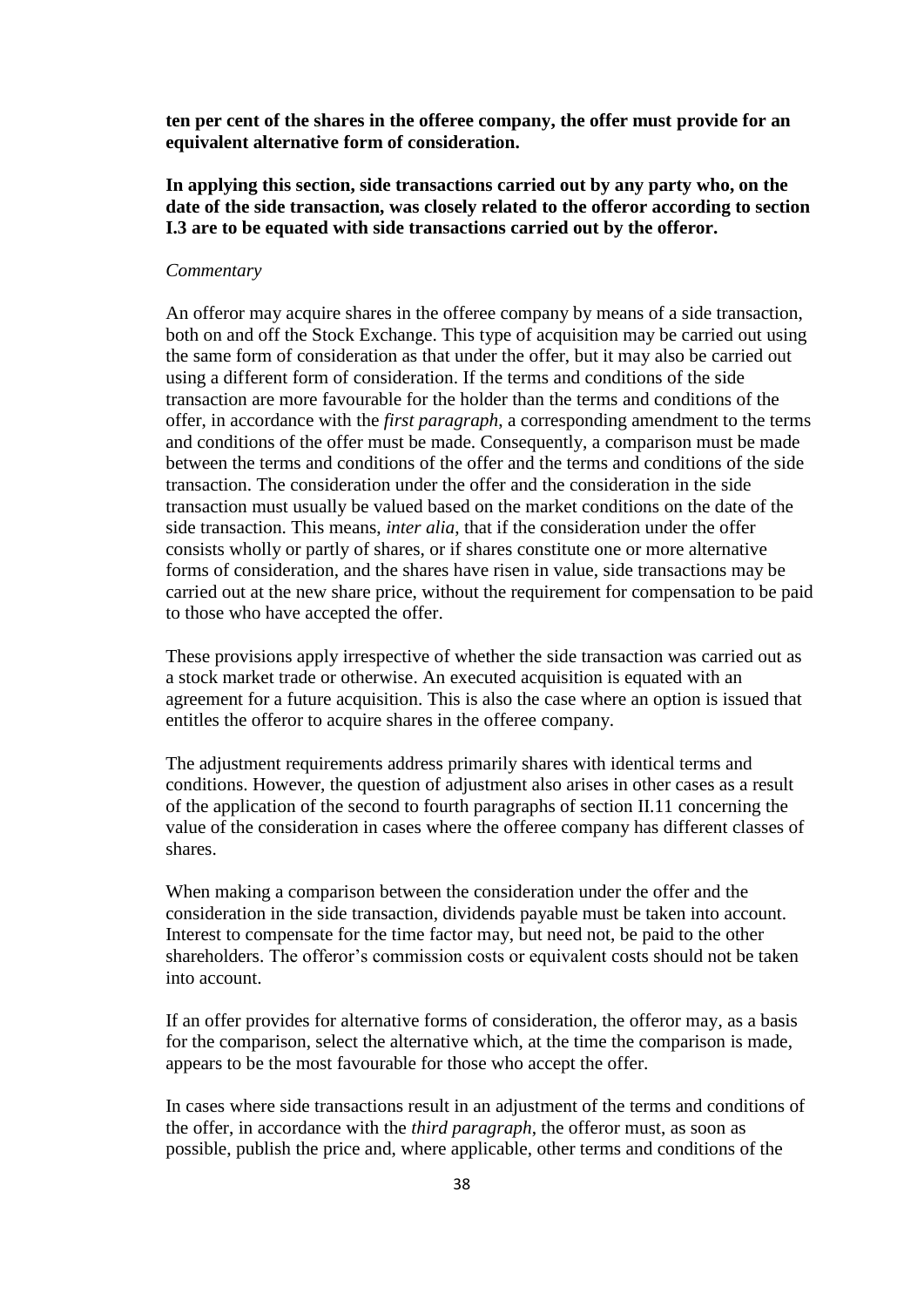**ten per cent of the shares in the offeree company, the offer must provide for an equivalent alternative form of consideration.**

**In applying this section, side transactions carried out by any party who, on the date of the side transaction, was closely related to the offeror according to section I.3 are to be equated with side transactions carried out by the offeror.**

*Commentary*

An offeror may acquire shares in the offeree company by means of a side transaction, both on and off the Stock Exchange. This type of acquisition may be carried out using the same form of consideration as that under the offer, but it may also be carried out using a different form of consideration. If the terms and conditions of the side transaction are more favourable for the holder than the terms and conditions of the offer, in accordance with the *first paragraph*, a corresponding amendment to the terms and conditions of the offer must be made. Consequently, a comparison must be made between the terms and conditions of the offer and the terms and conditions of the side transaction. The consideration under the offer and the consideration in the side transaction must usually be valued based on the market conditions on the date of the side transaction. This means, *inter alia*, that if the consideration under the offer consists wholly or partly of shares, or if shares constitute one or more alternative forms of consideration, and the shares have risen in value, side transactions may be carried out at the new share price, without the requirement for compensation to be paid to those who have accepted the offer.

These provisions apply irrespective of whether the side transaction was carried out as a stock market trade or otherwise. An executed acquisition is equated with an agreement for a future acquisition. This is also the case where an option is issued that entitles the offeror to acquire shares in the offeree company.

The adjustment requirements address primarily shares with identical terms and conditions. However, the question of adjustment also arises in other cases as a result of the application of the second to fourth paragraphs of section II.11 concerning the value of the consideration in cases where the offeree company has different classes of shares.

When making a comparison between the consideration under the offer and the consideration in the side transaction, dividends payable must be taken into account. Interest to compensate for the time factor may, but need not, be paid to the other shareholders. The offeror's commission costs or equivalent costs should not be taken into account.

If an offer provides for alternative forms of consideration, the offeror may, as a basis for the comparison, select the alternative which, at the time the comparison is made, appears to be the most favourable for those who accept the offer.

In cases where side transactions result in an adjustment of the terms and conditions of the offer, in accordance with the *third paragraph*, the offeror must, as soon as possible, publish the price and, where applicable, other terms and conditions of the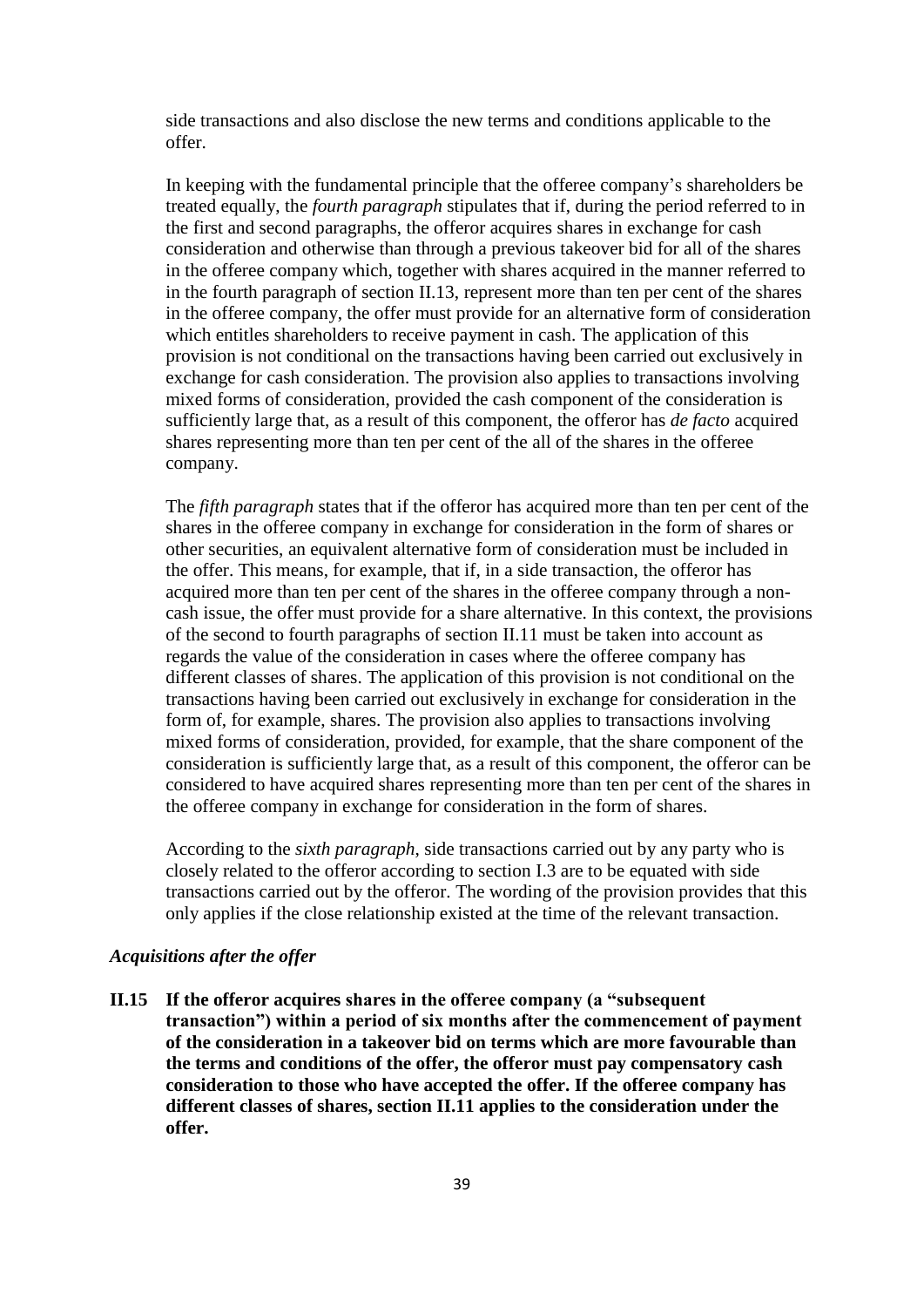side transactions and also disclose the new terms and conditions applicable to the offer.

In keeping with the fundamental principle that the offeree company's shareholders be treated equally, the *fourth paragraph* stipulates that if, during the period referred to in the first and second paragraphs, the offeror acquires shares in exchange for cash consideration and otherwise than through a previous takeover bid for all of the shares in the offeree company which, together with shares acquired in the manner referred to in the fourth paragraph of section II.13, represent more than ten per cent of the shares in the offeree company, the offer must provide for an alternative form of consideration which entitles shareholders to receive payment in cash. The application of this provision is not conditional on the transactions having been carried out exclusively in exchange for cash consideration. The provision also applies to transactions involving mixed forms of consideration, provided the cash component of the consideration is sufficiently large that, as a result of this component, the offeror has *de facto* acquired shares representing more than ten per cent of the all of the shares in the offeree company.

The *fifth paragraph* states that if the offeror has acquired more than ten per cent of the shares in the offeree company in exchange for consideration in the form of shares or other securities, an equivalent alternative form of consideration must be included in the offer. This means, for example, that if, in a side transaction, the offeror has acquired more than ten per cent of the shares in the offeree company through a non-cash issue, the offer must provide for a share alternative. In this context, the provisions of the second to fourth paragraphs of section II.11 must be taken into account as regards the value of the consideration in cases where the offeree company has different classes of shares. The application of this provision is not conditional on the transactions having been carried out exclusively in exchange for consideration in the form of, for example, shares. The provision also applies to transactions involving mixed forms of consideration, provided, for example, that the share component of the consideration is sufficiently large that, as a result of this component, the offeror can be considered to have acquired shares representing more than ten per cent of the shares in the offeree company in exchange for consideration in the form of shares.

According to the *sixth paragraph*, side transactions carried out by any party who is closely related to the offeror according to section I.3 are to be equated with side transactions carried out by the offeror. The wording of the provision provides that this only applies if the close relationship existed at the time of the relevant transaction.

### *Acquisitions after the offer*

**II.15 If the offeror acquires shares in the offeree company (a "subsequent transaction") within a period of six months after the commencement of payment of the consideration in a takeover bid on terms which are more favourable than the terms and conditions of the offer, the offeror must pay compensatory cash consideration to those who have accepted the offer. If the offeree company has different classes of shares, section II.11 applies to the consideration under the offer.**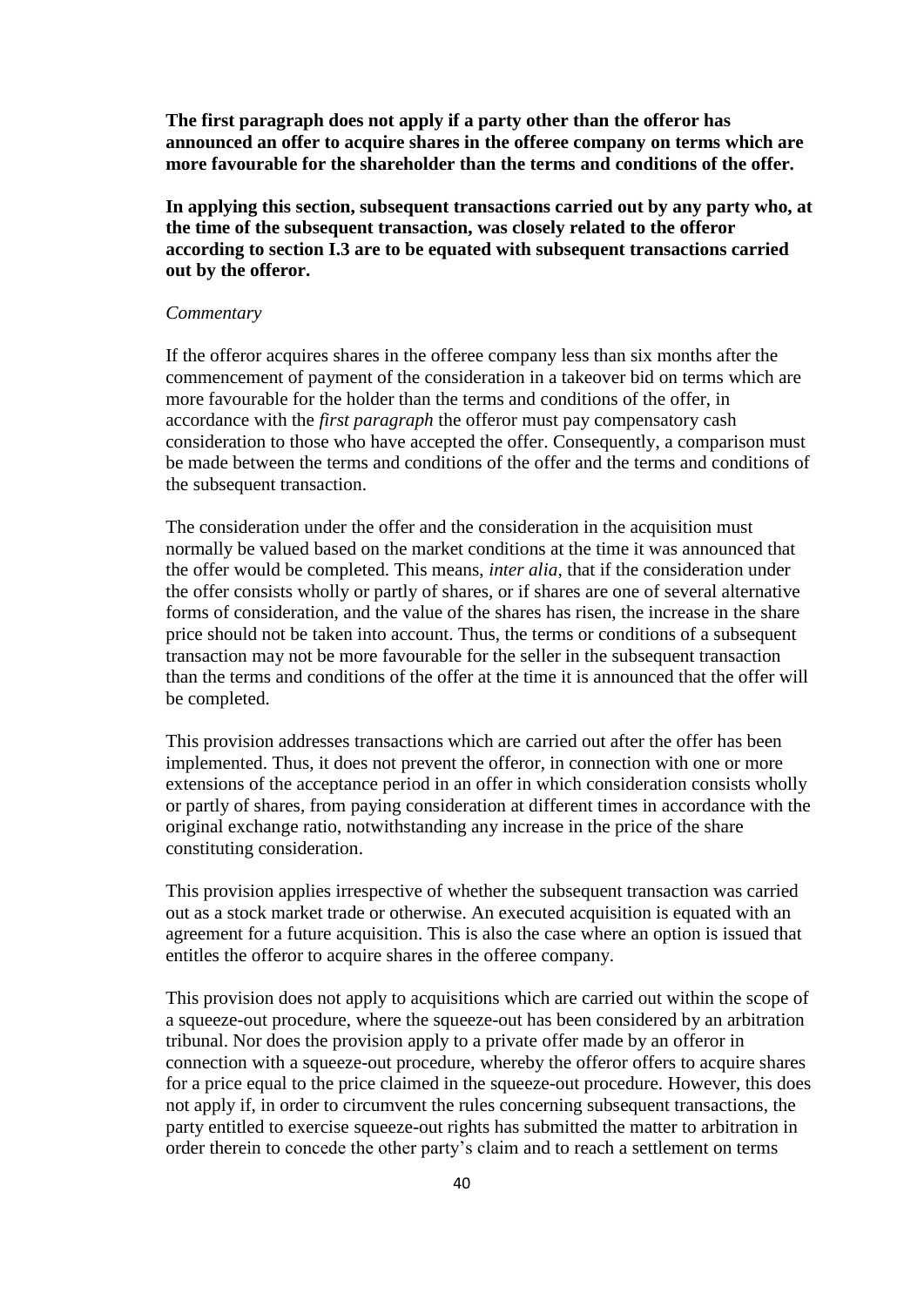**The first paragraph does not apply if a party other than the offeror has announced an offer to acquire shares in the offeree company on terms which are more favourable for the shareholder than the terms and conditions of the offer.**

**In applying this section, subsequent transactions carried out by any party who, at the time of the subsequent transaction, was closely related to the offeror according to section I.3 are to be equated with subsequent transactions carried out by the offeror.**

*Commentary*

If the offeror acquires shares in the offeree company less than six months after the commencement of payment of the consideration in a takeover bid on terms which are more favourable for the holder than the terms and conditions of the offer, in accordance with the *first paragraph* the offeror must pay compensatory cash consideration to those who have accepted the offer. Consequently, a comparison must be made between the terms and conditions of the offer and the terms and conditions of the subsequent transaction.

The consideration under the offer and the consideration in the acquisition must normally be valued based on the market conditions at the time it was announced that the offer would be completed. This means, *inter alia*, that if the consideration under the offer consists wholly or partly of shares, or if shares are one of several alternative forms of consideration, and the value of the shares has risen, the increase in the share price should not be taken into account. Thus, the terms or conditions of a subsequent transaction may not be more favourable for the seller in the subsequent transaction than the terms and conditions of the offer at the time it is announced that the offer will be completed.

This provision addresses transactions which are carried out after the offer has been implemented. Thus, it does not prevent the offeror, in connection with one or more extensions of the acceptance period in an offer in which consideration consists wholly or partly of shares, from paying consideration at different times in accordance with the original exchange ratio, notwithstanding any increase in the price of the share constituting consideration.

This provision applies irrespective of whether the subsequent transaction was carried out as a stock market trade or otherwise. An executed acquisition is equated with an agreement for a future acquisition. This is also the case where an option is issued that entitles the offeror to acquire shares in the offeree company.

This provision does not apply to acquisitions which are carried out within the scope of a squeeze-out procedure, where the squeeze-out has been considered by an arbitration tribunal. Nor does the provision apply to a private offer made by an offeror in connection with a squeeze-out procedure, whereby the offeror offers to acquire shares for a price equal to the price claimed in the squeeze-out procedure. However, this does not apply if, in order to circumvent the rules concerning subsequent transactions, the party entitled to exercise squeeze-out rights has submitted the matter to arbitration in order therein to concede the other party's claim and to reach a settlement on terms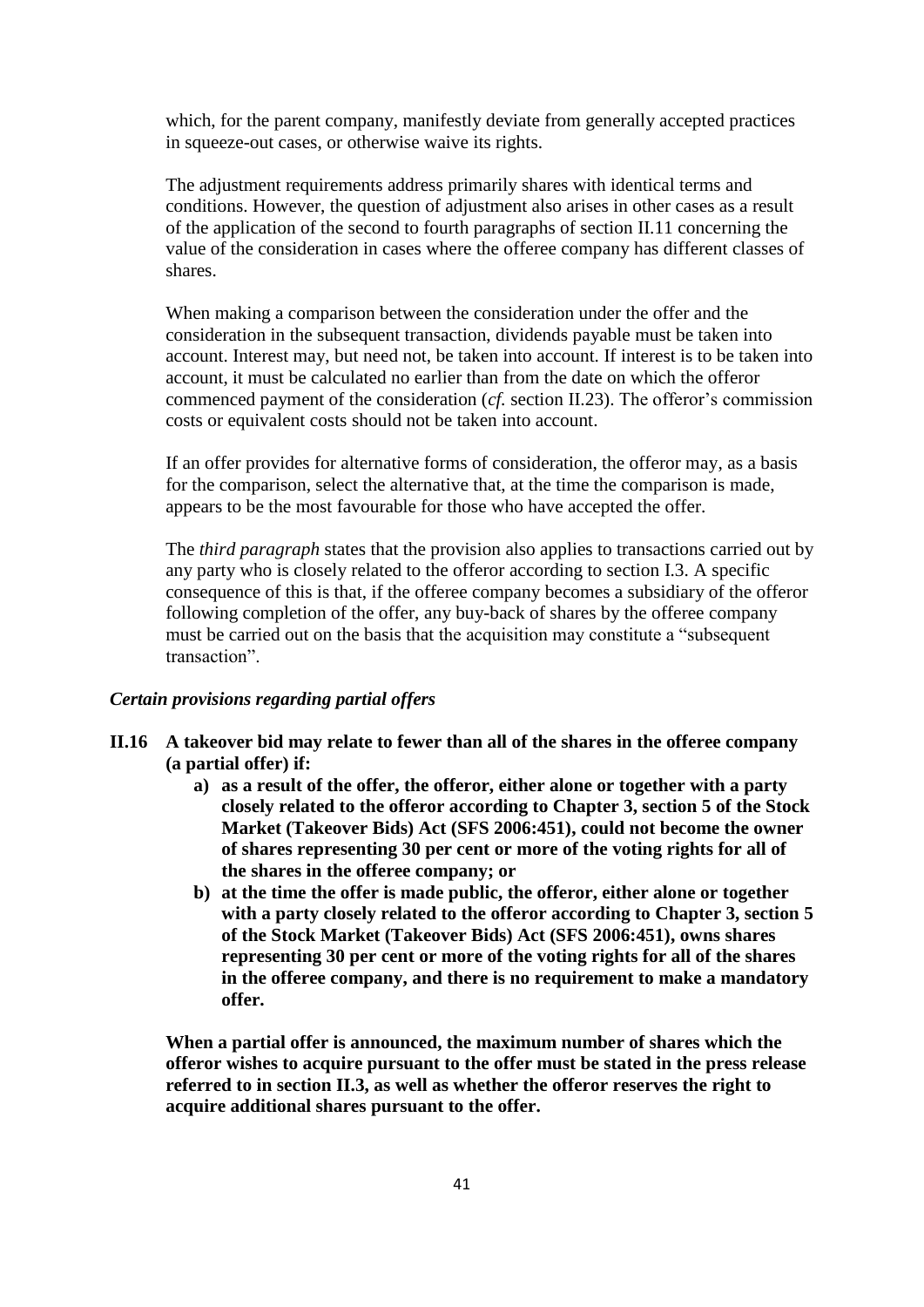which, for the parent company, manifestly deviate from generally accepted practices in squeeze-out cases, or otherwise waive its rights.

The adjustment requirements address primarily shares with identical terms and conditions. However, the question of adjustment also arises in other cases as a result of the application of the second to fourth paragraphs of section II.11 concerning the value of the consideration in cases where the offeree company has different classes of shares.

When making a comparison between the consideration under the offer and the consideration in the subsequent transaction, dividends payable must be taken into account. Interest may, but need not, be taken into account. If interest is to be taken into account, it must be calculated no earlier than from the date on which the offeror commenced payment of the consideration (*cf.* section II.23). The offeror's commission costs or equivalent costs should not be taken into account.

If an offer provides for alternative forms of consideration, the offeror may, as a basis for the comparison, select the alternative that, at the time the comparison is made, appears to be the most favourable for those who have accepted the offer.

The *third paragraph* states that the provision also applies to transactions carried out by any party who is closely related to the offeror according to section I.3. A specific consequence of this is that, if the offeree company becomes a subsidiary of the offeror following completion of the offer, any buy-back of shares by the offeree company must be carried out on the basis that the acquisition may constitute a "subsequent transaction".

### *Certain provisions regarding partial offers*

**II.16 A takeover bid may relate to fewer than all of the shares in the offeree company (a partial offer) if:**

**a) as a result of the offer, the offeror, either alone or together with a party closely related to the offeror according to Chapter 3, section 5 of the Stock Market (Takeover Bids) Act (SFS 2006:451), could not become the owner of shares representing 30 per cent or more of the voting rights for all of the shares in the offeree company; or**

**b) at the time the offer is made public, the offeror, either alone or together with a party closely related to the offeror according to Chapter 3, section 5 of the Stock Market (Takeover Bids) Act (SFS 2006:451), owns shares representing 30 per cent or more of the voting rights for all of the shares in the offeree company, and there is no requirement to make a mandatory offer.**

**When a partial offer is announced, the maximum number of shares which the offeror wishes to acquire pursuant to the offer must be stated in the press release referred to in section II.3, as well as whether the offeror reserves the right to acquire additional shares pursuant to the offer.**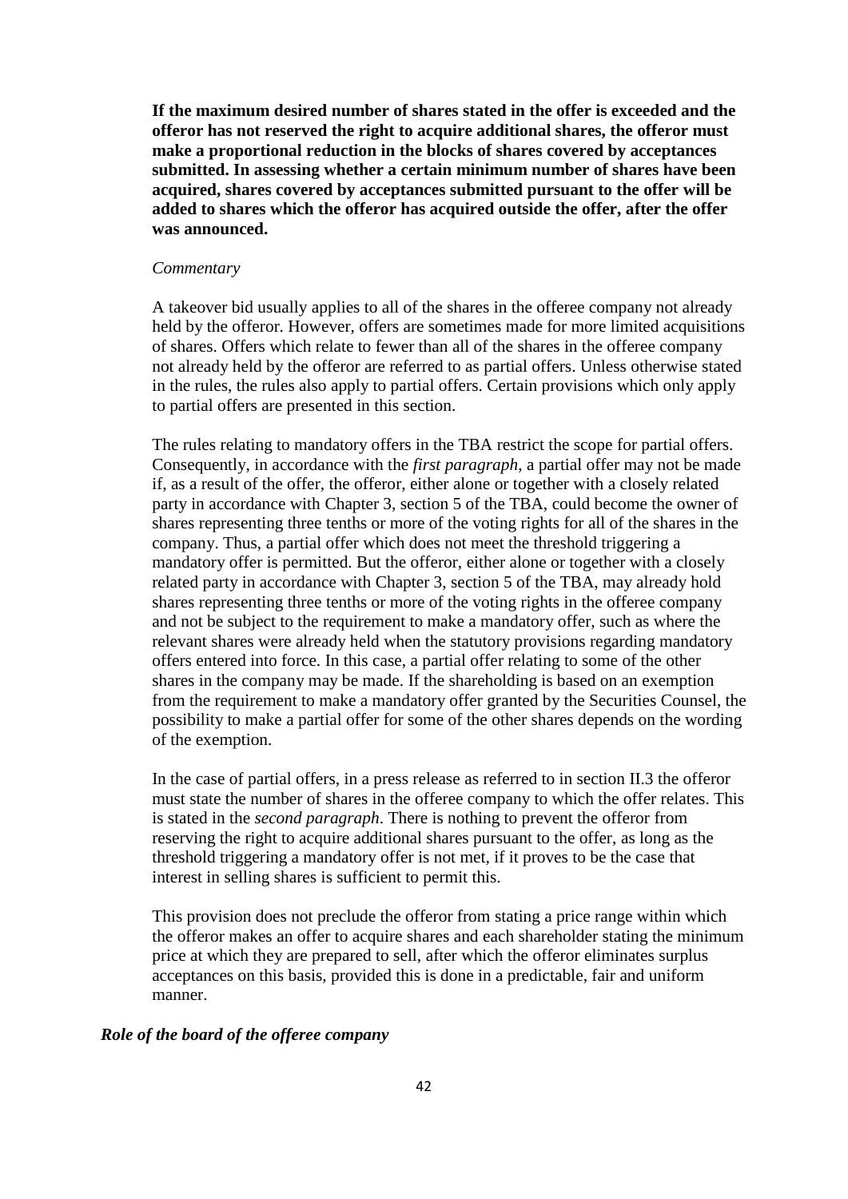**If the maximum desired number of shares stated in the offer is exceeded and the offeror has not reserved the right to acquire additional shares, the offeror must make a proportional reduction in the blocks of shares covered by acceptances submitted. In assessing whether a certain minimum number of shares have been acquired, shares covered by acceptances submitted pursuant to the offer will be added to shares which the offeror has acquired outside the offer, after the offer was announced.**

*Commentary*

A takeover bid usually applies to all of the shares in the offeree company not already held by the offeror. However, offers are sometimes made for more limited acquisitions of shares. Offers which relate to fewer than all of the shares in the offeree company not already held by the offeror are referred to as partial offers. Unless otherwise stated in the rules, the rules also apply to partial offers. Certain provisions which only apply to partial offers are presented in this section.

The rules relating to mandatory offers in the TBA restrict the scope for partial offers. Consequently, in accordance with the *first paragraph*, a partial offer may not be made if, as a result of the offer, the offeror, either alone or together with a closely related party in accordance with Chapter 3, section 5 of the TBA, could become the owner of shares representing three tenths or more of the voting rights for all of the shares in the company. Thus, a partial offer which does not meet the threshold triggering a mandatory offer is permitted. But the offeror, either alone or together with a closely related party in accordance with Chapter 3, section 5 of the TBA, may already hold shares representing three tenths or more of the voting rights in the offeree company and not be subject to the requirement to make a mandatory offer, such as where the relevant shares were already held when the statutory provisions regarding mandatory offers entered into force. In this case, a partial offer relating to some of the other shares in the company may be made. If the shareholding is based on an exemption from the requirement to make a mandatory offer granted by the Securities Counsel, the possibility to make a partial offer for some of the other shares depends on the wording of the exemption.

In the case of partial offers, in a press release as referred to in section II.3 the offeror must state the number of shares in the offeree company to which the offer relates. This is stated in the *second paragraph*. There is nothing to prevent the offeror from reserving the right to acquire additional shares pursuant to the offer, as long as the threshold triggering a mandatory offer is not met, if it proves to be the case that interest in selling shares is sufficient to permit this.

This provision does not preclude the offeror from stating a price range within which the offeror makes an offer to acquire shares and each shareholder stating the minimum price at which they are prepared to sell, after which the offeror eliminates surplus acceptances on this basis, provided this is done in a predictable, fair and uniform manner.

***Role of the board of the offeree company***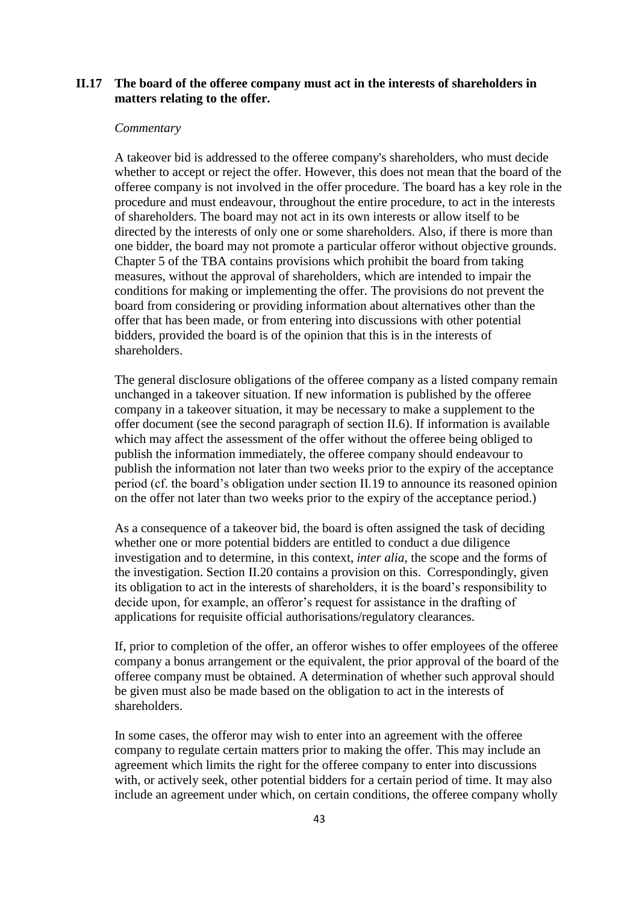**II.17 The board of the offeree company must act in the interests of shareholders in matters relating to the offer.**

*Commentary*

A takeover bid is addressed to the offeree company's shareholders, who must decide whether to accept or reject the offer. However, this does not mean that the board of the offeree company is not involved in the offer procedure. The board has a key role in the procedure and must endeavour, throughout the entire procedure, to act in the interests of shareholders. The board may not act in its own interests or allow itself to be directed by the interests of only one or some shareholders. Also, if there is more than one bidder, the board may not promote a particular offeror without objective grounds. Chapter 5 of the TBA contains provisions which prohibit the board from taking measures, without the approval of shareholders, which are intended to impair the conditions for making or implementing the offer. The provisions do not prevent the board from considering or providing information about alternatives other than the offer that has been made, or from entering into discussions with other potential bidders, provided the board is of the opinion that this is in the interests of shareholders.

The general disclosure obligations of the offeree company as a listed company remain unchanged in a takeover situation. If new information is published by the offeree company in a takeover situation, it may be necessary to make a supplement to the offer document (see the second paragraph of section II.6). If information is available which may affect the assessment of the offer without the offeree being obliged to publish the information immediately, the offeree company should endeavour to publish the information not later than two weeks prior to the expiry of the acceptance period (cf. the board's obligation under section II.19 to announce its reasoned opinion on the offer not later than two weeks prior to the expiry of the acceptance period.)

As a consequence of a takeover bid, the board is often assigned the task of deciding whether one or more potential bidders are entitled to conduct a due diligence investigation and to determine, in this context, *inter alia*, the scope and the forms of the investigation. Section II.20 contains a provision on this. Correspondingly, given its obligation to act in the interests of shareholders, it is the board's responsibility to decide upon, for example, an offeror's request for assistance in the drafting of applications for requisite official authorisations/regulatory clearances.

If, prior to completion of the offer, an offeror wishes to offer employees of the offeree company a bonus arrangement or the equivalent, the prior approval of the board of the offeree company must be obtained. A determination of whether such approval should be given must also be made based on the obligation to act in the interests of shareholders.

In some cases, the offeror may wish to enter into an agreement with the offeree company to regulate certain matters prior to making the offer. This may include an agreement which limits the right for the offeree company to enter into discussions with, or actively seek, other potential bidders for a certain period of time. It may also include an agreement under which, on certain conditions, the offeree company wholly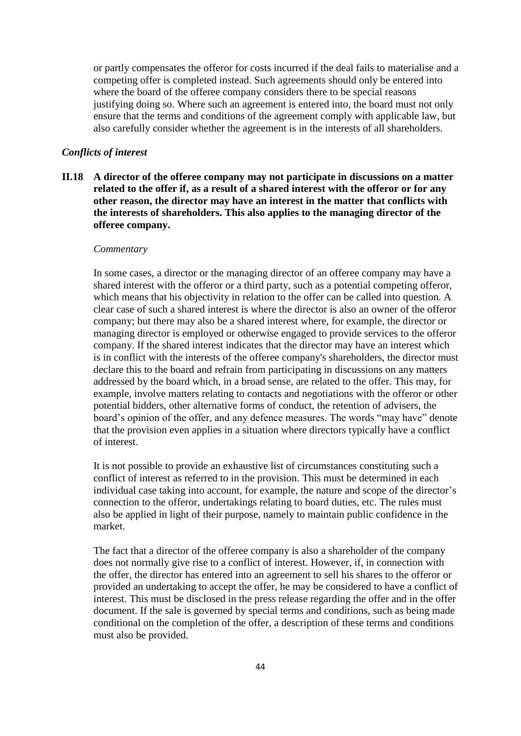or partly compensates the offeror for costs incurred if the deal fails to materialise and a competing offer is completed instead. Such agreements should only be entered into where the board of the offeree company considers there to be special reasons justifying doing so. Where such an agreement is entered into, the board must not only ensure that the terms and conditions of the agreement comply with applicable law, but also carefully consider whether the agreement is in the interests of all shareholders.

*Conflicts of interest*

**II.18 A director of the offeree company may not participate in discussions on a matter related to the offer if, as a result of a shared interest with the offeror or for any other reason, the director may have an interest in the matter that conflicts with the interests of shareholders. This also applies to the managing director of the offeree company.**

*Commentary*

In some cases, a director or the managing director of an offeree company may have a shared interest with the offeror or a third party, such as a potential competing offeror, which means that his objectivity in relation to the offer can be called into question. A clear case of such a shared interest is where the director is also an owner of the offeror company; but there may also be a shared interest where, for example, the director or managing director is employed or otherwise engaged to provide services to the offeror company. If the shared interest indicates that the director may have an interest which is in conflict with the interests of the offeree company's shareholders, the director must declare this to the board and refrain from participating in discussions on any matters addressed by the board which, in a broad sense, are related to the offer. This may, for example, involve matters relating to contacts and negotiations with the offeror or other potential bidders, other alternative forms of conduct, the retention of advisers, the board's opinion of the offer, and any defence measures. The words "may have" denote that the provision even applies in a situation where directors typically have a conflict of interest.

It is not possible to provide an exhaustive list of circumstances constituting such a conflict of interest as referred to in the provision. This must be determined in each individual case taking into account, for example, the nature and scope of the director's connection to the offeror, undertakings relating to board duties, etc. The rules must also be applied in light of their purpose, namely to maintain public confidence in the market.

The fact that a director of the offeree company is also a shareholder of the company does not normally give rise to a conflict of interest. However, if, in connection with the offer, the director has entered into an agreement to sell his shares to the offeror or provided an undertaking to accept the offer, he may be considered to have a conflict of interest. This must be disclosed in the press release regarding the offer and in the offer document. If the sale is governed by special terms and conditions, such as being made conditional on the completion of the offer, a description of these terms and conditions must also be provided.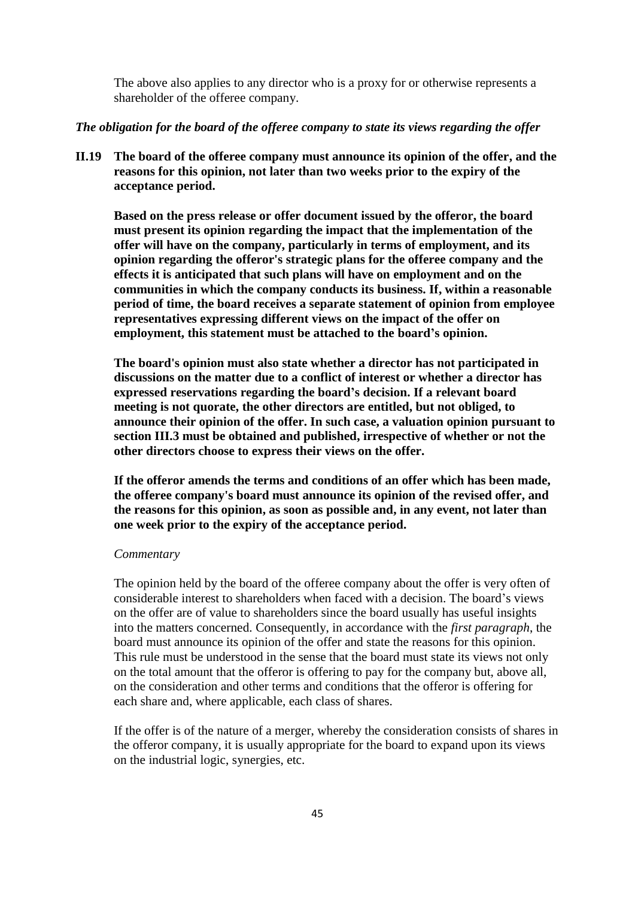The above also applies to any director who is a proxy for or otherwise represents a shareholder of the offeree company.

### *The obligation for the board of the offeree company to state its views regarding the offer*

**II.19 The board of the offeree company must announce its opinion of the offer, and the reasons for this opinion, not later than two weeks prior to the expiry of the acceptance period.**

**Based on the press release or offer document issued by the offeror, the board must present its opinion regarding the impact that the implementation of the offer will have on the company, particularly in terms of employment, and its opinion regarding the offeror's strategic plans for the offeree company and the effects it is anticipated that such plans will have on employment and on the communities in which the company conducts its business. If, within a reasonable period of time, the board receives a separate statement of opinion from employee representatives expressing different views on the impact of the offer on employment, this statement must be attached to the board's opinion.**

**The board's opinion must also state whether a director has not participated in discussions on the matter due to a conflict of interest or whether a director has expressed reservations regarding the board's decision. If a relevant board meeting is not quorate, the other directors are entitled, but not obliged, to announce their opinion of the offer. In such case, a valuation opinion pursuant to section III.3 must be obtained and published, irrespective of whether or not the other directors choose to express their views on the offer.**

**If the offeror amends the terms and conditions of an offer which has been made, the offeree company's board must announce its opinion of the revised offer, and the reasons for this opinion, as soon as possible and, in any event, not later than one week prior to the expiry of the acceptance period.**

*Commentary*

The opinion held by the board of the offeree company about the offer is very often of considerable interest to shareholders when faced with a decision. The board's views on the offer are of value to shareholders since the board usually has useful insights into the matters concerned. Consequently, in accordance with the *first paragraph*, the board must announce its opinion of the offer and state the reasons for this opinion. This rule must be understood in the sense that the board must state its views not only on the total amount that the offeror is offering to pay for the company but, above all, on the consideration and other terms and conditions that the offeror is offering for each share and, where applicable, each class of shares.

If the offer is of the nature of a merger, whereby the consideration consists of shares in the offeror company, it is usually appropriate for the board to expand upon its views on the industrial logic, synergies, etc.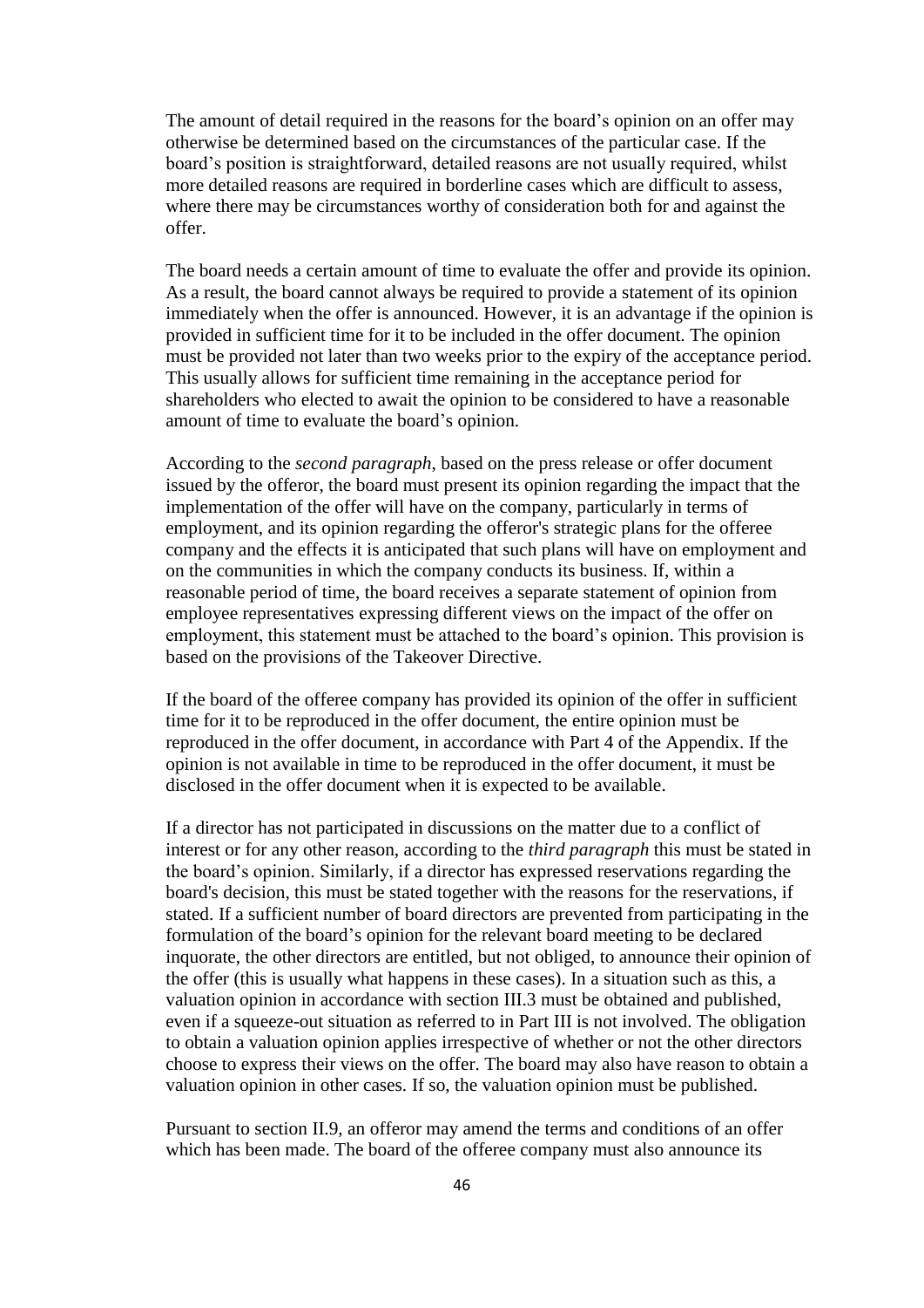The amount of detail required in the reasons for the board's opinion on an offer may otherwise be determined based on the circumstances of the particular case. If the board's position is straightforward, detailed reasons are not usually required, whilst more detailed reasons are required in borderline cases which are difficult to assess, where there may be circumstances worthy of consideration both for and against the offer.

The board needs a certain amount of time to evaluate the offer and provide its opinion. As a result, the board cannot always be required to provide a statement of its opinion immediately when the offer is announced. However, it is an advantage if the opinion is provided in sufficient time for it to be included in the offer document. The opinion must be provided not later than two weeks prior to the expiry of the acceptance period. This usually allows for sufficient time remaining in the acceptance period for shareholders who elected to await the opinion to be considered to have a reasonable amount of time to evaluate the board's opinion.

According to the *second paragraph*, based on the press release or offer document issued by the offeror, the board must present its opinion regarding the impact that the implementation of the offer will have on the company, particularly in terms of employment, and its opinion regarding the offeror's strategic plans for the offeree company and the effects it is anticipated that such plans will have on employment and on the communities in which the company conducts its business. If, within a reasonable period of time, the board receives a separate statement of opinion from employee representatives expressing different views on the impact of the offer on employment, this statement must be attached to the board's opinion. This provision is based on the provisions of the Takeover Directive.

If the board of the offeree company has provided its opinion of the offer in sufficient time for it to be reproduced in the offer document, the entire opinion must be reproduced in the offer document, in accordance with Part 4 of the Appendix. If the opinion is not available in time to be reproduced in the offer document, it must be disclosed in the offer document when it is expected to be available.

If a director has not participated in discussions on the matter due to a conflict of interest or for any other reason, according to the *third paragraph* this must be stated in the board's opinion. Similarly, if a director has expressed reservations regarding the board's decision, this must be stated together with the reasons for the reservations, if stated. If a sufficient number of board directors are prevented from participating in the formulation of the board's opinion for the relevant board meeting to be declared inquorate, the other directors are entitled, but not obliged, to announce their opinion of the offer (this is usually what happens in these cases). In a situation such as this, a valuation opinion in accordance with section III.3 must be obtained and published, even if a squeeze-out situation as referred to in Part III is not involved. The obligation to obtain a valuation opinion applies irrespective of whether or not the other directors choose to express their views on the offer. The board may also have reason to obtain a valuation opinion in other cases. If so, the valuation opinion must be published.

Pursuant to section II.9, an offeror may amend the terms and conditions of an offer which has been made. The board of the offeree company must also announce its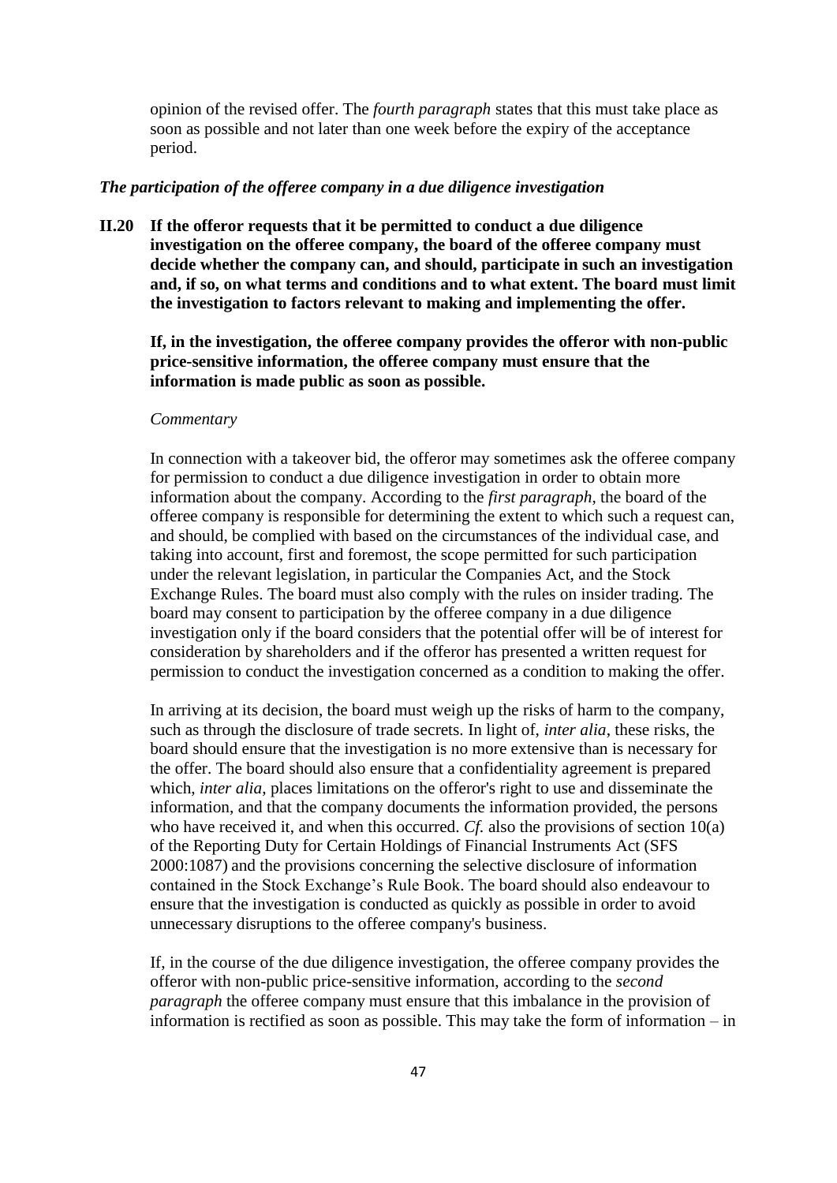opinion of the revised offer. The *fourth paragraph* states that this must take place as soon as possible and not later than one week before the expiry of the acceptance period.

### *The participation of the offeree company in a due diligence investigation*

**II.20 If the offeror requests that it be permitted to conduct a due diligence investigation on the offeree company, the board of the offeree company must decide whether the company can, and should, participate in such an investigation and, if so, on what terms and conditions and to what extent. The board must limit the investigation to factors relevant to making and implementing the offer.**

**If, in the investigation, the offeree company provides the offeror with non-public price-sensitive information, the offeree company must ensure that the information is made public as soon as possible.**

*Commentary*

In connection with a takeover bid, the offeror may sometimes ask the offeree company for permission to conduct a due diligence investigation in order to obtain more information about the company. According to the *first paragraph*, the board of the offeree company is responsible for determining the extent to which such a request can, and should, be complied with based on the circumstances of the individual case, and taking into account, first and foremost, the scope permitted for such participation under the relevant legislation, in particular the Companies Act, and the Stock Exchange Rules. The board must also comply with the rules on insider trading. The board may consent to participation by the offeree company in a due diligence investigation only if the board considers that the potential offer will be of interest for consideration by shareholders and if the offeror has presented a written request for permission to conduct the investigation concerned as a condition to making the offer.

In arriving at its decision, the board must weigh up the risks of harm to the company, such as through the disclosure of trade secrets. In light of, *inter alia*, these risks, the board should ensure that the investigation is no more extensive than is necessary for the offer. The board should also ensure that a confidentiality agreement is prepared which, *inter alia*, places limitations on the offeror's right to use and disseminate the information, and that the company documents the information provided, the persons who have received it, and when this occurred. *Cf.* also the provisions of section 10(a) of the Reporting Duty for Certain Holdings of Financial Instruments Act (SFS 2000:1087) and the provisions concerning the selective disclosure of information contained in the Stock Exchange's Rule Book. The board should also endeavour to ensure that the investigation is conducted as quickly as possible in order to avoid unnecessary disruptions to the offeree company's business.

If, in the course of the due diligence investigation, the offeree company provides the offeror with non-public price-sensitive information, according to the *second paragraph* the offeree company must ensure that this imbalance in the provision of information is rectified as soon as possible. This may take the form of information – in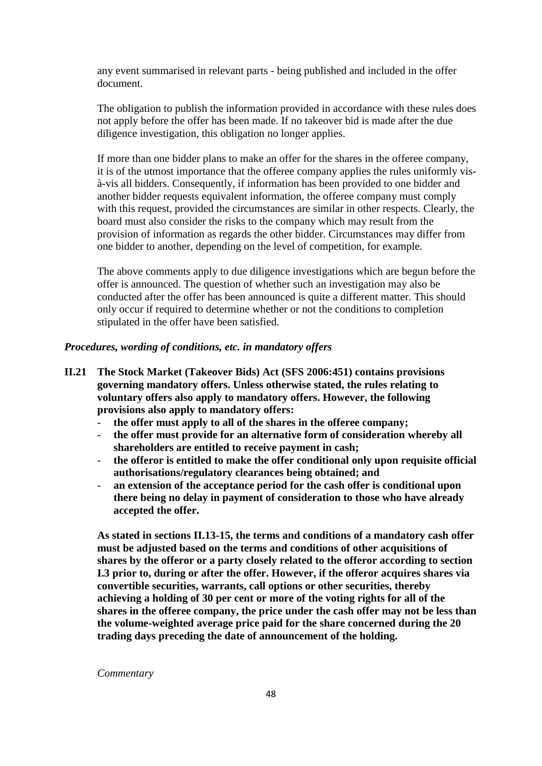any event summarised in relevant parts - being published and included in the offer document.

The obligation to publish the information provided in accordance with these rules does not apply before the offer has been made. If no takeover bid is made after the due diligence investigation, this obligation no longer applies.

If more than one bidder plans to make an offer for the shares in the offeree company, it is of the utmost importance that the offeree company applies the rules uniformly vis-à-vis all bidders. Consequently, if information has been provided to one bidder and another bidder requests equivalent information, the offeree company must comply with this request, provided the circumstances are similar in other respects. Clearly, the board must also consider the risks to the company which may result from the provision of information as regards the other bidder. Circumstances may differ from one bidder to another, depending on the level of competition, for example.

The above comments apply to due diligence investigations which are begun before the offer is announced. The question of whether such an investigation may also be conducted after the offer has been announced is quite a different matter. This should only occur if required to determine whether or not the conditions to completion stipulated in the offer have been satisfied.

### *Procedures, wording of conditions, etc. in mandatory offers*

**II.21 The Stock Market (Takeover Bids) Act (SFS 2006:451) contains provisions governing mandatory offers. Unless otherwise stated, the rules relating to voluntary offers also apply to mandatory offers. However, the following provisions also apply to mandatory offers:**

- **the offer must apply to all of the shares in the offeree company;**
- **the offer must provide for an alternative form of consideration whereby all shareholders are entitled to receive payment in cash;**
- **the offeror is entitled to make the offer conditional only upon requisite official authorisations/regulatory clearances being obtained; and**
- **an extension of the acceptance period for the cash offer is conditional upon there being no delay in payment of consideration to those who have already accepted the offer.**

**As stated in sections II.13-15, the terms and conditions of a mandatory cash offer must be adjusted based on the terms and conditions of other acquisitions of shares by the offeror or a party closely related to the offeror according to section I.3 prior to, during or after the offer. However, if the offeror acquires shares via convertible securities, warrants, call options or other securities, thereby achieving a holding of 30 per cent or more of the voting rights for all of the shares in the offeree company, the price under the cash offer may not be less than the volume-weighted average price paid for the share concerned during the 20 trading days preceding the date of announcement of the holding.**

*Commentary*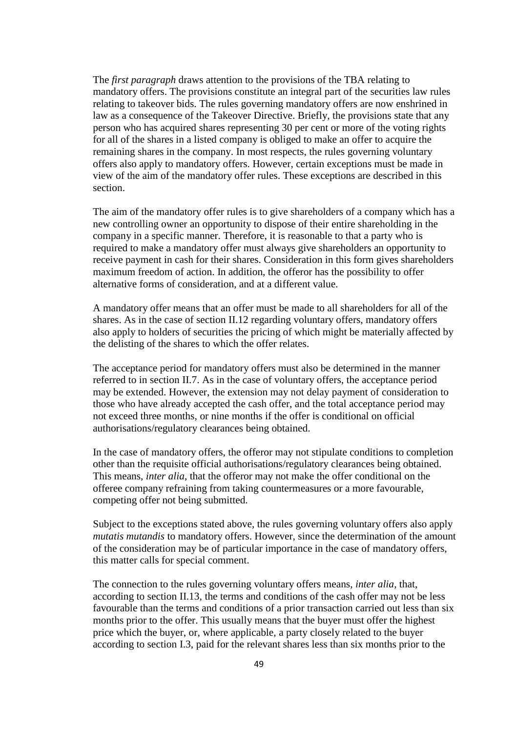The *first paragraph* draws attention to the provisions of the TBA relating to mandatory offers. The provisions constitute an integral part of the securities law rules relating to takeover bids. The rules governing mandatory offers are now enshrined in law as a consequence of the Takeover Directive. Briefly, the provisions state that any person who has acquired shares representing 30 per cent or more of the voting rights for all of the shares in a listed company is obliged to make an offer to acquire the remaining shares in the company. In most respects, the rules governing voluntary offers also apply to mandatory offers. However, certain exceptions must be made in view of the aim of the mandatory offer rules. These exceptions are described in this section.

The aim of the mandatory offer rules is to give shareholders of a company which has a new controlling owner an opportunity to dispose of their entire shareholding in the company in a specific manner. Therefore, it is reasonable to that a party who is required to make a mandatory offer must always give shareholders an opportunity to receive payment in cash for their shares. Consideration in this form gives shareholders maximum freedom of action. In addition, the offeror has the possibility to offer alternative forms of consideration, and at a different value.

A mandatory offer means that an offer must be made to all shareholders for all of the shares. As in the case of section II.12 regarding voluntary offers, mandatory offers also apply to holders of securities the pricing of which might be materially affected by the delisting of the shares to which the offer relates.

The acceptance period for mandatory offers must also be determined in the manner referred to in section II.7. As in the case of voluntary offers, the acceptance period may be extended. However, the extension may not delay payment of consideration to those who have already accepted the cash offer, and the total acceptance period may not exceed three months, or nine months if the offer is conditional on official authorisations/regulatory clearances being obtained.

In the case of mandatory offers, the offeror may not stipulate conditions to completion other than the requisite official authorisations/regulatory clearances being obtained. This means, *inter alia*, that the offeror may not make the offer conditional on the offeree company refraining from taking countermeasures or a more favourable, competing offer not being submitted.

Subject to the exceptions stated above, the rules governing voluntary offers also apply *mutatis mutandis* to mandatory offers. However, since the determination of the amount of the consideration may be of particular importance in the case of mandatory offers, this matter calls for special comment.

The connection to the rules governing voluntary offers means, *inter alia*, that, according to section II.13, the terms and conditions of the cash offer may not be less favourable than the terms and conditions of a prior transaction carried out less than six months prior to the offer. This usually means that the buyer must offer the highest price which the buyer, or, where applicable, a party closely related to the buyer according to section I.3, paid for the relevant shares less than six months prior to the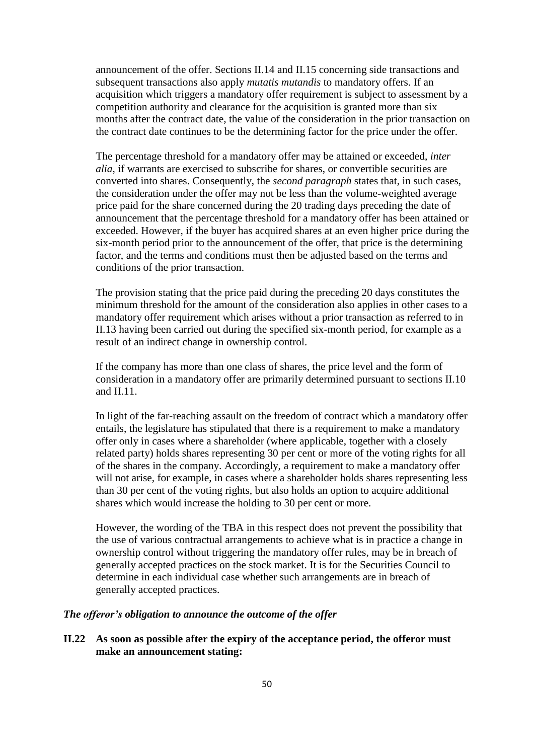announcement of the offer. Sections II.14 and II.15 concerning side transactions and subsequent transactions also apply *mutatis mutandis* to mandatory offers. If an acquisition which triggers a mandatory offer requirement is subject to assessment by a competition authority and clearance for the acquisition is granted more than six months after the contract date, the value of the consideration in the prior transaction on the contract date continues to be the determining factor for the price under the offer.

The percentage threshold for a mandatory offer may be attained or exceeded, *inter alia*, if warrants are exercised to subscribe for shares, or convertible securities are converted into shares. Consequently, the *second paragraph* states that, in such cases, the consideration under the offer may not be less than the volume-weighted average price paid for the share concerned during the 20 trading days preceding the date of announcement that the percentage threshold for a mandatory offer has been attained or exceeded. However, if the buyer has acquired shares at an even higher price during the six-month period prior to the announcement of the offer, that price is the determining factor, and the terms and conditions must then be adjusted based on the terms and conditions of the prior transaction.

The provision stating that the price paid during the preceding 20 days constitutes the minimum threshold for the amount of the consideration also applies in other cases to a mandatory offer requirement which arises without a prior transaction as referred to in II.13 having been carried out during the specified six-month period, for example as a result of an indirect change in ownership control.

If the company has more than one class of shares, the price level and the form of consideration in a mandatory offer are primarily determined pursuant to sections II.10 and II.11.

In light of the far-reaching assault on the freedom of contract which a mandatory offer entails, the legislature has stipulated that there is a requirement to make a mandatory offer only in cases where a shareholder (where applicable, together with a closely related party) holds shares representing 30 per cent or more of the voting rights for all of the shares in the company. Accordingly, a requirement to make a mandatory offer will not arise, for example, in cases where a shareholder holds shares representing less than 30 per cent of the voting rights, but also holds an option to acquire additional shares which would increase the holding to 30 per cent or more.

However, the wording of the TBA in this respect does not prevent the possibility that the use of various contractual arrangements to achieve what is in practice a change in ownership control without triggering the mandatory offer rules, may be in breach of generally accepted practices on the stock market. It is for the Securities Council to determine in each individual case whether such arrangements are in breach of generally accepted practices.

***The offeror's obligation to announce the outcome of the offer***

**II.22 As soon as possible after the expiry of the acceptance period, the offeror must make an announcement stating:**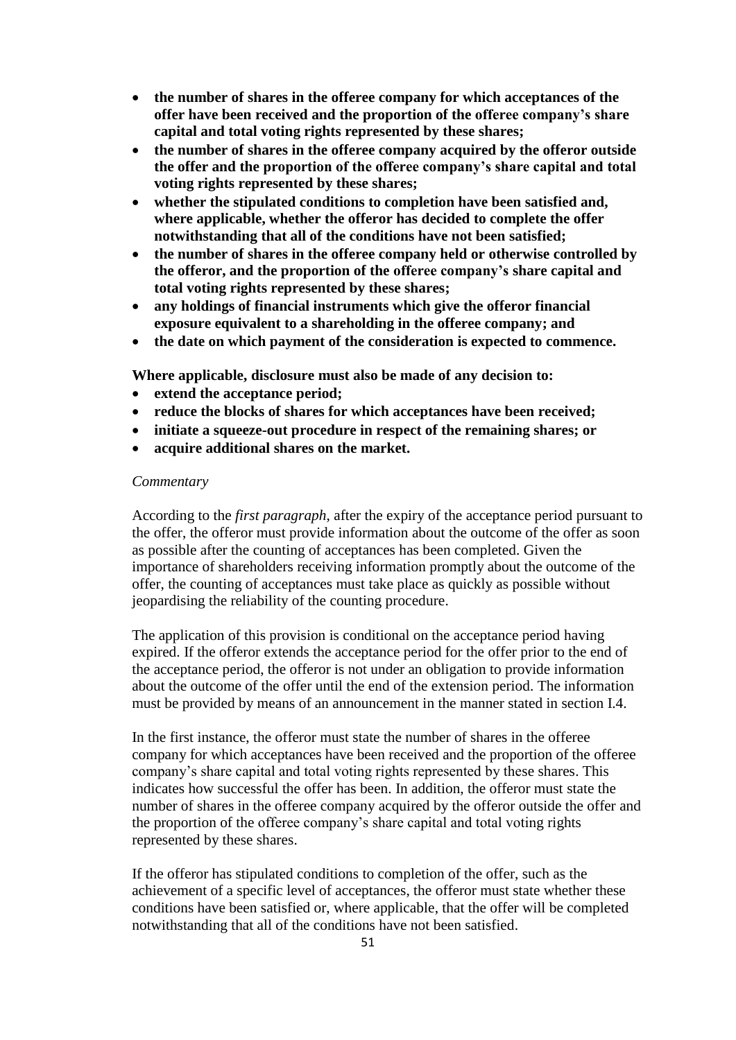- **the number of shares in the offeree company for which acceptances of the offer have been received and the proportion of the offeree company's share capital and total voting rights represented by these shares;**
- **the number of shares in the offeree company acquired by the offeror outside the offer and the proportion of the offeree company's share capital and total voting rights represented by these shares;**
- **whether the stipulated conditions to completion have been satisfied and, where applicable, whether the offeror has decided to complete the offer notwithstanding that all of the conditions have not been satisfied;**
- **the number of shares in the offeree company held or otherwise controlled by the offeror, and the proportion of the offeree company's share capital and total voting rights represented by these shares;**
- **any holdings of financial instruments which give the offeror financial exposure equivalent to a shareholding in the offeree company; and**
- **the date on which payment of the consideration is expected to commence.**

**Where applicable, disclosure must also be made of any decision to:**

- **extend the acceptance period;**
- **reduce the blocks of shares for which acceptances have been received;**
- **initiate a squeeze-out procedure in respect of the remaining shares; or**
- **acquire additional shares on the market.**

*Commentary*

According to the *first paragraph*, after the expiry of the acceptance period pursuant to the offer, the offeror must provide information about the outcome of the offer as soon as possible after the counting of acceptances has been completed. Given the importance of shareholders receiving information promptly about the outcome of the offer, the counting of acceptances must take place as quickly as possible without jeopardising the reliability of the counting procedure.

The application of this provision is conditional on the acceptance period having expired. If the offeror extends the acceptance period for the offer prior to the end of the acceptance period, the offeror is not under an obligation to provide information about the outcome of the offer until the end of the extension period. The information must be provided by means of an announcement in the manner stated in section I.4.

In the first instance, the offeror must state the number of shares in the offeree company for which acceptances have been received and the proportion of the offeree company's share capital and total voting rights represented by these shares. This indicates how successful the offer has been. In addition, the offeror must state the number of shares in the offeree company acquired by the offeror outside the offer and the proportion of the offeree company's share capital and total voting rights represented by these shares.

If the offeror has stipulated conditions to completion of the offer, such as the achievement of a specific level of acceptances, the offeror must state whether these conditions have been satisfied or, where applicable, that the offer will be completed notwithstanding that all of the conditions have not been satisfied.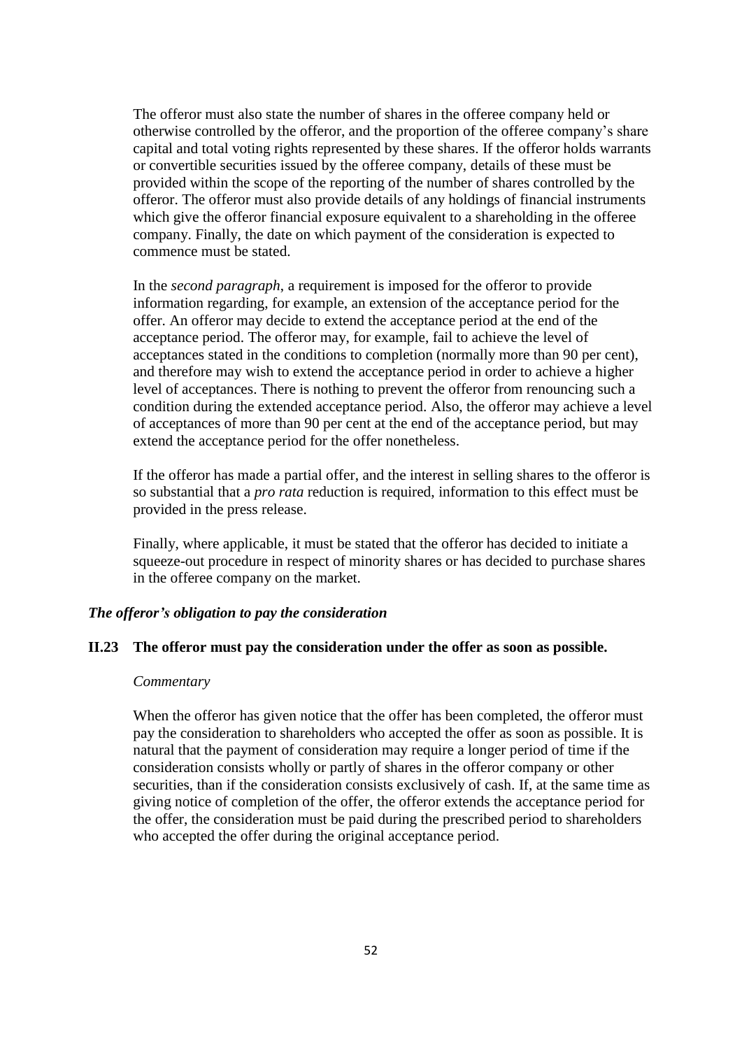The offeror must also state the number of shares in the offeree company held or otherwise controlled by the offeror, and the proportion of the offeree company's share capital and total voting rights represented by these shares. If the offeror holds warrants or convertible securities issued by the offeree company, details of these must be provided within the scope of the reporting of the number of shares controlled by the offeror. The offeror must also provide details of any holdings of financial instruments which give the offeror financial exposure equivalent to a shareholding in the offeree company. Finally, the date on which payment of the consideration is expected to commence must be stated.

In the *second paragraph*, a requirement is imposed for the offeror to provide information regarding, for example, an extension of the acceptance period for the offer. An offeror may decide to extend the acceptance period at the end of the acceptance period. The offeror may, for example, fail to achieve the level of acceptances stated in the conditions to completion (normally more than 90 per cent), and therefore may wish to extend the acceptance period in order to achieve a higher level of acceptances. There is nothing to prevent the offeror from renouncing such a condition during the extended acceptance period. Also, the offeror may achieve a level of acceptances of more than 90 per cent at the end of the acceptance period, but may extend the acceptance period for the offer nonetheless.

If the offeror has made a partial offer, and the interest in selling shares to the offeror is so substantial that a *pro rata* reduction is required, information to this effect must be provided in the press release.

Finally, where applicable, it must be stated that the offeror has decided to initiate a squeeze-out procedure in respect of minority shares or has decided to purchase shares in the offeree company on the market.

***The offeror's obligation to pay the consideration***

**II.23 The offeror must pay the consideration under the offer as soon as possible.**

*Commentary*

When the offeror has given notice that the offer has been completed, the offeror must pay the consideration to shareholders who accepted the offer as soon as possible. It is natural that the payment of consideration may require a longer period of time if the consideration consists wholly or partly of shares in the offeror company or other securities, than if the consideration consists exclusively of cash. If, at the same time as giving notice of completion of the offer, the offeror extends the acceptance period for the offer, the consideration must be paid during the prescribed period to shareholders who accepted the offer during the original acceptance period.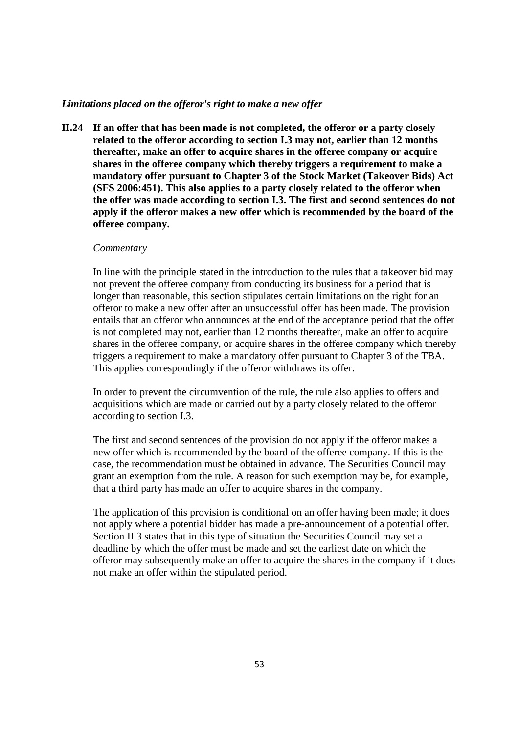*Limitations placed on the offeror's right to make a new offer*

**II.24 If an offer that has been made is not completed, the offeror or a party closely related to the offeror according to section I.3 may not, earlier than 12 months thereafter, make an offer to acquire shares in the offeree company or acquire shares in the offeree company which thereby triggers a requirement to make a mandatory offer pursuant to Chapter 3 of the Stock Market (Takeover Bids) Act (SFS 2006:451). This also applies to a party closely related to the offeror when the offer was made according to section I.3. The first and second sentences do not apply if the offeror makes a new offer which is recommended by the board of the offeree company.**

*Commentary*

In line with the principle stated in the introduction to the rules that a takeover bid may not prevent the offeree company from conducting its business for a period that is longer than reasonable, this section stipulates certain limitations on the right for an offeror to make a new offer after an unsuccessful offer has been made. The provision entails that an offeror who announces at the end of the acceptance period that the offer is not completed may not, earlier than 12 months thereafter, make an offer to acquire shares in the offeree company, or acquire shares in the offeree company which thereby triggers a requirement to make a mandatory offer pursuant to Chapter 3 of the TBA. This applies correspondingly if the offeror withdraws its offer.

In order to prevent the circumvention of the rule, the rule also applies to offers and acquisitions which are made or carried out by a party closely related to the offeror according to section I.3.

The first and second sentences of the provision do not apply if the offeror makes a new offer which is recommended by the board of the offeree company. If this is the case, the recommendation must be obtained in advance. The Securities Council may grant an exemption from the rule. A reason for such exemption may be, for example, that a third party has made an offer to acquire shares in the company.

The application of this provision is conditional on an offer having been made; it does not apply where a potential bidder has made a pre-announcement of a potential offer. Section II.3 states that in this type of situation the Securities Council may set a deadline by which the offer must be made and set the earliest date on which the offeror may subsequently make an offer to acquire the shares in the company if it does not make an offer within the stipulated period.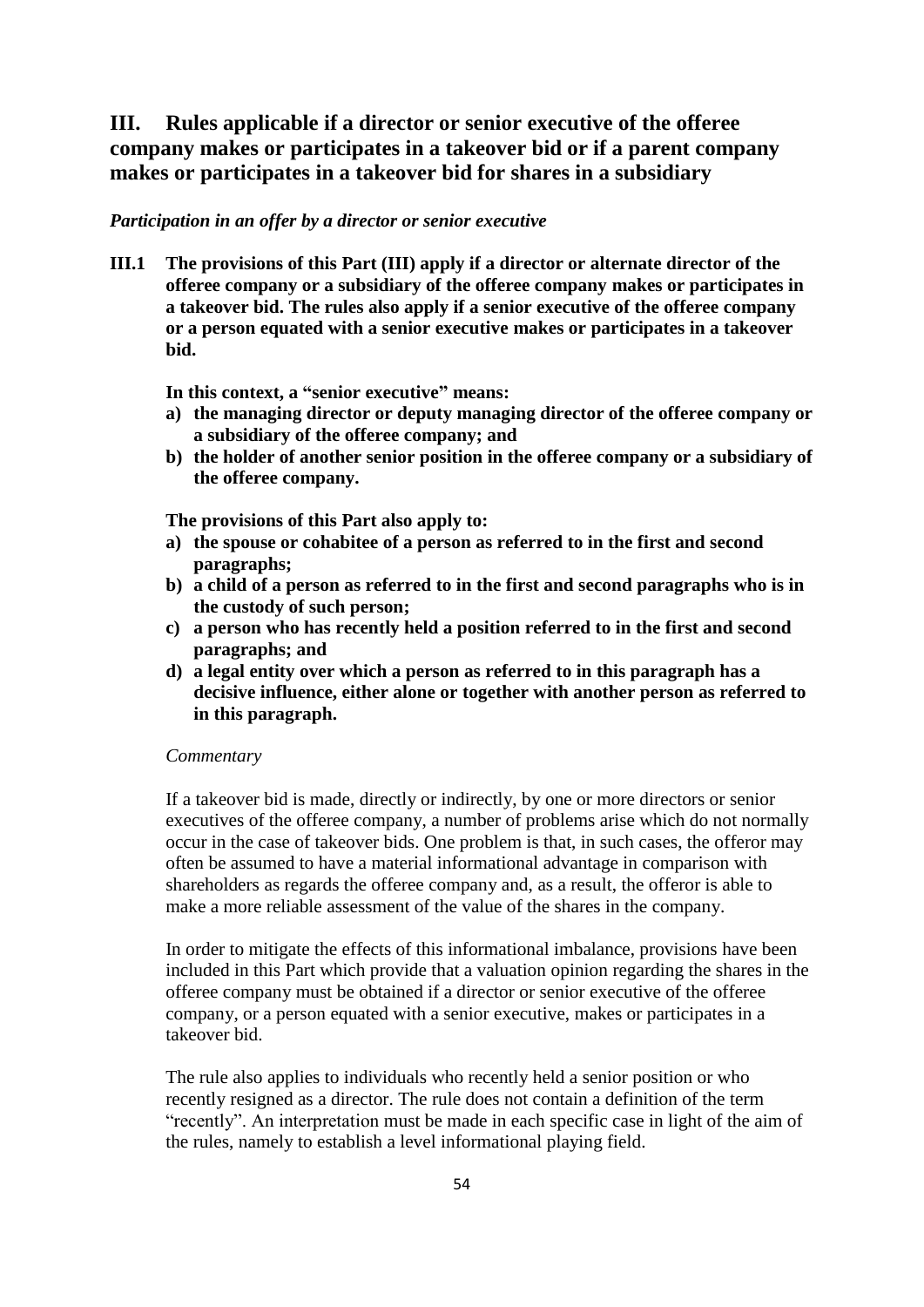## III. Rules applicable if a director or senior executive of the offeree company makes or participates in a takeover bid or if a parent company makes or participates in a takeover bid for shares in a subsidiary

***Participation in an offer by a director or senior executive***

**III.1 The provisions of this Part (III) apply if a director or alternate director of the offeree company or a subsidiary of the offeree company makes or participates in a takeover bid. The rules also apply if a senior executive of the offeree company or a person equated with a senior executive makes or participates in a takeover bid.**

**In this context, a "senior executive" means:**

**a) the managing director or deputy managing director of the offeree company or a subsidiary of the offeree company; and**

**b) the holder of another senior position in the offeree company or a subsidiary of the offeree company.**

**The provisions of this Part also apply to:**

**a) the spouse or cohabitee of a person as referred to in the first and second paragraphs;**

**b) a child of a person as referred to in the first and second paragraphs who is in the custody of such person;**

**c) a person who has recently held a position referred to in the first and second paragraphs; and**

**d) a legal entity over which a person as referred to in this paragraph has a decisive influence, either alone or together with another person as referred to in this paragraph.**

*Commentary*

If a takeover bid is made, directly or indirectly, by one or more directors or senior executives of the offeree company, a number of problems arise which do not normally occur in the case of takeover bids. One problem is that, in such cases, the offeror may often be assumed to have a material informational advantage in comparison with shareholders as regards the offeree company and, as a result, the offeror is able to make a more reliable assessment of the value of the shares in the company.

In order to mitigate the effects of this informational imbalance, provisions have been included in this Part which provide that a valuation opinion regarding the shares in the offeree company must be obtained if a director or senior executive of the offeree company, or a person equated with a senior executive, makes or participates in a takeover bid.

The rule also applies to individuals who recently held a senior position or who recently resigned as a director. The rule does not contain a definition of the term "recently". An interpretation must be made in each specific case in light of the aim of the rules, namely to establish a level informational playing field.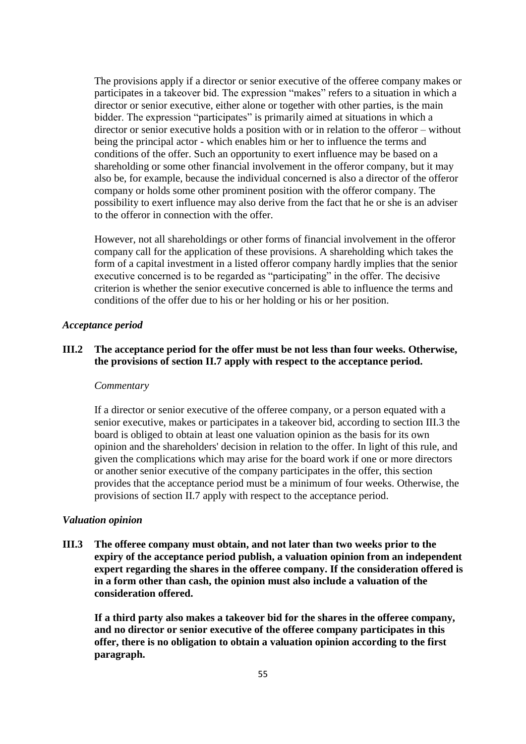The provisions apply if a director or senior executive of the offeree company makes or participates in a takeover bid. The expression "makes" refers to a situation in which a director or senior executive, either alone or together with other parties, is the main bidder. The expression "participates" is primarily aimed at situations in which a director or senior executive holds a position with or in relation to the offeror – without being the principal actor - which enables him or her to influence the terms and conditions of the offer. Such an opportunity to exert influence may be based on a shareholding or some other financial involvement in the offeror company, but it may also be, for example, because the individual concerned is also a director of the offeror company or holds some other prominent position with the offeror company. The possibility to exert influence may also derive from the fact that he or she is an adviser to the offeror in connection with the offer.

However, not all shareholdings or other forms of financial involvement in the offeror company call for the application of these provisions. A shareholding which takes the form of a capital investment in a listed offeror company hardly implies that the senior executive concerned is to be regarded as "participating" in the offer. The decisive criterion is whether the senior executive concerned is able to influence the terms and conditions of the offer due to his or her holding or his or her position.

*Acceptance period*

**III.2 The acceptance period for the offer must be not less than four weeks. Otherwise, the provisions of section II.7 apply with respect to the acceptance period.**

*Commentary*

If a director or senior executive of the offeree company, or a person equated with a senior executive, makes or participates in a takeover bid, according to section III.3 the board is obliged to obtain at least one valuation opinion as the basis for its own opinion and the shareholders' decision in relation to the offer. In light of this rule, and given the complications which may arise for the board work if one or more directors or another senior executive of the company participates in the offer, this section provides that the acceptance period must be a minimum of four weeks. Otherwise, the provisions of section II.7 apply with respect to the acceptance period.

*Valuation opinion*

**III.3 The offeree company must obtain, and not later than two weeks prior to the expiry of the acceptance period publish, a valuation opinion from an independent expert regarding the shares in the offeree company. If the consideration offered is in a form other than cash, the opinion must also include a valuation of the consideration offered.**

**If a third party also makes a takeover bid for the shares in the offeree company, and no director or senior executive of the offeree company participates in this offer, there is no obligation to obtain a valuation opinion according to the first paragraph.**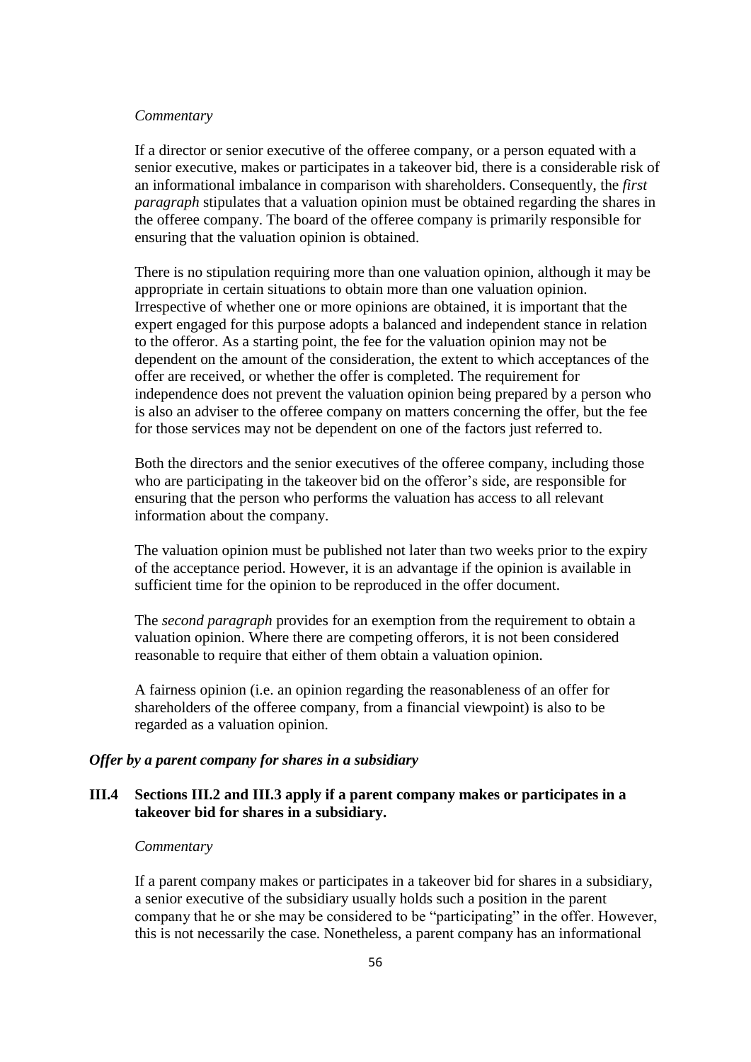*Commentary*

If a director or senior executive of the offeree company, or a person equated with a senior executive, makes or participates in a takeover bid, there is a considerable risk of an informational imbalance in comparison with shareholders. Consequently, the *first paragraph* stipulates that a valuation opinion must be obtained regarding the shares in the offeree company. The board of the offeree company is primarily responsible for ensuring that the valuation opinion is obtained.

There is no stipulation requiring more than one valuation opinion, although it may be appropriate in certain situations to obtain more than one valuation opinion. Irrespective of whether one or more opinions are obtained, it is important that the expert engaged for this purpose adopts a balanced and independent stance in relation to the offeror. As a starting point, the fee for the valuation opinion may not be dependent on the amount of the consideration, the extent to which acceptances of the offer are received, or whether the offer is completed. The requirement for independence does not prevent the valuation opinion being prepared by a person who is also an adviser to the offeree company on matters concerning the offer, but the fee for those services may not be dependent on one of the factors just referred to.

Both the directors and the senior executives of the offeree company, including those who are participating in the takeover bid on the offeror's side, are responsible for ensuring that the person who performs the valuation has access to all relevant information about the company.

The valuation opinion must be published not later than two weeks prior to the expiry of the acceptance period. However, it is an advantage if the opinion is available in sufficient time for the opinion to be reproduced in the offer document.

The *second paragraph* provides for an exemption from the requirement to obtain a valuation opinion. Where there are competing offerors, it is not been considered reasonable to require that either of them obtain a valuation opinion.

A fairness opinion (i.e. an opinion regarding the reasonableness of an offer for shareholders of the offeree company, from a financial viewpoint) is also to be regarded as a valuation opinion.

***Offer by a parent company for shares in a subsidiary***

**III.4 Sections III.2 and III.3 apply if a parent company makes or participates in a takeover bid for shares in a subsidiary.**

*Commentary*

If a parent company makes or participates in a takeover bid for shares in a subsidiary, a senior executive of the subsidiary usually holds such a position in the parent company that he or she may be considered to be "participating" in the offer. However, this is not necessarily the case. Nonetheless, a parent company has an informational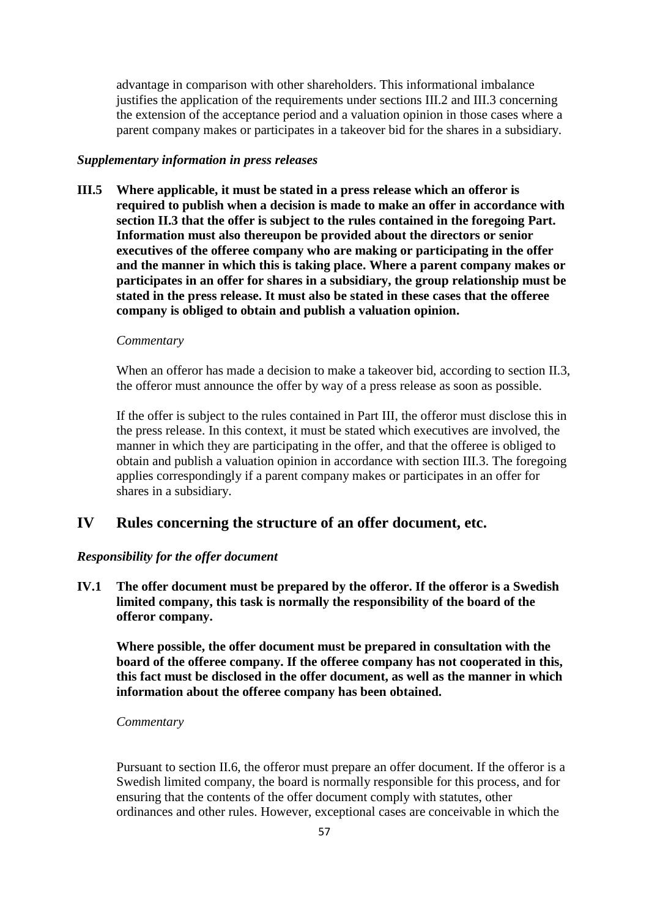advantage in comparison with other shareholders. This informational imbalance justifies the application of the requirements under sections III.2 and III.3 concerning the extension of the acceptance period and a valuation opinion in those cases where a parent company makes or participates in a takeover bid for the shares in a subsidiary.

### *Supplementary information in press releases*

**III.5 Where applicable, it must be stated in a press release which an offeror is required to publish when a decision is made to make an offer in accordance with section II.3 that the offer is subject to the rules contained in the foregoing Part. Information must also thereupon be provided about the directors or senior executives of the offeree company who are making or participating in the offer and the manner in which this is taking place. Where a parent company makes or participates in an offer for shares in a subsidiary, the group relationship must be stated in the press release. It must also be stated in these cases that the offeree company is obliged to obtain and publish a valuation opinion.**

*Commentary*

When an offeror has made a decision to make a takeover bid, according to section II.3, the offeror must announce the offer by way of a press release as soon as possible.

If the offer is subject to the rules contained in Part III, the offeror must disclose this in the press release. In this context, it must be stated which executives are involved, the manner in which they are participating in the offer, and that the offeree is obliged to obtain and publish a valuation opinion in accordance with section III.3. The foregoing applies correspondingly if a parent company makes or participates in an offer for shares in a subsidiary.

## IV Rules concerning the structure of an offer document, etc.

### *Responsibility for the offer document*

**IV.1 The offer document must be prepared by the offeror. If the offeror is a Swedish limited company, this task is normally the responsibility of the board of the offeror company.**

**Where possible, the offer document must be prepared in consultation with the board of the offeree company. If the offeree company has not cooperated in this, this fact must be disclosed in the offer document, as well as the manner in which information about the offeree company has been obtained.**

*Commentary*

Pursuant to section II.6, the offeror must prepare an offer document. If the offeror is a Swedish limited company, the board is normally responsible for this process, and for ensuring that the contents of the offer document comply with statutes, other ordinances and other rules. However, exceptional cases are conceivable in which the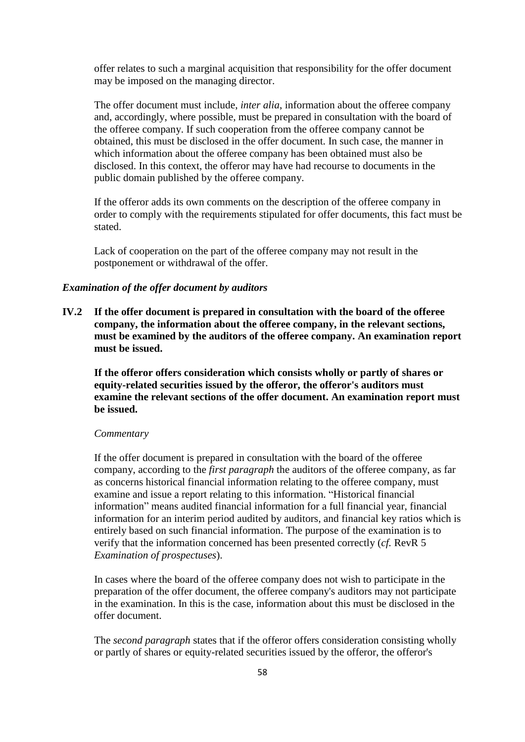offer relates to such a marginal acquisition that responsibility for the offer document may be imposed on the managing director.

The offer document must include, *inter alia*, information about the offeree company and, accordingly, where possible, must be prepared in consultation with the board of the offeree company. If such cooperation from the offeree company cannot be obtained, this must be disclosed in the offer document. In such case, the manner in which information about the offeree company has been obtained must also be disclosed. In this context, the offeror may have had recourse to documents in the public domain published by the offeree company.

If the offeror adds its own comments on the description of the offeree company in order to comply with the requirements stipulated for offer documents, this fact must be stated.

Lack of cooperation on the part of the offeree company may not result in the postponement or withdrawal of the offer.

### *Examination of the offer document by auditors*

**IV.2 If the offer document is prepared in consultation with the board of the offeree company, the information about the offeree company, in the relevant sections, must be examined by the auditors of the offeree company. An examination report must be issued.**

**If the offeror offers consideration which consists wholly or partly of shares or equity-related securities issued by the offeror, the offeror's auditors must examine the relevant sections of the offer document. An examination report must be issued.**

*Commentary*

If the offer document is prepared in consultation with the board of the offeree company, according to the *first paragraph* the auditors of the offeree company, as far as concerns historical financial information relating to the offeree company, must examine and issue a report relating to this information. "Historical financial information" means audited financial information for a full financial year, financial information for an interim period audited by auditors, and financial key ratios which is entirely based on such financial information. The purpose of the examination is to verify that the information concerned has been presented correctly (*cf.* RevR 5 *Examination of prospectuses*).

In cases where the board of the offeree company does not wish to participate in the preparation of the offer document, the offeree company's auditors may not participate in the examination. In this is the case, information about this must be disclosed in the offer document.

The *second paragraph* states that if the offeror offers consideration consisting wholly or partly of shares or equity-related securities issued by the offeror, the offeror's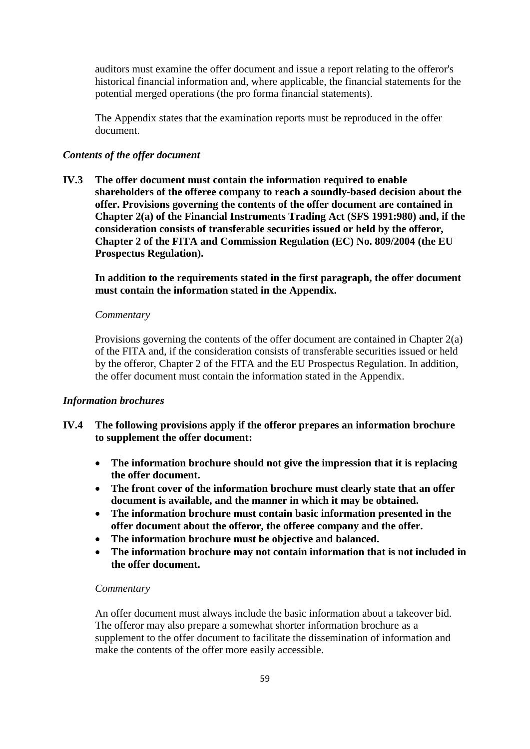auditors must examine the offer document and issue a report relating to the offeror's historical financial information and, where applicable, the financial statements for the potential merged operations (the pro forma financial statements).

The Appendix states that the examination reports must be reproduced in the offer document.

### *Contents of the offer document*

**IV.3 The offer document must contain the information required to enable shareholders of the offeree company to reach a soundly-based decision about the offer. Provisions governing the contents of the offer document are contained in Chapter 2(a) of the Financial Instruments Trading Act (SFS 1991:980) and, if the consideration consists of transferable securities issued or held by the offeror, Chapter 2 of the FITA and Commission Regulation (EC) No. 809/2004 (the EU Prospectus Regulation).**

**In addition to the requirements stated in the first paragraph, the offer document must contain the information stated in the Appendix.**

*Commentary*

Provisions governing the contents of the offer document are contained in Chapter 2(a) of the FITA and, if the consideration consists of transferable securities issued or held by the offeror, Chapter 2 of the FITA and the EU Prospectus Regulation. In addition, the offer document must contain the information stated in the Appendix.

### *Information brochures*

**IV.4 The following provisions apply if the offeror prepares an information brochure to supplement the offer document:**

- **The information brochure should not give the impression that it is replacing the offer document.**
- **The front cover of the information brochure must clearly state that an offer document is available, and the manner in which it may be obtained.**
- **The information brochure must contain basic information presented in the offer document about the offeror, the offeree company and the offer.**
- **The information brochure must be objective and balanced.**
- **The information brochure may not contain information that is not included in the offer document.**

*Commentary*

An offer document must always include the basic information about a takeover bid. The offeror may also prepare a somewhat shorter information brochure as a supplement to the offer document to facilitate the dissemination of information and make the contents of the offer more easily accessible.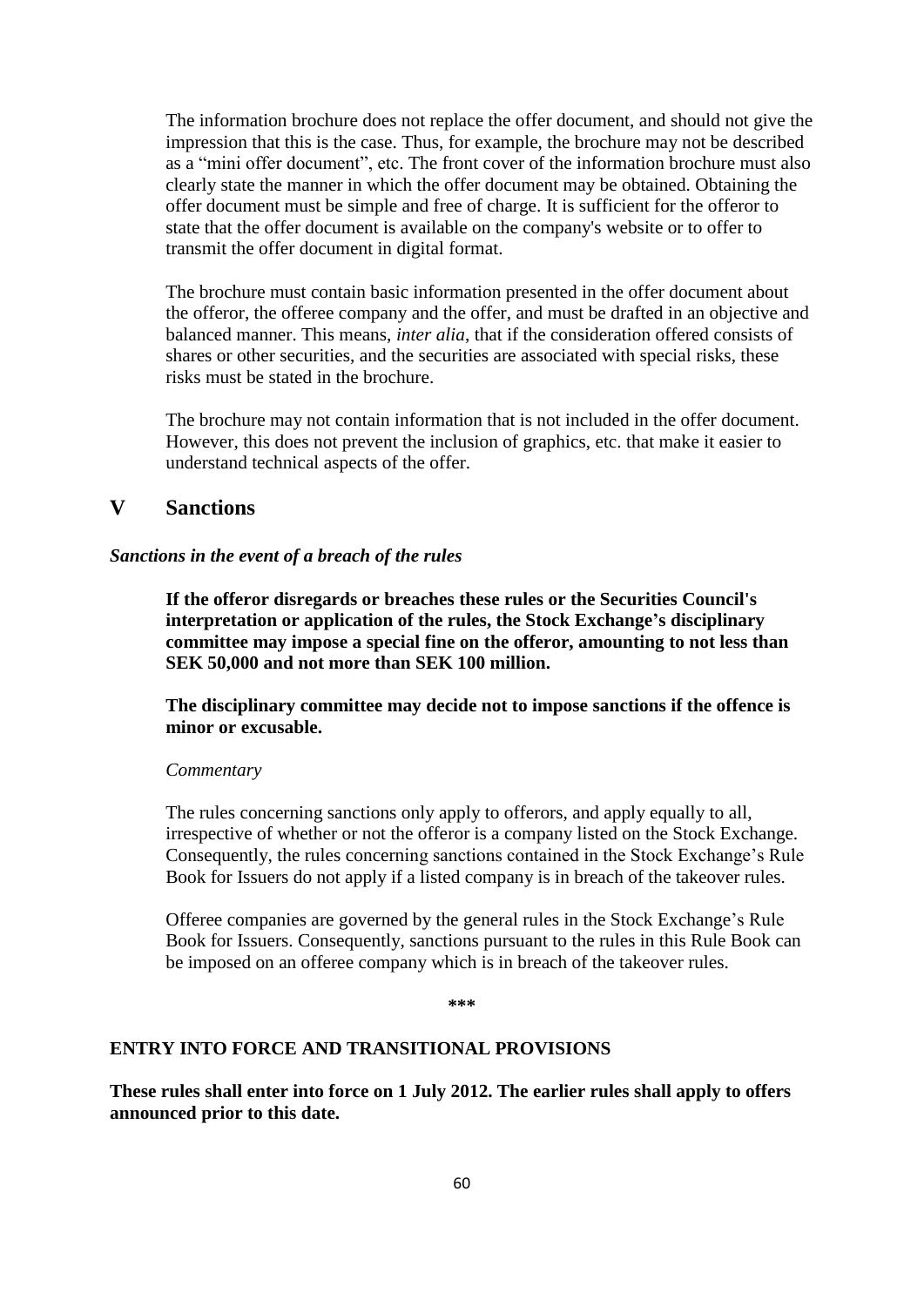The information brochure does not replace the offer document, and should not give the impression that this is the case. Thus, for example, the brochure may not be described as a "mini offer document", etc. The front cover of the information brochure must also clearly state the manner in which the offer document may be obtained. Obtaining the offer document must be simple and free of charge. It is sufficient for the offeror to state that the offer document is available on the company's website or to offer to transmit the offer document in digital format.

The brochure must contain basic information presented in the offer document about the offeror, the offeree company and the offer, and must be drafted in an objective and balanced manner. This means, *inter alia*, that if the consideration offered consists of shares or other securities, and the securities are associated with special risks, these risks must be stated in the brochure.

The brochure may not contain information that is not included in the offer document. However, this does not prevent the inclusion of graphics, etc. that make it easier to understand technical aspects of the offer.

## V Sanctions

***Sanctions in the event of a breach of the rules***

**If the offeror disregards or breaches these rules or the Securities Council's interpretation or application of the rules, the Stock Exchange's disciplinary committee may impose a special fine on the offeror, amounting to not less than SEK 50,000 and not more than SEK 100 million.**

**The disciplinary committee may decide not to impose sanctions if the offence is minor or excusable.**

*Commentary*

The rules concerning sanctions only apply to offerors, and apply equally to all, irrespective of whether or not the offeror is a company listed on the Stock Exchange. Consequently, the rules concerning sanctions contained in the Stock Exchange's Rule Book for Issuers do not apply if a listed company is in breach of the takeover rules.

Offeree companies are governed by the general rules in the Stock Exchange's Rule Book for Issuers. Consequently, sanctions pursuant to the rules in this Rule Book can be imposed on an offeree company which is in breach of the takeover rules.

***

**ENTRY INTO FORCE AND TRANSITIONAL PROVISIONS**

**These rules shall enter into force on 1 July 2012. The earlier rules shall apply to offers announced prior to this date.**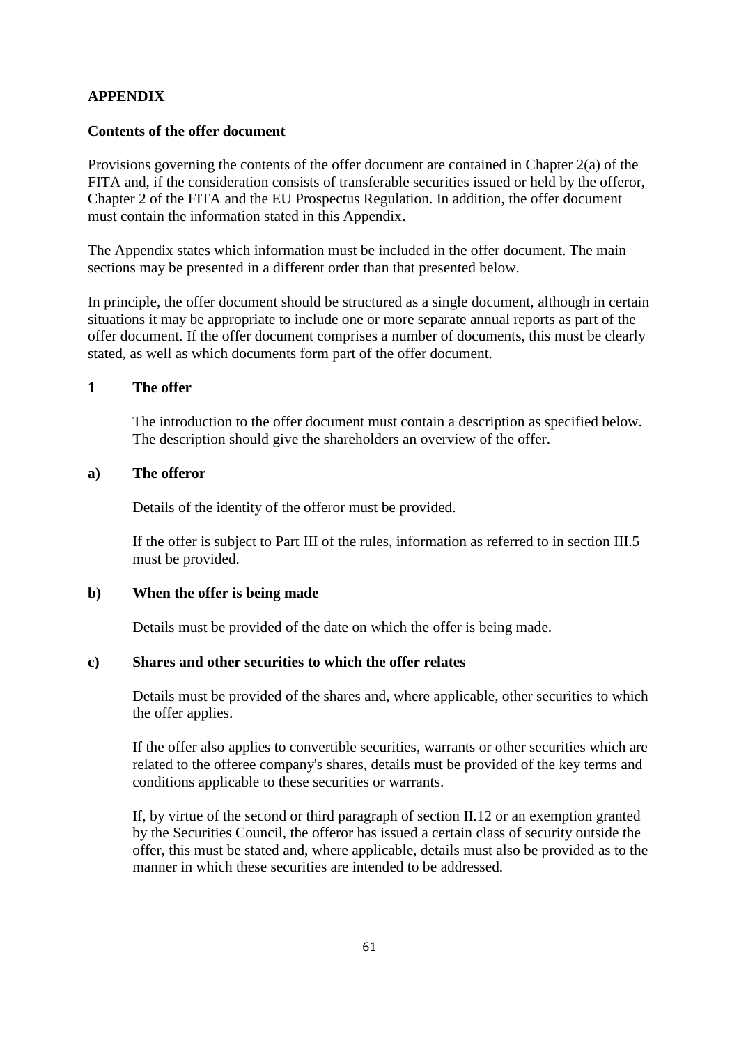## APPENDIX

### Contents of the offer document

Provisions governing the contents of the offer document are contained in Chapter 2(a) of the FITA and, if the consideration consists of transferable securities issued or held by the offeror, Chapter 2 of the FITA and the EU Prospectus Regulation. In addition, the offer document must contain the information stated in this Appendix.

The Appendix states which information must be included in the offer document. The main sections may be presented in a different order than that presented below.

In principle, the offer document should be structured as a single document, although in certain situations it may be appropriate to include one or more separate annual reports as part of the offer document. If the offer document comprises a number of documents, this must be clearly stated, as well as which documents form part of the offer document.

### 1 The offer

The introduction to the offer document must contain a description as specified below. The description should give the shareholders an overview of the offer.

#### a) The offeror

Details of the identity of the offeror must be provided.

If the offer is subject to Part III of the rules, information as referred to in section III.5 must be provided.

#### b) When the offer is being made

Details must be provided of the date on which the offer is being made.

#### c) Shares and other securities to which the offer relates

Details must be provided of the shares and, where applicable, other securities to which the offer applies.

If the offer also applies to convertible securities, warrants or other securities which are related to the offeree company's shares, details must be provided of the key terms and conditions applicable to these securities or warrants.

If, by virtue of the second or third paragraph of section II.12 or an exemption granted by the Securities Council, the offeror has issued a certain class of security outside the offer, this must be stated and, where applicable, details must also be provided as to the manner in which these securities are intended to be addressed.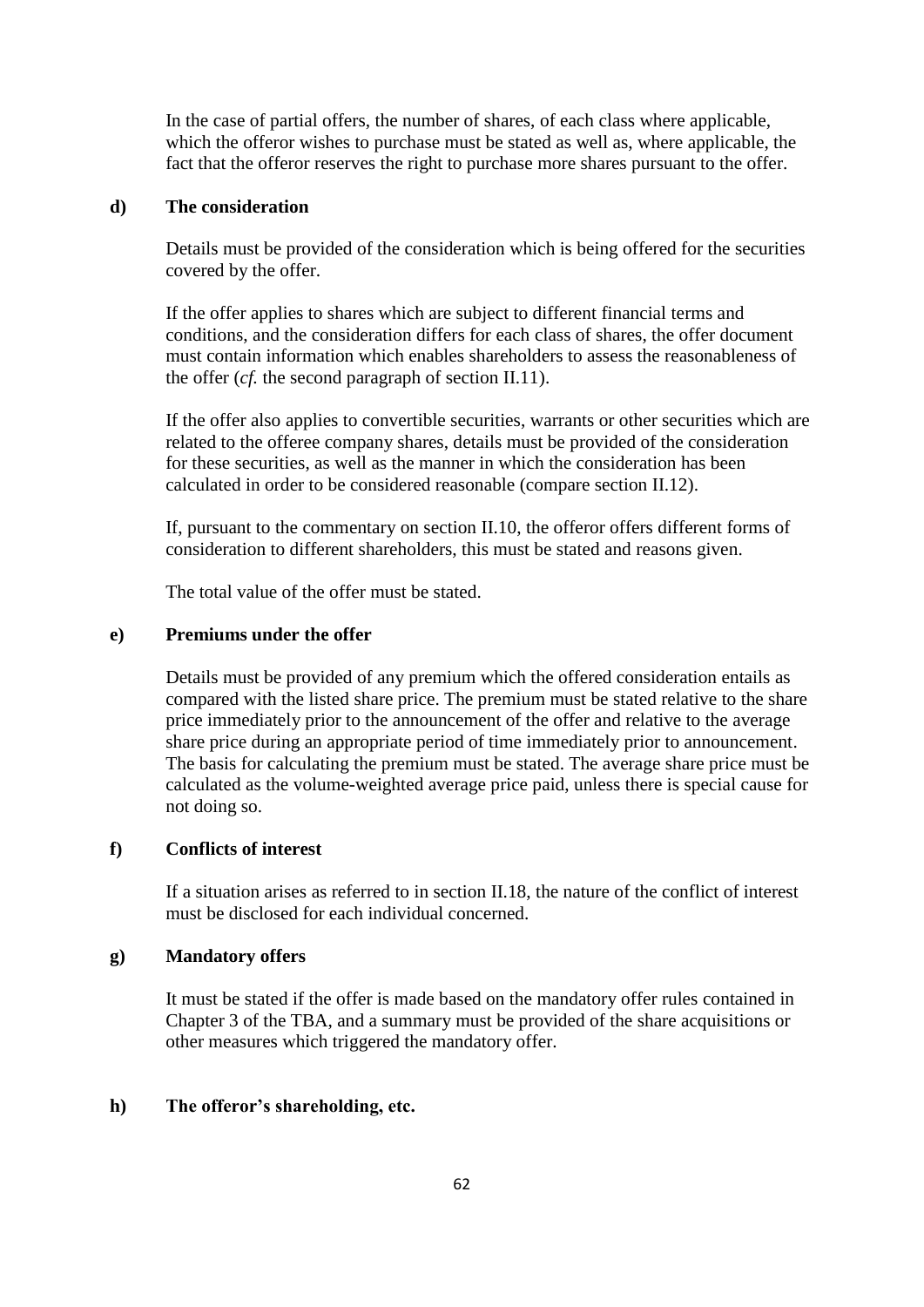In the case of partial offers, the number of shares, of each class where applicable, which the offeror wishes to purchase must be stated as well as, where applicable, the fact that the offeror reserves the right to purchase more shares pursuant to the offer.

#### d) The consideration

Details must be provided of the consideration which is being offered for the securities covered by the offer.

If the offer applies to shares which are subject to different financial terms and conditions, and the consideration differs for each class of shares, the offer document must contain information which enables shareholders to assess the reasonableness of the offer (*cf.* the second paragraph of section II.11).

If the offer also applies to convertible securities, warrants or other securities which are related to the offeree company shares, details must be provided of the consideration for these securities, as well as the manner in which the consideration has been calculated in order to be considered reasonable (compare section II.12).

If, pursuant to the commentary on section II.10, the offeror offers different forms of consideration to different shareholders, this must be stated and reasons given.

The total value of the offer must be stated.

#### e) Premiums under the offer

Details must be provided of any premium which the offered consideration entails as compared with the listed share price. The premium must be stated relative to the share price immediately prior to the announcement of the offer and relative to the average share price during an appropriate period of time immediately prior to announcement. The basis for calculating the premium must be stated. The average share price must be calculated as the volume-weighted average price paid, unless there is special cause for not doing so.

#### f) Conflicts of interest

If a situation arises as referred to in section II.18, the nature of the conflict of interest must be disclosed for each individual concerned.

#### g) Mandatory offers

It must be stated if the offer is made based on the mandatory offer rules contained in Chapter 3 of the TBA, and a summary must be provided of the share acquisitions or other measures which triggered the mandatory offer.

#### h) The offeror's shareholding, etc.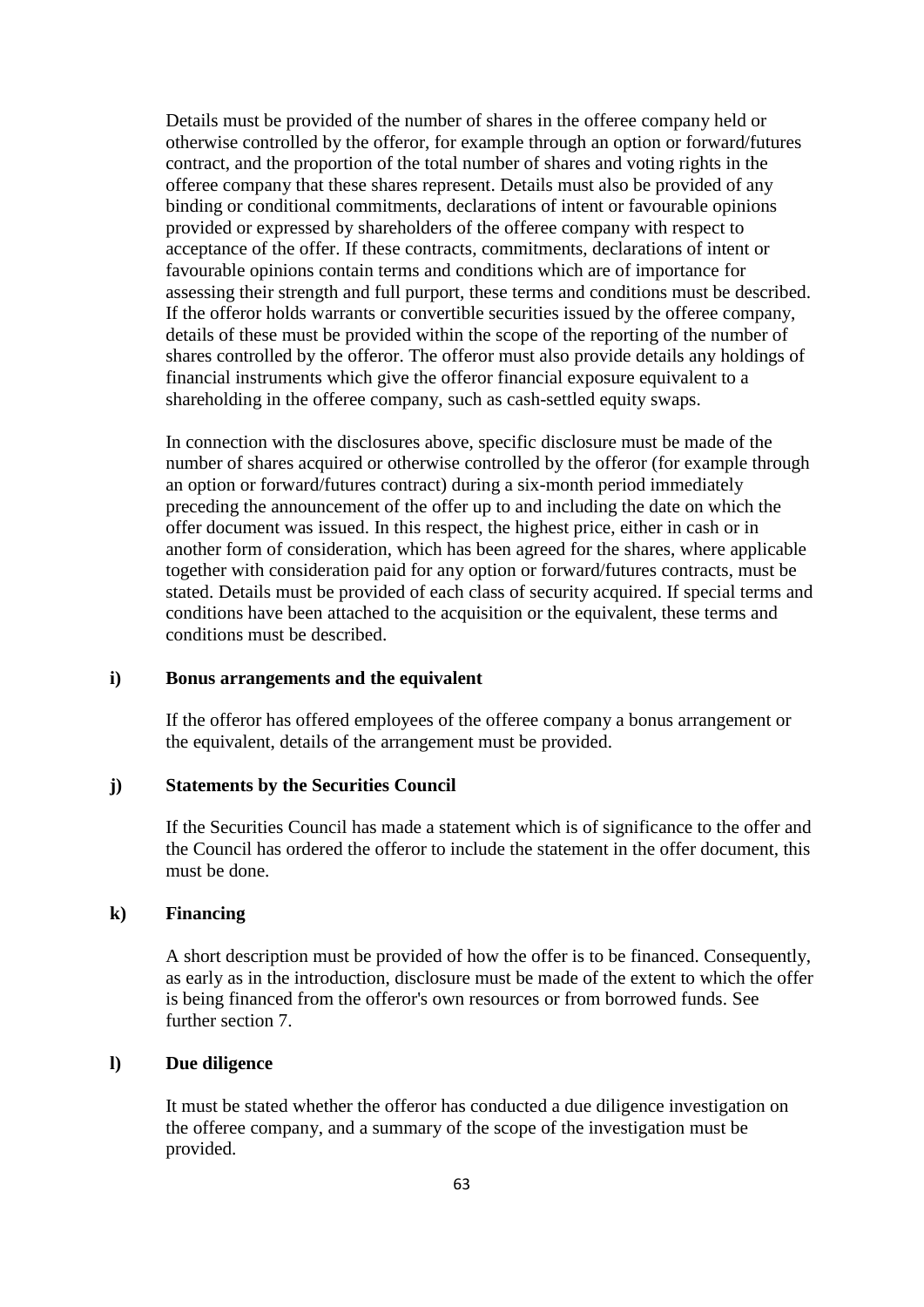Details must be provided of the number of shares in the offeree company held or otherwise controlled by the offeror, for example through an option or forward/futures contract, and the proportion of the total number of shares and voting rights in the offeree company that these shares represent. Details must also be provided of any binding or conditional commitments, declarations of intent or favourable opinions provided or expressed by shareholders of the offeree company with respect to acceptance of the offer. If these contracts, commitments, declarations of intent or favourable opinions contain terms and conditions which are of importance for assessing their strength and full purport, these terms and conditions must be described. If the offeror holds warrants or convertible securities issued by the offeree company, details of these must be provided within the scope of the reporting of the number of shares controlled by the offeror. The offeror must also provide details any holdings of financial instruments which give the offeror financial exposure equivalent to a shareholding in the offeree company, such as cash-settled equity swaps.

In connection with the disclosures above, specific disclosure must be made of the number of shares acquired or otherwise controlled by the offeror (for example through an option or forward/futures contract) during a six-month period immediately preceding the announcement of the offer up to and including the date on which the offer document was issued. In this respect, the highest price, either in cash or in another form of consideration, which has been agreed for the shares, where applicable together with consideration paid for any option or forward/futures contracts, must be stated. Details must be provided of each class of security acquired. If special terms and conditions have been attached to the acquisition or the equivalent, these terms and conditions must be described.

**i) Bonus arrangements and the equivalent**

If the offeror has offered employees of the offeree company a bonus arrangement or the equivalent, details of the arrangement must be provided.

**j) Statements by the Securities Council**

If the Securities Council has made a statement which is of significance to the offer and the Council has ordered the offeror to include the statement in the offer document, this must be done.

**k) Financing**

A short description must be provided of how the offer is to be financed. Consequently, as early as in the introduction, disclosure must be made of the extent to which the offer is being financed from the offeror's own resources or from borrowed funds. See further section 7.

**l) Due diligence**

It must be stated whether the offeror has conducted a due diligence investigation on the offeree company, and a summary of the scope of the investigation must be provided.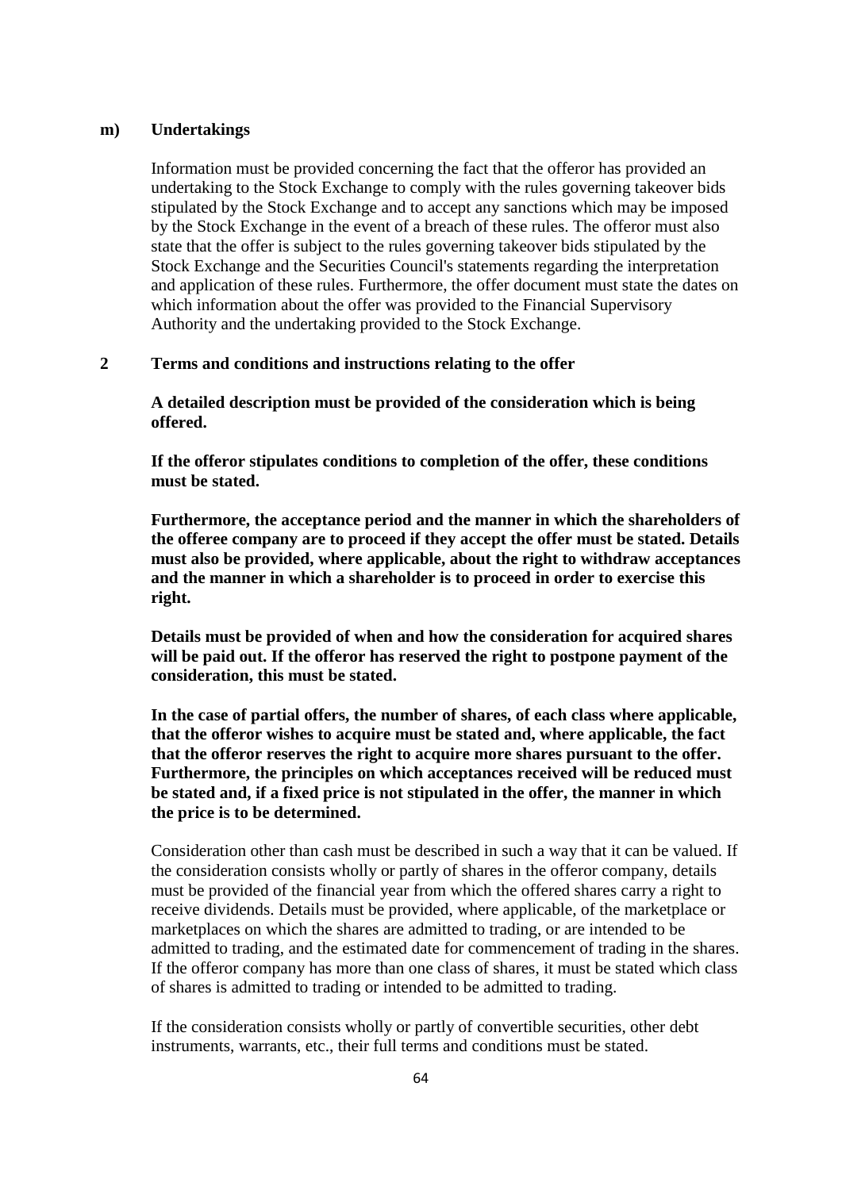### m) Undertakings

Information must be provided concerning the fact that the offeror has provided an undertaking to the Stock Exchange to comply with the rules governing takeover bids stipulated by the Stock Exchange and to accept any sanctions which may be imposed by the Stock Exchange in the event of a breach of these rules. The offeror must also state that the offer is subject to the rules governing takeover bids stipulated by the Stock Exchange and the Securities Council's statements regarding the interpretation and application of these rules. Furthermore, the offer document must state the dates on which information about the offer was provided to the Financial Supervisory Authority and the undertaking provided to the Stock Exchange.

## 2 Terms and conditions and instructions relating to the offer

**A detailed description must be provided of the consideration which is being offered.**

**If the offeror stipulates conditions to completion of the offer, these conditions must be stated.**

**Furthermore, the acceptance period and the manner in which the shareholders of the offeree company are to proceed if they accept the offer must be stated. Details must also be provided, where applicable, about the right to withdraw acceptances and the manner in which a shareholder is to proceed in order to exercise this right.**

**Details must be provided of when and how the consideration for acquired shares will be paid out. If the offeror has reserved the right to postpone payment of the consideration, this must be stated.**

**In the case of partial offers, the number of shares, of each class where applicable, that the offeror wishes to acquire must be stated and, where applicable, the fact that the offeror reserves the right to acquire more shares pursuant to the offer. Furthermore, the principles on which acceptances received will be reduced must be stated and, if a fixed price is not stipulated in the offer, the manner in which the price is to be determined.**

Consideration other than cash must be described in such a way that it can be valued. If the consideration consists wholly or partly of shares in the offeror company, details must be provided of the financial year from which the offered shares carry a right to receive dividends. Details must be provided, where applicable, of the marketplace or marketplaces on which the shares are admitted to trading, or are intended to be admitted to trading, and the estimated date for commencement of trading in the shares. If the offeror company has more than one class of shares, it must be stated which class of shares is admitted to trading or intended to be admitted to trading.

If the consideration consists wholly or partly of convertible securities, other debt instruments, warrants, etc., their full terms and conditions must be stated.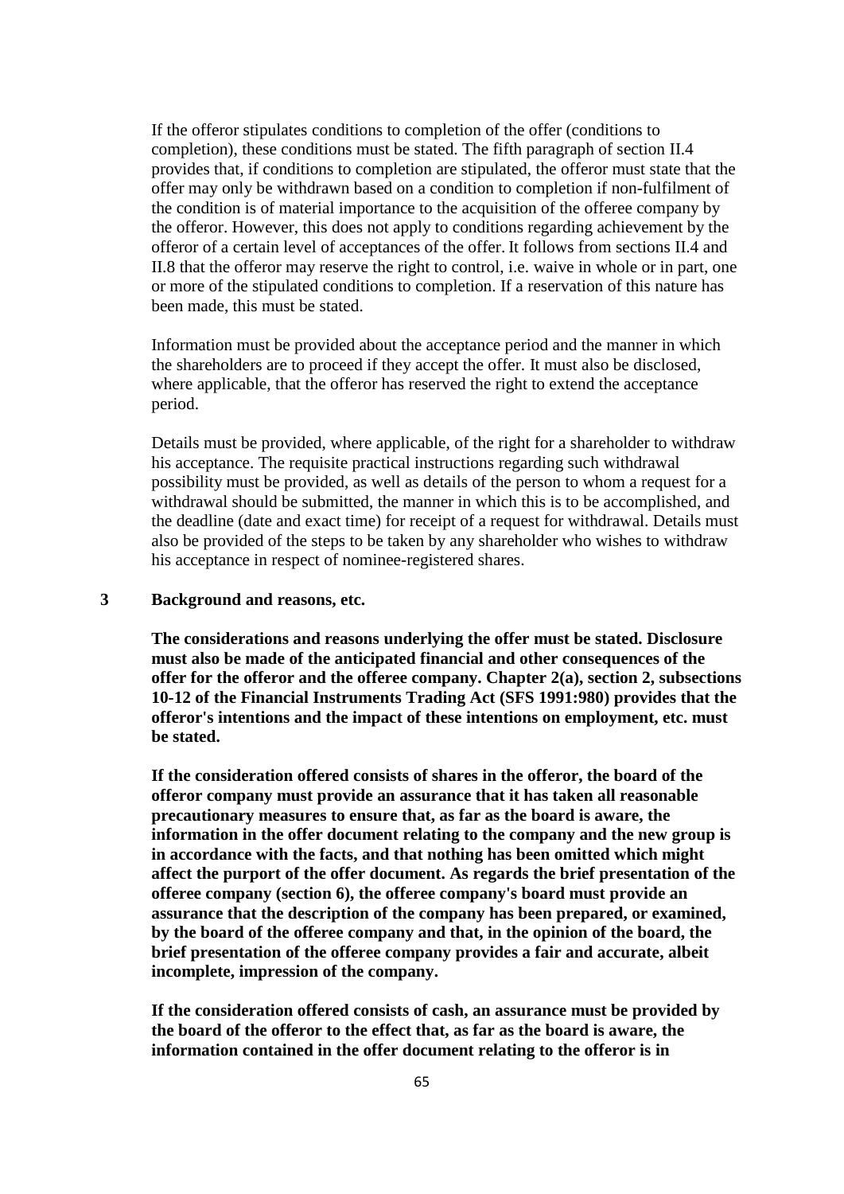If the offeror stipulates conditions to completion of the offer (conditions to completion), these conditions must be stated. The fifth paragraph of section II.4 provides that, if conditions to completion are stipulated, the offeror must state that the offer may only be withdrawn based on a condition to completion if non-fulfilment of the condition is of material importance to the acquisition of the offeree company by the offeror. However, this does not apply to conditions regarding achievement by the offeror of a certain level of acceptances of the offer. It follows from sections II.4 and II.8 that the offeror may reserve the right to control, i.e. waive in whole or in part, one or more of the stipulated conditions to completion. If a reservation of this nature has been made, this must be stated.

Information must be provided about the acceptance period and the manner in which the shareholders are to proceed if they accept the offer. It must also be disclosed, where applicable, that the offeror has reserved the right to extend the acceptance period.

Details must be provided, where applicable, of the right for a shareholder to withdraw his acceptance. The requisite practical instructions regarding such withdrawal possibility must be provided, as well as details of the person to whom a request for a withdrawal should be submitted, the manner in which this is to be accomplished, and the deadline (date and exact time) for receipt of a request for withdrawal. Details must also be provided of the steps to be taken by any shareholder who wishes to withdraw his acceptance in respect of nominee-registered shares.

### 3 Background and reasons, etc.

**The considerations and reasons underlying the offer must be stated. Disclosure must also be made of the anticipated financial and other consequences of the offer for the offeror and the offeree company. Chapter 2(a), section 2, subsections 10-12 of the Financial Instruments Trading Act (SFS 1991:980) provides that the offeror's intentions and the impact of these intentions on employment, etc. must be stated.**

**If the consideration offered consists of shares in the offeror, the board of the offeror company must provide an assurance that it has taken all reasonable precautionary measures to ensure that, as far as the board is aware, the information in the offer document relating to the company and the new group is in accordance with the facts, and that nothing has been omitted which might affect the purport of the offer document. As regards the brief presentation of the offeree company (section 6), the offeree company's board must provide an assurance that the description of the company has been prepared, or examined, by the board of the offeree company and that, in the opinion of the board, the brief presentation of the offeree company provides a fair and accurate, albeit incomplete, impression of the company.**

**If the consideration offered consists of cash, an assurance must be provided by the board of the offeror to the effect that, as far as the board is aware, the information contained in the offer document relating to the offeror is in**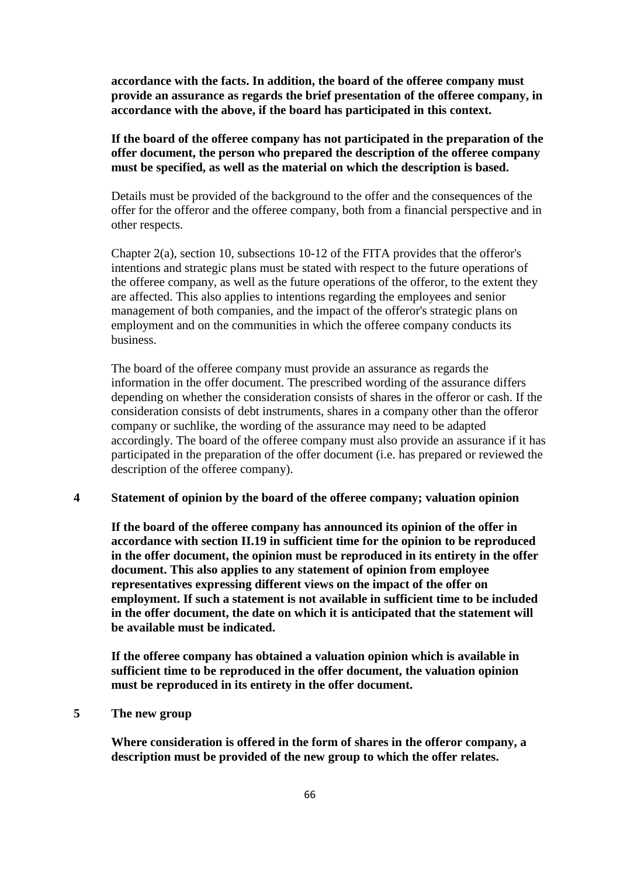**accordance with the facts. In addition, the board of the offeree company must provide an assurance as regards the brief presentation of the offeree company, in accordance with the above, if the board has participated in this context.**

**If the board of the offeree company has not participated in the preparation of the offer document, the person who prepared the description of the offeree company must be specified, as well as the material on which the description is based.**

Details must be provided of the background to the offer and the consequences of the offer for the offeror and the offeree company, both from a financial perspective and in other respects.

Chapter 2(a), section 10, subsections 10-12 of the FITA provides that the offeror's intentions and strategic plans must be stated with respect to the future operations of the offeree company, as well as the future operations of the offeror, to the extent they are affected. This also applies to intentions regarding the employees and senior management of both companies, and the impact of the offeror's strategic plans on employment and on the communities in which the offeree company conducts its business.

The board of the offeree company must provide an assurance as regards the information in the offer document. The prescribed wording of the assurance differs depending on whether the consideration consists of shares in the offeror or cash. If the consideration consists of debt instruments, shares in a company other than the offeror company or suchlike, the wording of the assurance may need to be adapted accordingly. The board of the offeree company must also provide an assurance if it has participated in the preparation of the offer document (i.e. has prepared or reviewed the description of the offeree company).

## 4 Statement of opinion by the board of the offeree company; valuation opinion

**If the board of the offeree company has announced its opinion of the offer in accordance with section II.19 in sufficient time for the opinion to be reproduced in the offer document, the opinion must be reproduced in its entirety in the offer document. This also applies to any statement of opinion from employee representatives expressing different views on the impact of the offer on employment. If such a statement is not available in sufficient time to be included in the offer document, the date on which it is anticipated that the statement will be available must be indicated.**

**If the offeree company has obtained a valuation opinion which is available in sufficient time to be reproduced in the offer document, the valuation opinion must be reproduced in its entirety in the offer document.**

## 5 The new group

**Where consideration is offered in the form of shares in the offeror company, a description must be provided of the new group to which the offer relates.**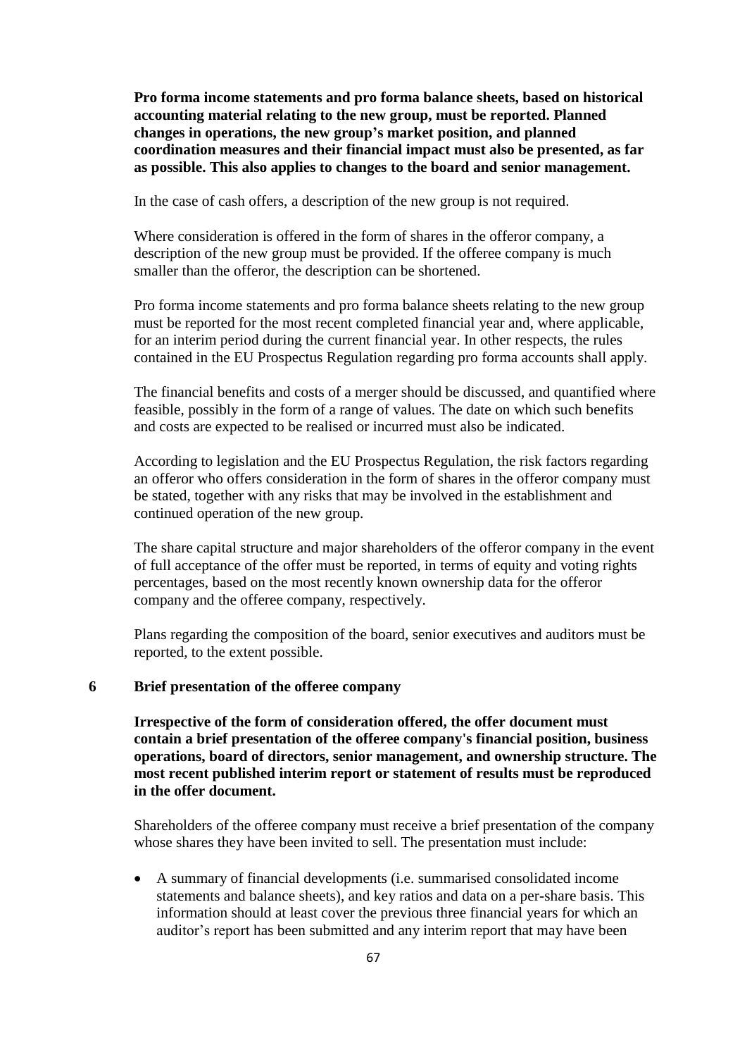**Pro forma income statements and pro forma balance sheets, based on historical accounting material relating to the new group, must be reported. Planned changes in operations, the new group's market position, and planned coordination measures and their financial impact must also be presented, as far as possible. This also applies to changes to the board and senior management.**

In the case of cash offers, a description of the new group is not required.

Where consideration is offered in the form of shares in the offeror company, a description of the new group must be provided. If the offeree company is much smaller than the offeror, the description can be shortened.

Pro forma income statements and pro forma balance sheets relating to the new group must be reported for the most recent completed financial year and, where applicable, for an interim period during the current financial year. In other respects, the rules contained in the EU Prospectus Regulation regarding pro forma accounts shall apply.

The financial benefits and costs of a merger should be discussed, and quantified where feasible, possibly in the form of a range of values. The date on which such benefits and costs are expected to be realised or incurred must also be indicated.

According to legislation and the EU Prospectus Regulation, the risk factors regarding an offeror who offers consideration in the form of shares in the offeror company must be stated, together with any risks that may be involved in the establishment and continued operation of the new group.

The share capital structure and major shareholders of the offeror company in the event of full acceptance of the offer must be reported, in terms of equity and voting rights percentages, based on the most recently known ownership data for the offeror company and the offeree company, respectively.

Plans regarding the composition of the board, senior executives and auditors must be reported, to the extent possible.

## 6 Brief presentation of the offeree company

**Irrespective of the form of consideration offered, the offer document must contain a brief presentation of the offeree company's financial position, business operations, board of directors, senior management, and ownership structure. The most recent published interim report or statement of results must be reproduced in the offer document.**

Shareholders of the offeree company must receive a brief presentation of the company whose shares they have been invited to sell. The presentation must include:

- A summary of financial developments (i.e. summarised consolidated income statements and balance sheets), and key ratios and data on a per-share basis. This information should at least cover the previous three financial years for which an auditor's report has been submitted and any interim report that may have been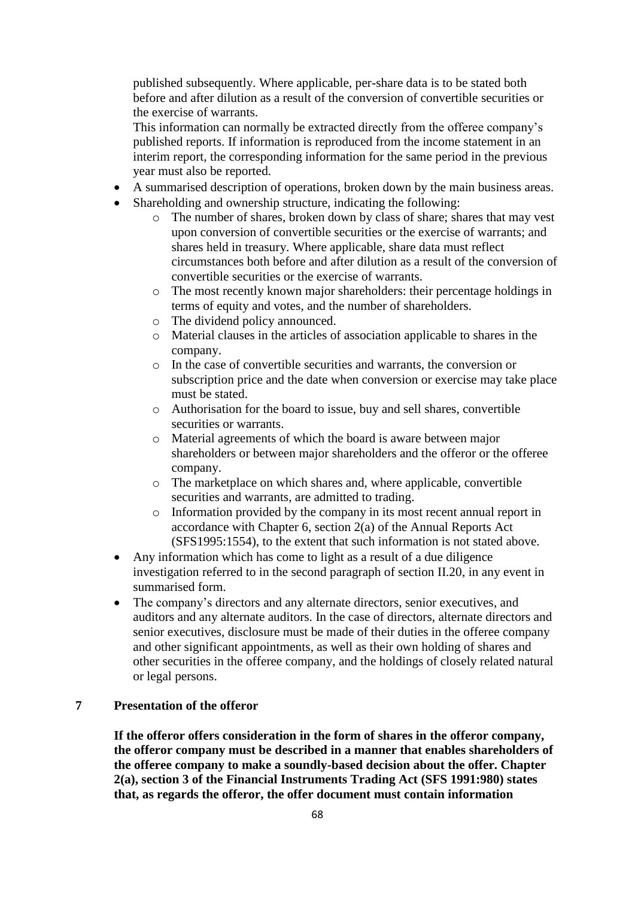published subsequently. Where applicable, per-share data is to be stated both before and after dilution as a result of the conversion of convertible securities or the exercise of warrants.

This information can normally be extracted directly from the offeree company's published reports. If information is reproduced from the income statement in an interim report, the corresponding information for the same period in the previous year must also be reported.

- A summarised description of operations, broken down by the main business areas.
- Shareholding and ownership structure, indicating the following:
  - The number of shares, broken down by class of share; shares that may vest upon conversion of convertible securities or the exercise of warrants; and shares held in treasury. Where applicable, share data must reflect circumstances both before and after dilution as a result of the conversion of convertible securities or the exercise of warrants.
  - The most recently known major shareholders: their percentage holdings in terms of equity and votes, and the number of shareholders.
  - The dividend policy announced.
  - Material clauses in the articles of association applicable to shares in the company.
  - In the case of convertible securities and warrants, the conversion or subscription price and the date when conversion or exercise may take place must be stated.
  - Authorisation for the board to issue, buy and sell shares, convertible securities or warrants.
  - Material agreements of which the board is aware between major shareholders or between major shareholders and the offeror or the offeree company.
  - The marketplace on which shares and, where applicable, convertible securities and warrants, are admitted to trading.
  - Information provided by the company in its most recent annual report in accordance with Chapter 6, section 2(a) of the Annual Reports Act (SFS1995:1554), to the extent that such information is not stated above.
- Any information which has come to light as a result of a due diligence investigation referred to in the second paragraph of section II.20, in any event in summarised form.
- The company's directors and any alternate directors, senior executives, and auditors and any alternate auditors. In the case of directors, alternate directors and senior executives, disclosure must be made of their duties in the offeree company and other significant appointments, as well as their own holding of shares and other securities in the offeree company, and the holdings of closely related natural or legal persons.

## 7 Presentation of the offeror

**If the offeror offers consideration in the form of shares in the offeror company, the offeror company must be described in a manner that enables shareholders of the offeree company to make a soundly-based decision about the offer. Chapter 2(a), section 3 of the Financial Instruments Trading Act (SFS 1991:980) states that, as regards the offeror, the offer document must contain information**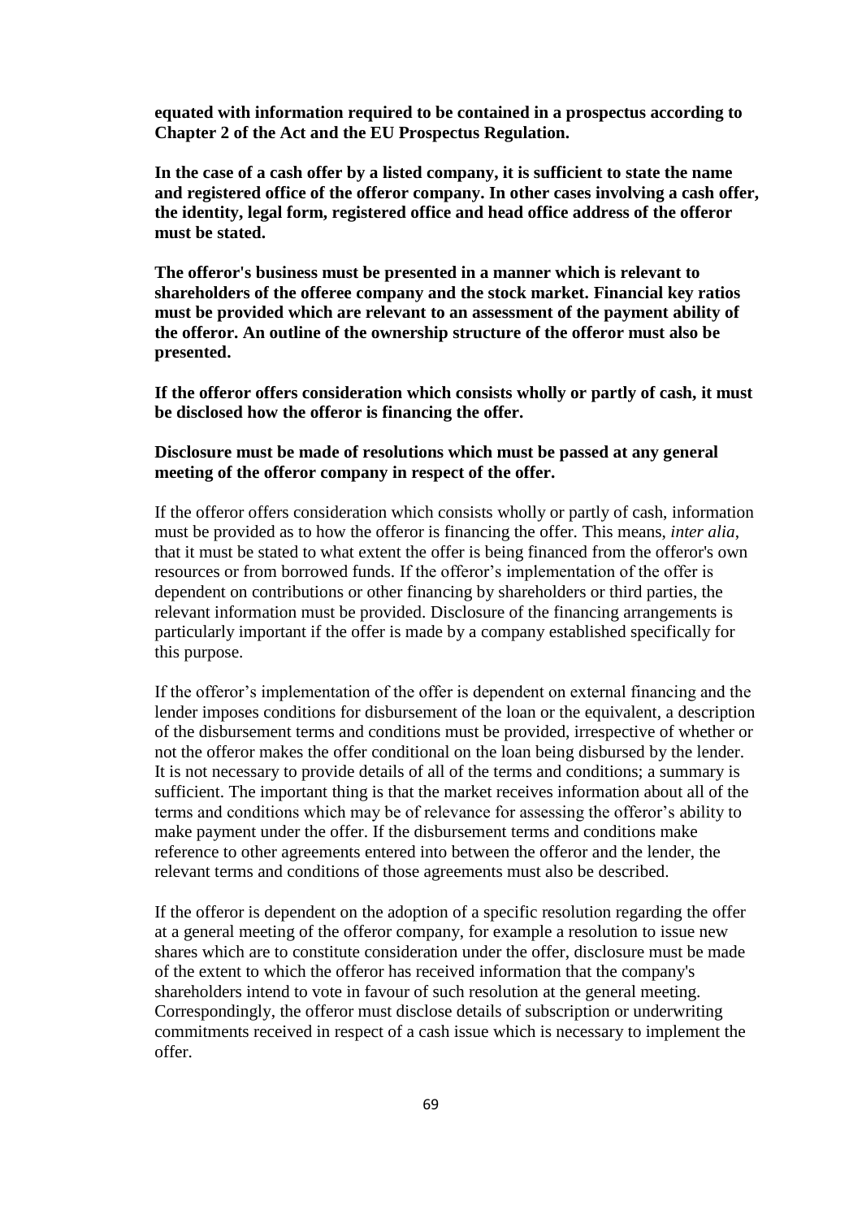**equated with information required to be contained in a prospectus according to Chapter 2 of the Act and the EU Prospectus Regulation.**

**In the case of a cash offer by a listed company, it is sufficient to state the name and registered office of the offeror company. In other cases involving a cash offer, the identity, legal form, registered office and head office address of the offeror must be stated.**

**The offeror's business must be presented in a manner which is relevant to shareholders of the offeree company and the stock market. Financial key ratios must be provided which are relevant to an assessment of the payment ability of the offeror. An outline of the ownership structure of the offeror must also be presented.**

**If the offeror offers consideration which consists wholly or partly of cash, it must be disclosed how the offeror is financing the offer.**

**Disclosure must be made of resolutions which must be passed at any general meeting of the offeror company in respect of the offer.**

If the offeror offers consideration which consists wholly or partly of cash, information must be provided as to how the offeror is financing the offer. This means, *inter alia*, that it must be stated to what extent the offer is being financed from the offeror's own resources or from borrowed funds. If the offeror's implementation of the offer is dependent on contributions or other financing by shareholders or third parties, the relevant information must be provided. Disclosure of the financing arrangements is particularly important if the offer is made by a company established specifically for this purpose.

If the offeror's implementation of the offer is dependent on external financing and the lender imposes conditions for disbursement of the loan or the equivalent, a description of the disbursement terms and conditions must be provided, irrespective of whether or not the offeror makes the offer conditional on the loan being disbursed by the lender. It is not necessary to provide details of all of the terms and conditions; a summary is sufficient. The important thing is that the market receives information about all of the terms and conditions which may be of relevance for assessing the offeror's ability to make payment under the offer. If the disbursement terms and conditions make reference to other agreements entered into between the offeror and the lender, the relevant terms and conditions of those agreements must also be described.

If the offeror is dependent on the adoption of a specific resolution regarding the offer at a general meeting of the offeror company, for example a resolution to issue new shares which are to constitute consideration under the offer, disclosure must be made of the extent to which the offeror has received information that the company's shareholders intend to vote in favour of such resolution at the general meeting. Correspondingly, the offeror must disclose details of subscription or underwriting commitments received in respect of a cash issue which is necessary to implement the offer.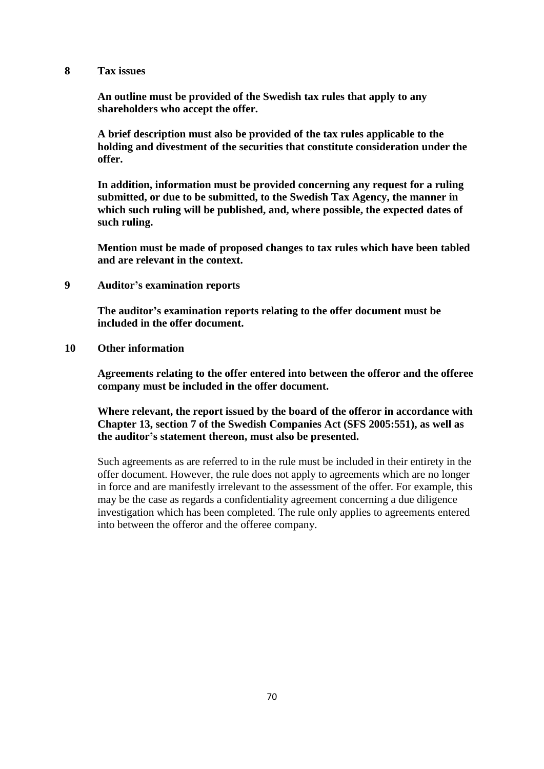## 8 Tax issues

**An outline must be provided of the Swedish tax rules that apply to any shareholders who accept the offer.**

**A brief description must also be provided of the tax rules applicable to the holding and divestment of the securities that constitute consideration under the offer.**

**In addition, information must be provided concerning any request for a ruling submitted, or due to be submitted, to the Swedish Tax Agency, the manner in which such ruling will be published, and, where possible, the expected dates of such ruling.**

**Mention must be made of proposed changes to tax rules which have been tabled and are relevant in the context.**

## 9 Auditor's examination reports

**The auditor's examination reports relating to the offer document must be included in the offer document.**

## 10 Other information

**Agreements relating to the offer entered into between the offeror and the offeree company must be included in the offer document.**

**Where relevant, the report issued by the board of the offeror in accordance with Chapter 13, section 7 of the Swedish Companies Act (SFS 2005:551), as well as the auditor's statement thereon, must also be presented.**

Such agreements as are referred to in the rule must be included in their entirety in the offer document. However, the rule does not apply to agreements which are no longer in force and are manifestly irrelevant to the assessment of the offer. For example, this may be the case as regards a confidentiality agreement concerning a due diligence investigation which has been completed. The rule only applies to agreements entered into between the offeror and the offeree company.